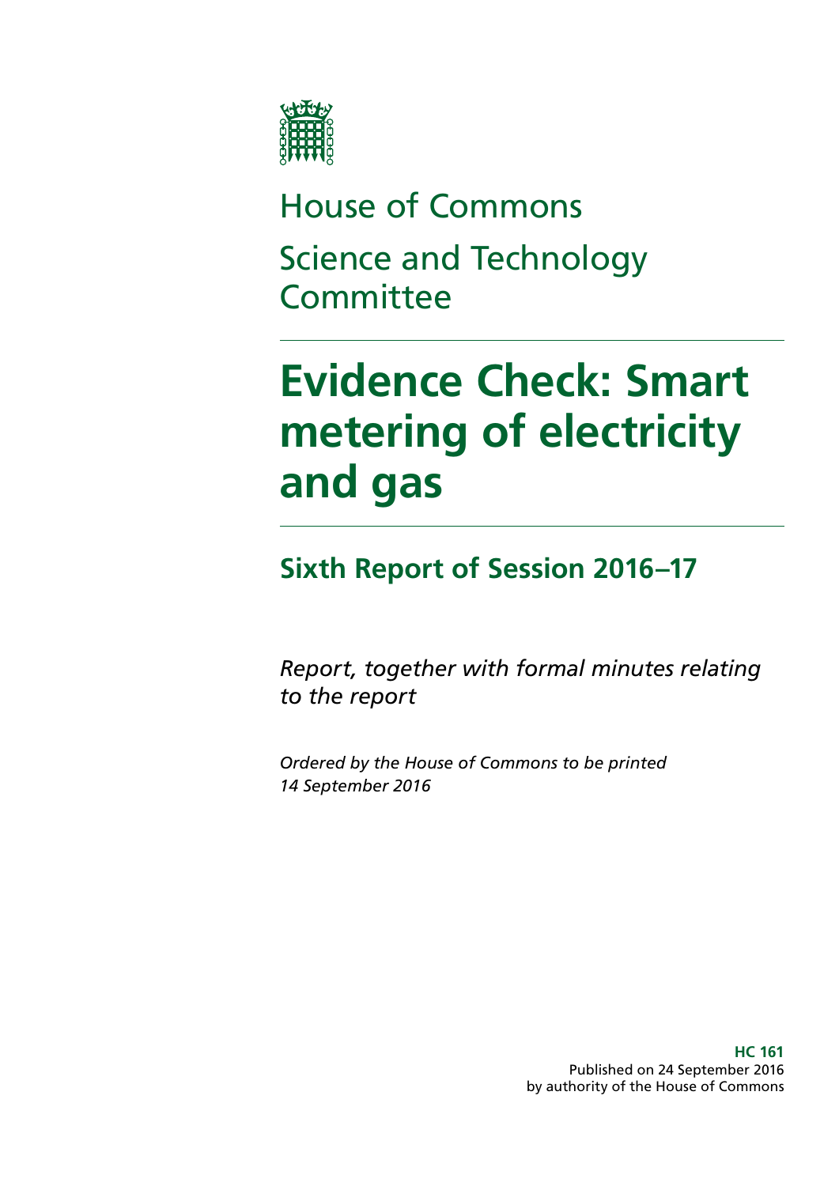House of Commons

Science and Technology Committee

# Evidence Check: Smart metering of electricity and gas

## Sixth Report of Session 2016–17

*Report, together with formal minutes relating to the report*

*Ordered by the House of Commons to be printed 14 September 2016*

**HC 161**
Published on 24 September 2016
by authority of the House of Commons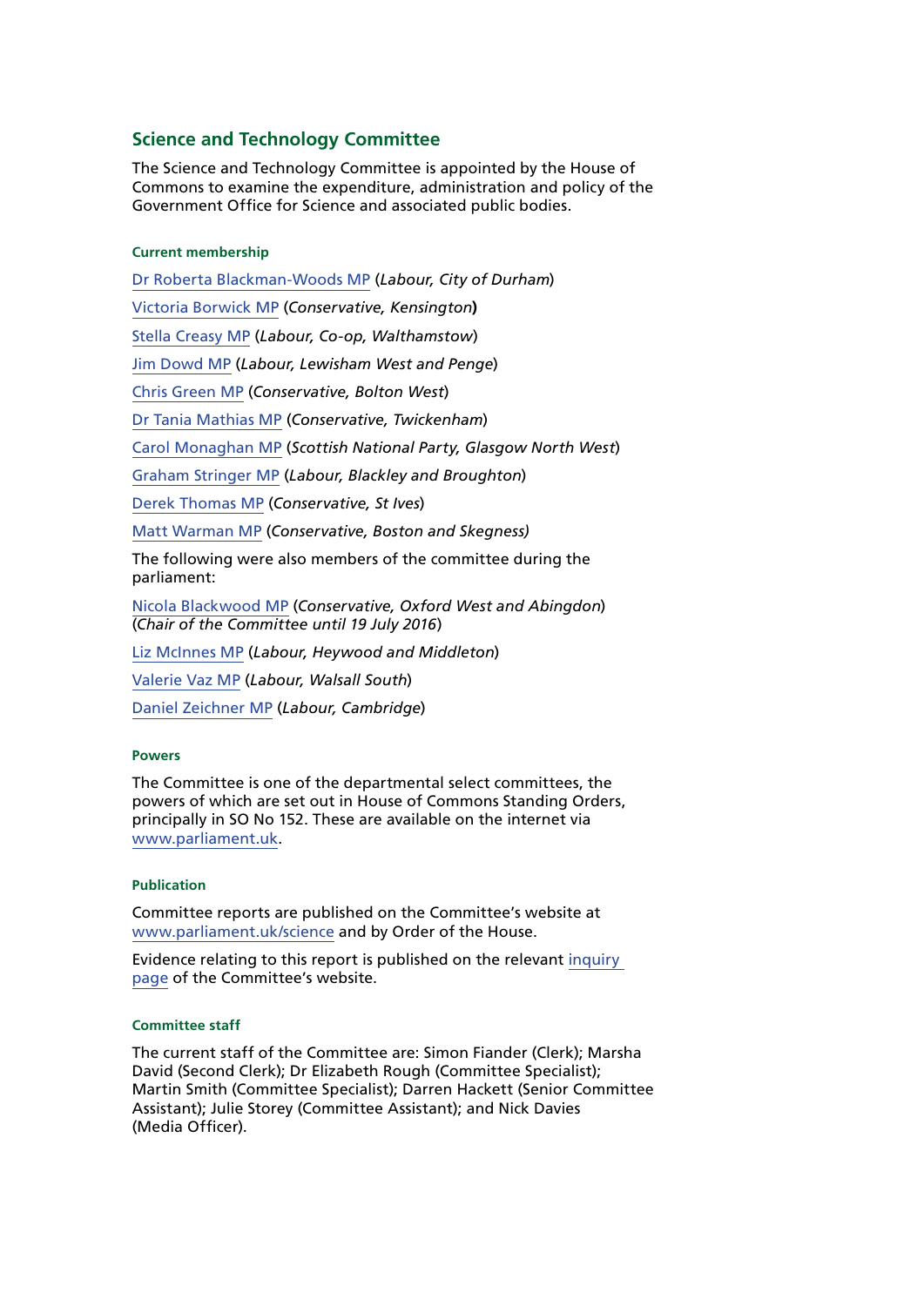## Science and Technology Committee

The Science and Technology Committee is appointed by the House of Commons to examine the expenditure, administration and policy of the Government Office for Science and associated public bodies.

#### Current membership

Dr Roberta Blackman-Woods MP (*Labour, City of Durham*)

Victoria Borwick MP (*Conservative, Kensington*)

Stella Creasy MP (*Labour, Co-op, Walthamstow*)

Jim Dowd MP (*Labour, Lewisham West and Penge*)

Chris Green MP (*Conservative, Bolton West*)

Dr Tania Mathias MP (*Conservative, Twickenham*)

Carol Monaghan MP (*Scottish National Party, Glasgow North West*)

Graham Stringer MP (*Labour, Blackley and Broughton*)

Derek Thomas MP (*Conservative, St Ives*)

Matt Warman MP (*Conservative, Boston and Skegness)*

The following were also members of the committee during the parliament:

Nicola Blackwood MP (*Conservative, Oxford West and Abingdon*) (*Chair of the Committee until 19 July 2016*)

Liz McInnes MP (*Labour, Heywood and Middleton*)

Valerie Vaz MP (*Labour, Walsall South*)

Daniel Zeichner MP (*Labour, Cambridge*)

#### Powers

The Committee is one of the departmental select committees, the powers of which are set out in House of Commons Standing Orders, principally in SO No 152. These are available on the internet via www.parliament.uk.

#### Publication

Committee reports are published on the Committee's website at www.parliament.uk/science and by Order of the House.

Evidence relating to this report is published on the relevant inquiry page of the Committee's website.

#### Committee staff

The current staff of the Committee are: Simon Fiander (Clerk); Marsha David (Second Clerk); Dr Elizabeth Rough (Committee Specialist); Martin Smith (Committee Specialist); Darren Hackett (Senior Committee Assistant); Julie Storey (Committee Assistant); and Nick Davies (Media Officer).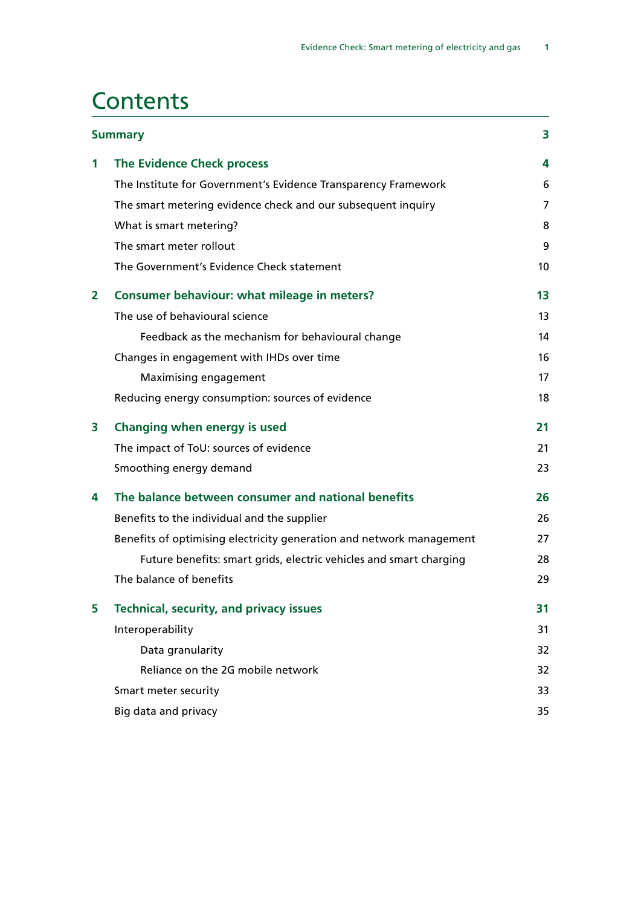# Contents

| | | |
|---|---|---|
| **Summary** | | **3** |
| **1** | **The Evidence Check process** | **4** |
| | The Institute for Government's Evidence Transparency Framework | 6 |
| | The smart metering evidence check and our subsequent inquiry | 7 |
| | What is smart metering? | 8 |
| | The smart meter rollout | 9 |
| | The Government's Evidence Check statement | 10 |
| **2** | **Consumer behaviour: what mileage in meters?** | **13** |
| | The use of behavioural science | 13 |
| | Feedback as the mechanism for behavioural change | 14 |
| | Changes in engagement with IHDs over time | 16 |
| | Maximising engagement | 17 |
| | Reducing energy consumption: sources of evidence | 18 |
| **3** | **Changing when energy is used** | **21** |
| | The impact of ToU: sources of evidence | 21 |
| | Smoothing energy demand | 23 |
| **4** | **The balance between consumer and national benefits** | **26** |
| | Benefits to the individual and the supplier | 26 |
| | Benefits of optimising electricity generation and network management | 27 |
| | Future benefits: smart grids, electric vehicles and smart charging | 28 |
| | The balance of benefits | 29 |
| **5** | **Technical, security, and privacy issues** | **31** |
| | Interoperability | 31 |
| | Data granularity | 32 |
| | Reliance on the 2G mobile network | 32 |
| | Smart meter security | 33 |
| | Big data and privacy | 35 |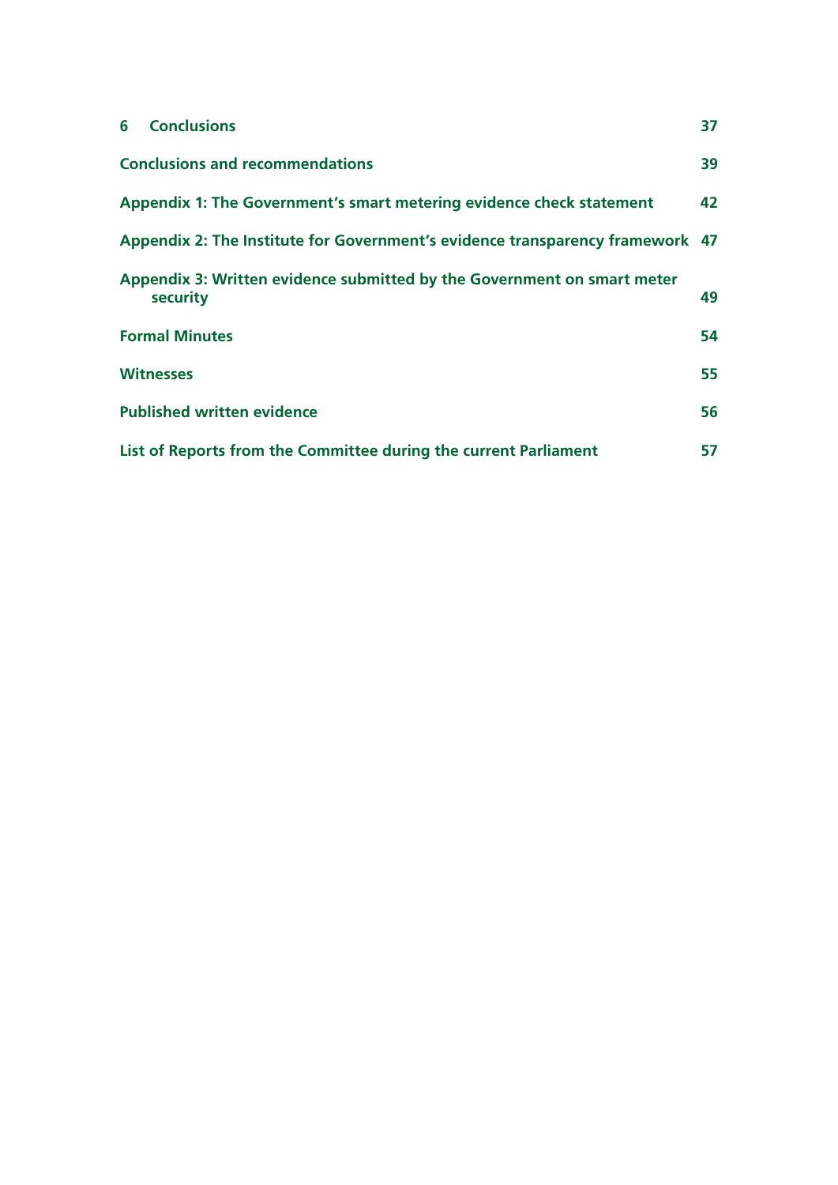| | |
|---|---|
| **6 Conclusions** | **37** |
| **Conclusions and recommendations** | **39** |
| **Appendix 1: The Government's smart metering evidence check statement** | **42** |
| **Appendix 2: The Institute for Government's evidence transparency framework** | **47** |
| **Appendix 3: Written evidence submitted by the Government on smart meter security** | **49** |
| **Formal Minutes** | **54** |
| **Witnesses** | **55** |
| **Published written evidence** | **56** |
| **List of Reports from the Committee during the current Parliament** | **57** |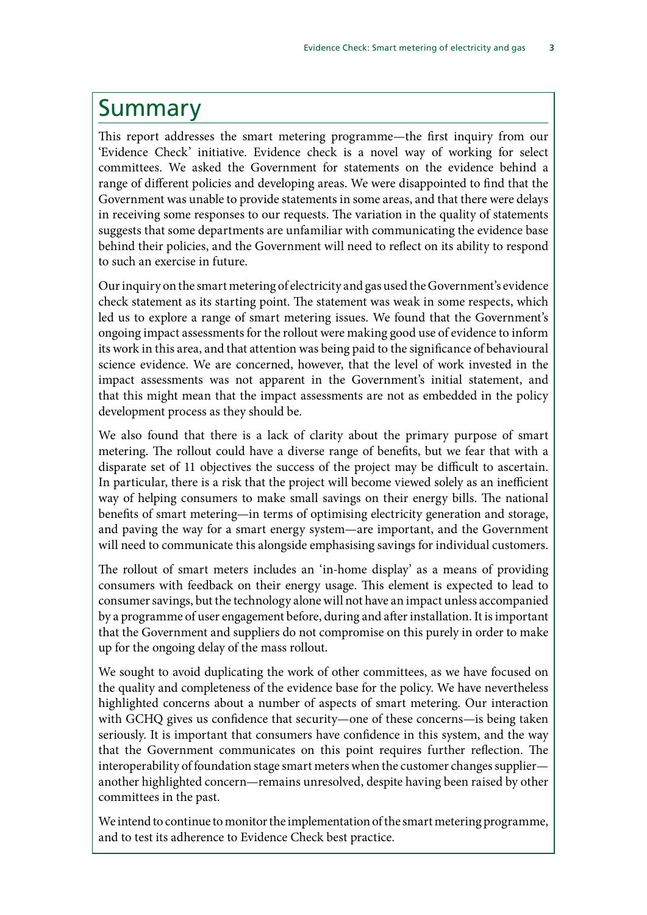# Summary

This report addresses the smart metering programme—the first inquiry from our 'Evidence Check' initiative. Evidence check is a novel way of working for select committees. We asked the Government for statements on the evidence behind a range of different policies and developing areas. We were disappointed to find that the Government was unable to provide statements in some areas, and that there were delays in receiving some responses to our requests. The variation in the quality of statements suggests that some departments are unfamiliar with communicating the evidence base behind their policies, and the Government will need to reflect on its ability to respond to such an exercise in future.

Our inquiry on the smart metering of electricity and gas used the Government's evidence check statement as its starting point. The statement was weak in some respects, which led us to explore a range of smart metering issues. We found that the Government's ongoing impact assessments for the rollout were making good use of evidence to inform its work in this area, and that attention was being paid to the significance of behavioural science evidence. We are concerned, however, that the level of work invested in the impact assessments was not apparent in the Government's initial statement, and that this might mean that the impact assessments are not as embedded in the policy development process as they should be.

We also found that there is a lack of clarity about the primary purpose of smart metering. The rollout could have a diverse range of benefits, but we fear that with a disparate set of 11 objectives the success of the project may be difficult to ascertain. In particular, there is a risk that the project will become viewed solely as an inefficient way of helping consumers to make small savings on their energy bills. The national benefits of smart metering—in terms of optimising electricity generation and storage, and paving the way for a smart energy system—are important, and the Government will need to communicate this alongside emphasising savings for individual customers.

The rollout of smart meters includes an 'in-home display' as a means of providing consumers with feedback on their energy usage. This element is expected to lead to consumer savings, but the technology alone will not have an impact unless accompanied by a programme of user engagement before, during and after installation. It is important that the Government and suppliers do not compromise on this purely in order to make up for the ongoing delay of the mass rollout.

We sought to avoid duplicating the work of other committees, as we have focused on the quality and completeness of the evidence base for the policy. We have nevertheless highlighted concerns about a number of aspects of smart metering. Our interaction with GCHQ gives us confidence that security—one of these concerns—is being taken seriously. It is important that consumers have confidence in this system, and the way that the Government communicates on this point requires further reflection. The interoperability of foundation stage smart meters when the customer changes supplier—another highlighted concern—remains unresolved, despite having been raised by other committees in the past.

We intend to continue to monitor the implementation of the smart metering programme, and to test its adherence to Evidence Check best practice.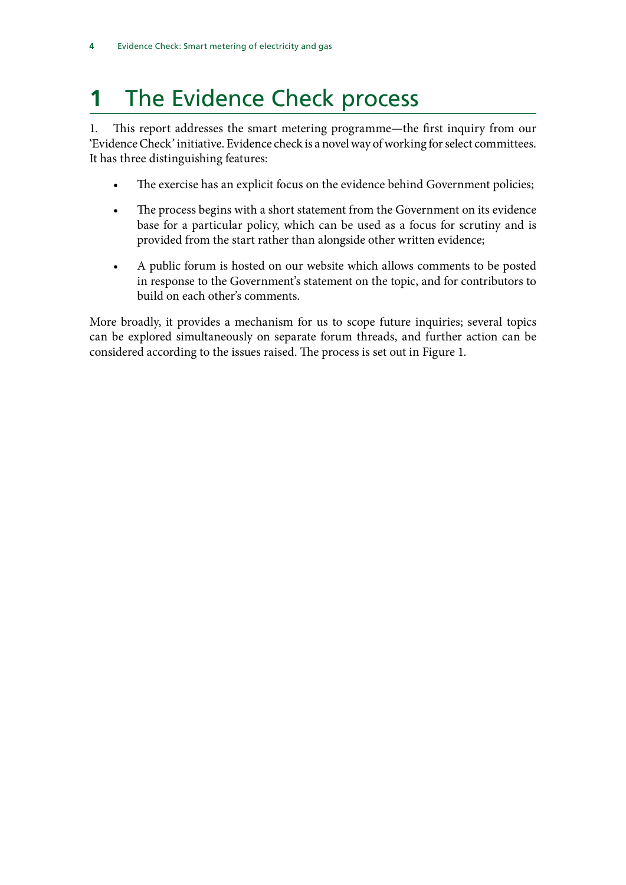# 1 The Evidence Check process

1. This report addresses the smart metering programme—the first inquiry from our 'Evidence Check' initiative. Evidence check is a novel way of working for select committees. It has three distinguishing features:

- The exercise has an explicit focus on the evidence behind Government policies;
- The process begins with a short statement from the Government on its evidence base for a particular policy, which can be used as a focus for scrutiny and is provided from the start rather than alongside other written evidence;
- A public forum is hosted on our website which allows comments to be posted in response to the Government's statement on the topic, and for contributors to build on each other's comments.

More broadly, it provides a mechanism for us to scope future inquiries; several topics can be explored simultaneously on separate forum threads, and further action can be considered according to the issues raised. The process is set out in Figure 1.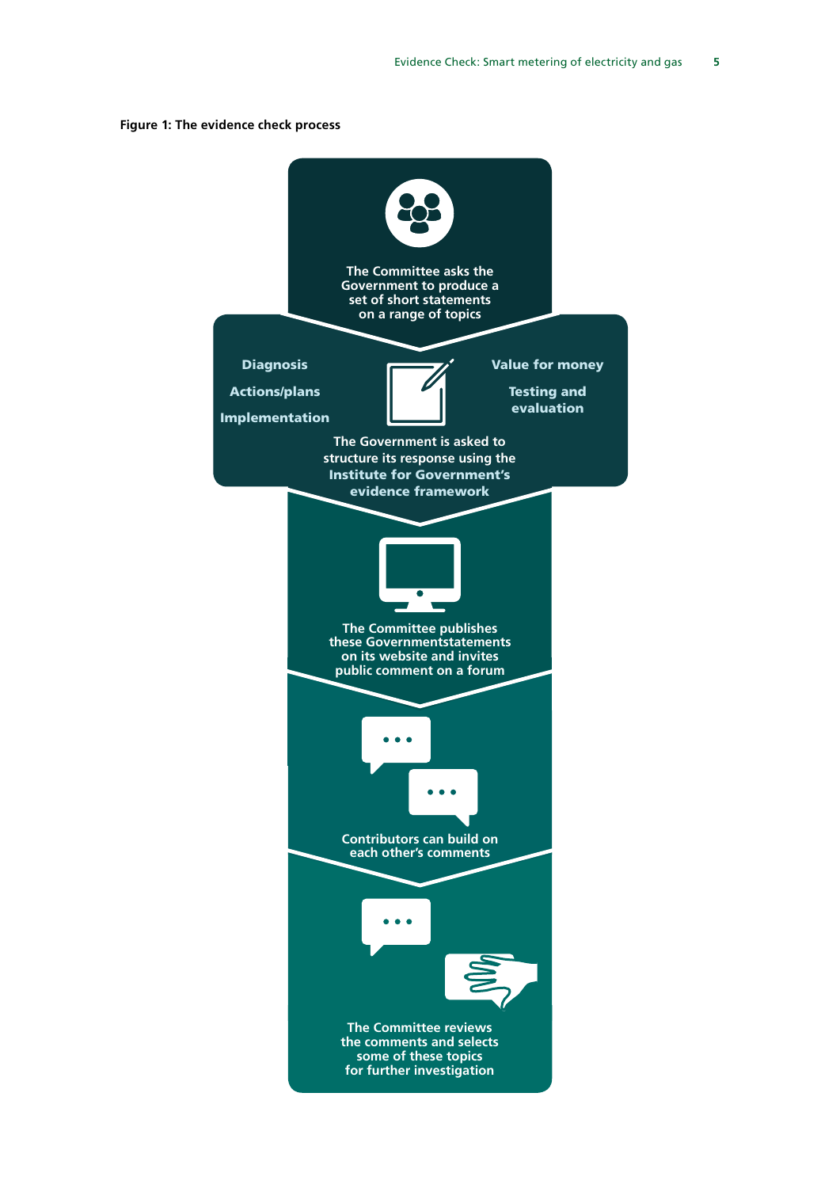**Figure 1: The evidence check process**

The Committee asks the Government to produce a set of short statements on a range of topics

Diagnosis

Actions/plans

Implementation

Value for money

Testing and evaluation

The Government is asked to structure its response using the **Institute for Government's evidence framework**

The Committee publishes these Governmentstatements on its website and invites public comment on a forum

Contributors can build on each other's comments

The Committee reviews the comments and selects some of these topics for further investigation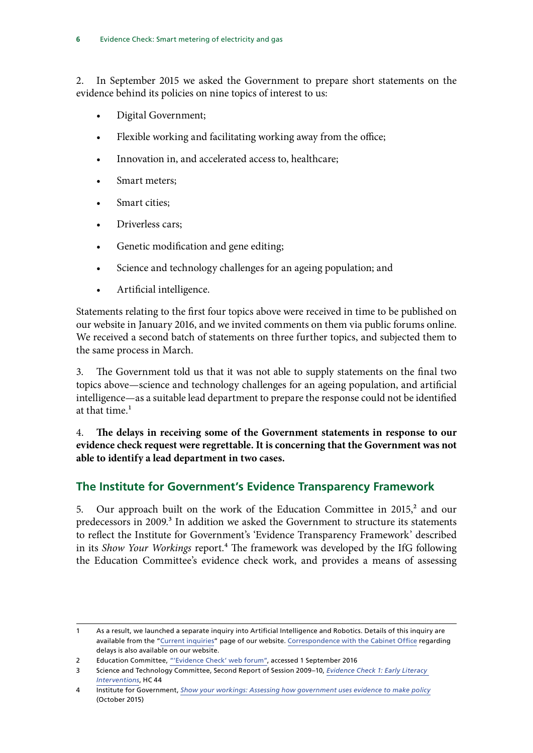2. In September 2015 we asked the Government to prepare short statements on the evidence behind its policies on nine topics of interest to us:

- Digital Government;
- Flexible working and facilitating working away from the office;
- Innovation in, and accelerated access to, healthcare;
- Smart meters;
- Smart cities;
- Driverless cars;
- Genetic modification and gene editing;
- Science and technology challenges for an ageing population; and
- Artificial intelligence.

Statements relating to the first four topics above were received in time to be published on our website in January 2016, and we invited comments on them via public forums online. We received a second batch of statements on three further topics, and subjected them to the same process in March.

3. The Government told us that it was not able to supply statements on the final two topics above—science and technology challenges for an ageing population, and artificial intelligence—as a suitable lead department to prepare the response could not be identified at that time.[1]

4. **The delays in receiving some of the Government statements in response to our evidence check request were regrettable. It is concerning that the Government was not able to identify a lead department in two cases.**

## The Institute for Government's Evidence Transparency Framework

5. Our approach built on the work of the Education Committee in 2015,[2] and our predecessors in 2009.[3] In addition we asked the Government to structure its statements to reflect the Institute for Government's 'Evidence Transparency Framework' described in its *Show Your Workings* report.[4] The framework was developed by the IfG following the Education Committee's evidence check work, and provides a means of assessing

---

1 As a result, we launched a separate inquiry into Artificial Intelligence and Robotics. Details of this inquiry are available from the "Current inquiries" page of our website. Correspondence with the Cabinet Office regarding delays is also available on our website.

2 Education Committee, "'Evidence Check' web forum", accessed 1 September 2016

3 Science and Technology Committee, Second Report of Session 2009–10, *Evidence Check 1: Early Literacy Interventions*, HC 44

4 Institute for Government, *Show your workings: Assessing how government uses evidence to make policy* (October 2015)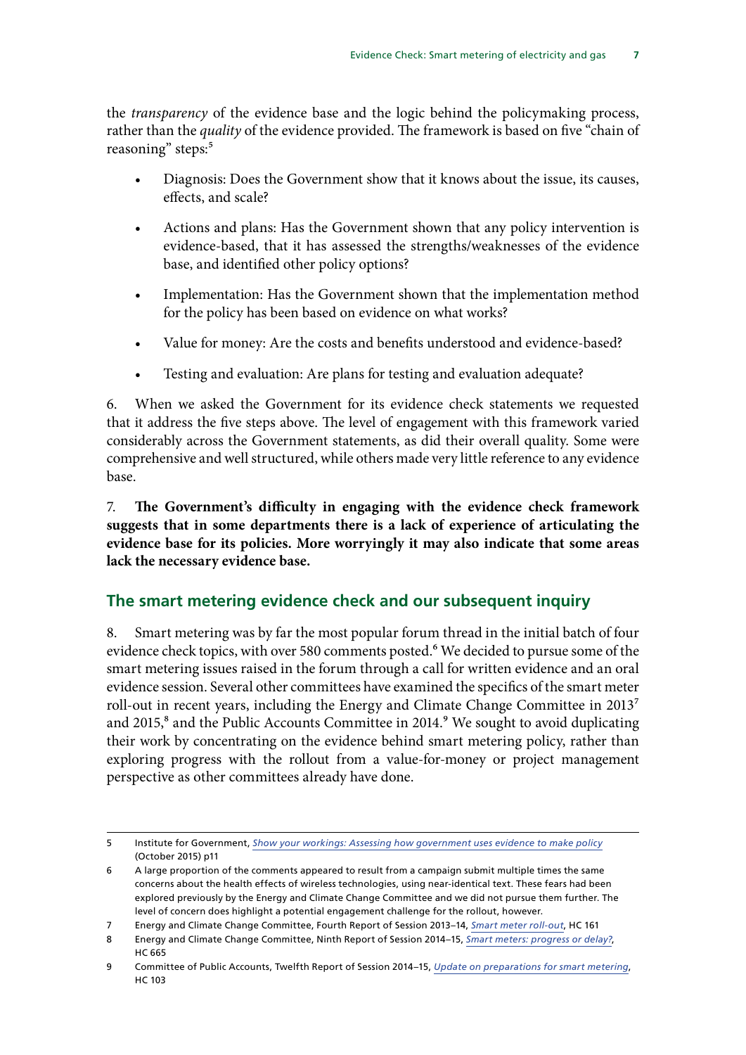the *transparency* of the evidence base and the logic behind the policymaking process, rather than the *quality* of the evidence provided. The framework is based on five "chain of reasoning" steps:[5]

- Diagnosis: Does the Government show that it knows about the issue, its causes, effects, and scale?
- Actions and plans: Has the Government shown that any policy intervention is evidence-based, that it has assessed the strengths/weaknesses of the evidence base, and identified other policy options?
- Implementation: Has the Government shown that the implementation method for the policy has been based on evidence on what works?
- Value for money: Are the costs and benefits understood and evidence-based?
- Testing and evaluation: Are plans for testing and evaluation adequate?

6. When we asked the Government for its evidence check statements we requested that it address the five steps above. The level of engagement with this framework varied considerably across the Government statements, as did their overall quality. Some were comprehensive and well structured, while others made very little reference to any evidence base.

7. **The Government's difficulty in engaging with the evidence check framework suggests that in some departments there is a lack of experience of articulating the evidence base for its policies. More worryingly it may also indicate that some areas lack the necessary evidence base.**

## The smart metering evidence check and our subsequent inquiry

8. Smart metering was by far the most popular forum thread in the initial batch of four evidence check topics, with over 580 comments posted.[6] We decided to pursue some of the smart metering issues raised in the forum through a call for written evidence and an oral evidence session. Several other committees have examined the specifics of the smart meter roll-out in recent years, including the Energy and Climate Change Committee in 2013[7] and 2015,[8] and the Public Accounts Committee in 2014.[9] We sought to avoid duplicating their work by concentrating on the evidence behind smart metering policy, rather than exploring progress with the rollout from a value-for-money or project management perspective as other committees already have done.

---

5 Institute for Government, *Show your workings: Assessing how government uses evidence to make policy* (October 2015) p11

6 A large proportion of the comments appeared to result from a campaign submit multiple times the same concerns about the health effects of wireless technologies, using near-identical text. These fears had been explored previously by the Energy and Climate Change Committee and we did not pursue them further. The level of concern does highlight a potential engagement challenge for the rollout, however.

7 Energy and Climate Change Committee, Fourth Report of Session 2013–14, *Smart meter roll-out*, HC 161

8 Energy and Climate Change Committee, Ninth Report of Session 2014–15, *Smart meters: progress or delay?*, HC 665

9 Committee of Public Accounts, Twelfth Report of Session 2014–15, *Update on preparations for smart metering*, HC 103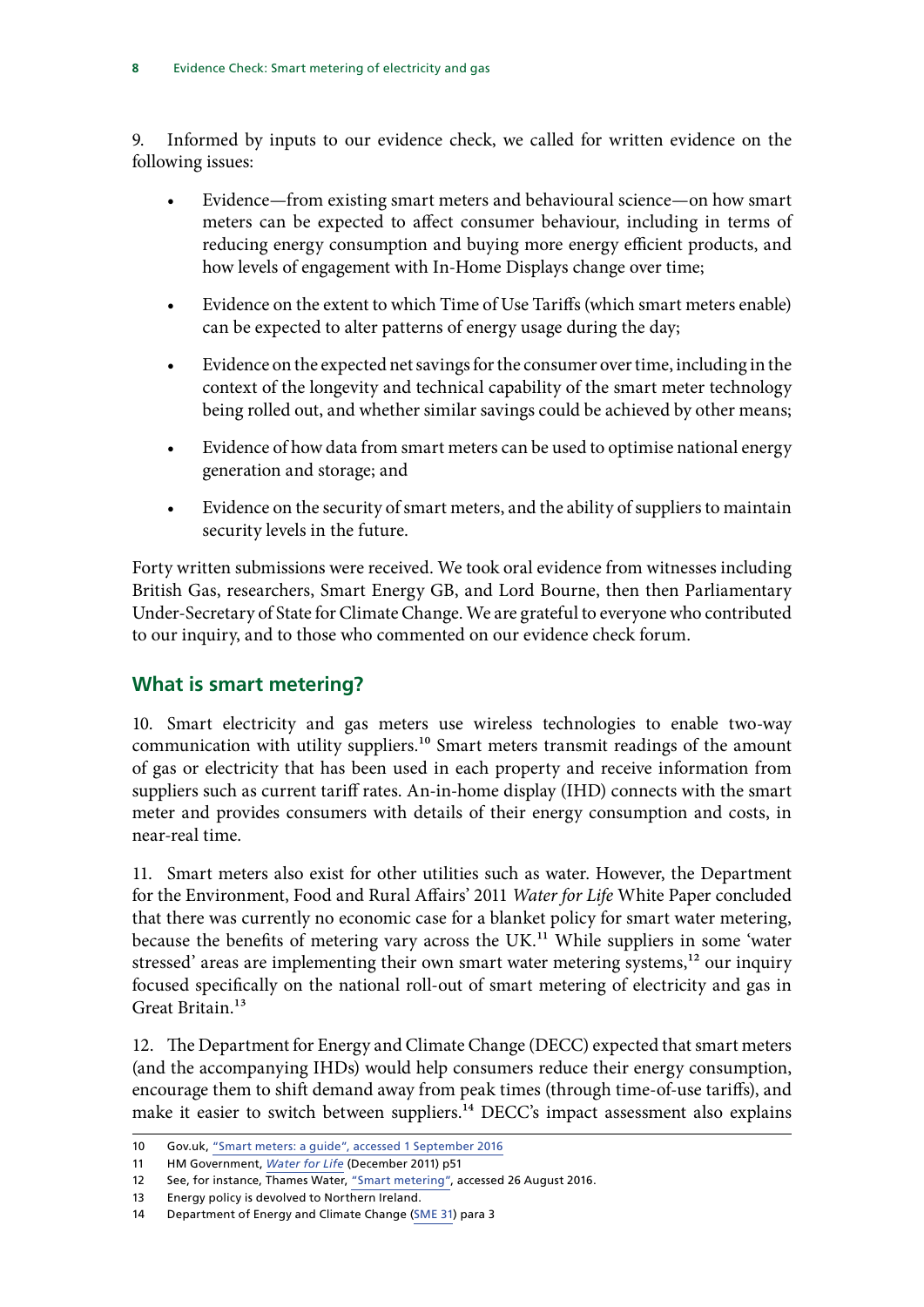9. Informed by inputs to our evidence check, we called for written evidence on the following issues:

- Evidence—from existing smart meters and behavioural science—on how smart meters can be expected to affect consumer behaviour, including in terms of reducing energy consumption and buying more energy efficient products, and how levels of engagement with In-Home Displays change over time;
- Evidence on the extent to which Time of Use Tariffs (which smart meters enable) can be expected to alter patterns of energy usage during the day;
- Evidence on the expected net savings for the consumer over time, including in the context of the longevity and technical capability of the smart meter technology being rolled out, and whether similar savings could be achieved by other means;
- Evidence of how data from smart meters can be used to optimise national energy generation and storage; and
- Evidence on the security of smart meters, and the ability of suppliers to maintain security levels in the future.

Forty written submissions were received. We took oral evidence from witnesses including British Gas, researchers, Smart Energy GB, and Lord Bourne, then then Parliamentary Under-Secretary of State for Climate Change. We are grateful to everyone who contributed to our inquiry, and to those who commented on our evidence check forum.

## What is smart metering?

10. Smart electricity and gas meters use wireless technologies to enable two-way communication with utility suppliers.[10] Smart meters transmit readings of the amount of gas or electricity that has been used in each property and receive information from suppliers such as current tariff rates. An-in-home display (IHD) connects with the smart meter and provides consumers with details of their energy consumption and costs, in near-real time.

11. Smart meters also exist for other utilities such as water. However, the Department for the Environment, Food and Rural Affairs' 2011 *Water for Life* White Paper concluded that there was currently no economic case for a blanket policy for smart water metering, because the benefits of metering vary across the UK.[11] While suppliers in some 'water stressed' areas are implementing their own smart water metering systems,[12] our inquiry focused specifically on the national roll-out of smart metering of electricity and gas in Great Britain.[13]

12. The Department for Energy and Climate Change (DECC) expected that smart meters (and the accompanying IHDs) would help consumers reduce their energy consumption, encourage them to shift demand away from peak times (through time-of-use tariffs), and make it easier to switch between suppliers.[14] DECC's impact assessment also explains

---

10 Gov.uk, "Smart meters: a guide", accessed 1 September 2016

11 HM Government, *Water for Life* (December 2011) p51

12 See, for instance, Thames Water, "Smart metering", accessed 26 August 2016.

13 Energy policy is devolved to Northern Ireland.

14 Department of Energy and Climate Change (SME 31) para 3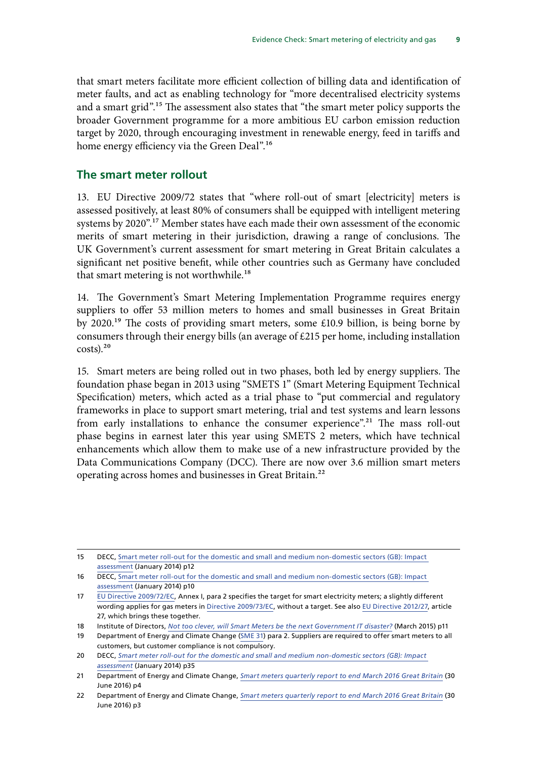that smart meters facilitate more efficient collection of billing data and identification of meter faults, and act as enabling technology for "more decentralised electricity systems and a smart grid".[15] The assessment also states that "the smart meter policy supports the broader Government programme for a more ambitious EU carbon emission reduction target by 2020, through encouraging investment in renewable energy, feed in tariffs and home energy efficiency via the Green Deal".[16]

## The smart meter rollout

13. EU Directive 2009/72 states that "where roll-out of smart [electricity] meters is assessed positively, at least 80% of consumers shall be equipped with intelligent metering systems by 2020".[17] Member states have each made their own assessment of the economic merits of smart metering in their jurisdiction, drawing a range of conclusions. The UK Government's current assessment for smart metering in Great Britain calculates a significant net positive benefit, while other countries such as Germany have concluded that smart metering is not worthwhile.[18]

14. The Government's Smart Metering Implementation Programme requires energy suppliers to offer 53 million meters to homes and small businesses in Great Britain by 2020.[19] The costs of providing smart meters, some £10.9 billion, is being borne by consumers through their energy bills (an average of £215 per home, including installation costs).[20]

15. Smart meters are being rolled out in two phases, both led by energy suppliers. The foundation phase began in 2013 using "SMETS 1" (Smart Metering Equipment Technical Specification) meters, which acted as a trial phase to "put commercial and regulatory frameworks in place to support smart metering, trial and test systems and learn lessons from early installations to enhance the consumer experience".[21] The mass roll-out phase begins in earnest later this year using SMETS 2 meters, which have technical enhancements which allow them to make use of a new infrastructure provided by the Data Communications Company (DCC). There are now over 3.6 million smart meters operating across homes and businesses in Great Britain.[22]

---

15 DECC, Smart meter roll-out for the domestic and small and medium non-domestic sectors (GB): Impact assessment (January 2014) p12

16 DECC, Smart meter roll-out for the domestic and small and medium non-domestic sectors (GB): Impact assessment (January 2014) p10

17 EU Directive 2009/72/EC, Annex I, para 2 specifies the target for smart electricity meters; a slightly different wording applies for gas meters in Directive 2009/73/EC, without a target. See also EU Directive 2012/27, article 27, which brings these together.

18 Institute of Directors, *Not too clever, will Smart Meters be the next Government IT disaster?* (March 2015) p11

19 Department of Energy and Climate Change (SME 31) para 2. Suppliers are required to offer smart meters to all customers, but customer compliance is not compulsory.

20 DECC, *Smart meter roll-out for the domestic and small and medium non-domestic sectors (GB): Impact assessment* (January 2014) p35

21 Department of Energy and Climate Change, *Smart meters quarterly report to end March 2016 Great Britain* (30 June 2016) p4

22 Department of Energy and Climate Change, *Smart meters quarterly report to end March 2016 Great Britain* (30 June 2016) p3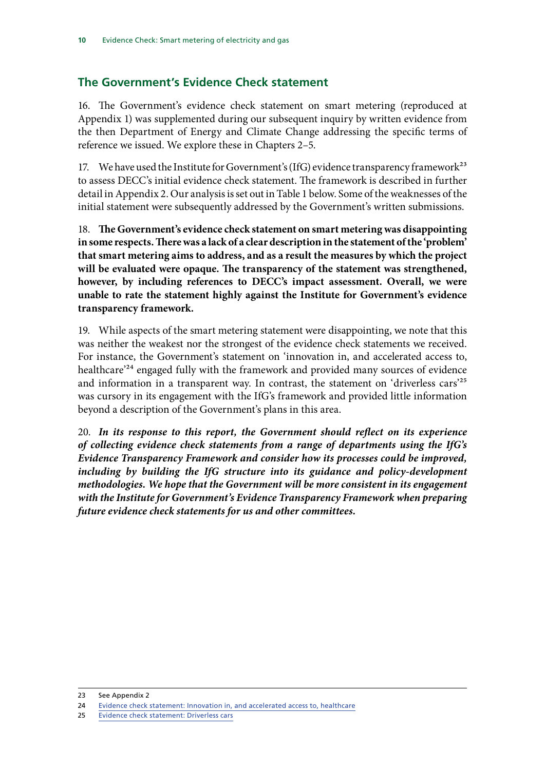## The Government's Evidence Check statement

16. The Government's evidence check statement on smart metering (reproduced at Appendix 1) was supplemented during our subsequent inquiry by written evidence from the then Department of Energy and Climate Change addressing the specific terms of reference we issued. We explore these in Chapters 2–5.

17. We have used the Institute for Government's (IfG) evidence transparency framework[23] to assess DECC's initial evidence check statement. The framework is described in further detail in Appendix 2. Our analysis is set out in Table 1 below. Some of the weaknesses of the initial statement were subsequently addressed by the Government's written submissions.

18. **The Government's evidence check statement on smart metering was disappointing in some respects. There was a lack of a clear description in the statement of the 'problem' that smart metering aims to address, and as a result the measures by which the project will be evaluated were opaque. The transparency of the statement was strengthened, however, by including references to DECC's impact assessment. Overall, we were unable to rate the statement highly against the Institute for Government's evidence transparency framework.**

19. While aspects of the smart metering statement were disappointing, we note that this was neither the weakest nor the strongest of the evidence check statements we received. For instance, the Government's statement on 'innovation in, and accelerated access to, healthcare'[24] engaged fully with the framework and provided many sources of evidence and information in a transparent way. In contrast, the statement on 'driverless cars'[25] was cursory in its engagement with the IfG's framework and provided little information beyond a description of the Government's plans in this area.

20. ***In its response to this report, the Government should reflect on its experience of collecting evidence check statements from a range of departments using the IfG's Evidence Transparency Framework and consider how its processes could be improved, including by building the IfG structure into its guidance and policy-development methodologies. We hope that the Government will be more consistent in its engagement with the Institute for Government's Evidence Transparency Framework when preparing future evidence check statements for us and other committees.***

---

23 See Appendix 2

24 Evidence check statement: Innovation in, and accelerated access to, healthcare

25 Evidence check statement: Driverless cars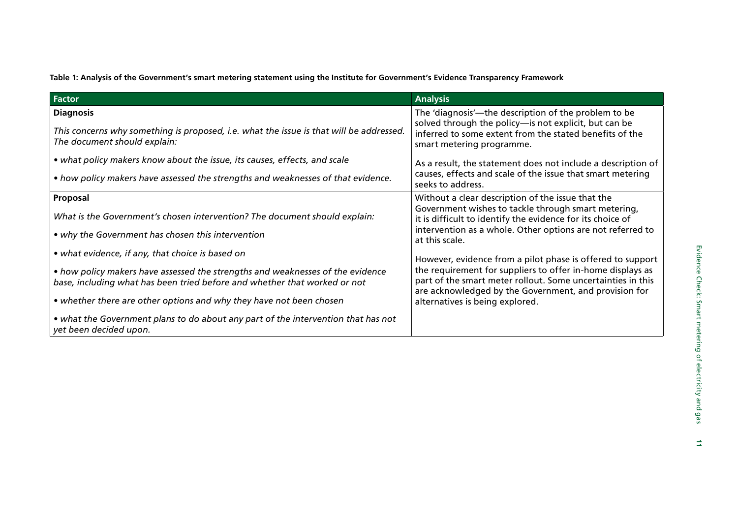**Table 1: Analysis of the Government's smart metering statement using the Institute for Government's Evidence Transparency Framework**

| Factor | Analysis |
| --- | --- |
| **Diagnosis**<br><br>*This concerns why something is proposed, i.e. what the issue is that will be addressed. The document should explain:*<br><br>*• what policy makers know about the issue, its causes, effects, and scale*<br><br>*• how policy makers have assessed the strengths and weaknesses of that evidence.* | The 'diagnosis'—the description of the problem to be solved through the policy—is not explicit, but can be inferred to some extent from the stated benefits of the smart metering programme.<br><br>As a result, the statement does not include a description of causes, effects and scale of the issue that smart metering seeks to address. |
| **Proposal**<br><br>*What is the Government's chosen intervention? The document should explain:*<br><br>*• why the Government has chosen this intervention*<br><br>*• what evidence, if any, that choice is based on*<br><br>*• how policy makers have assessed the strengths and weaknesses of the evidence base, including what has been tried before and whether that worked or not*<br><br>*• whether there are other options and why they have not been chosen*<br><br>*• what the Government plans to do about any part of the intervention that has not yet been decided upon.* | Without a clear description of the issue that the Government wishes to tackle through smart metering, it is difficult to identify the evidence for its choice of intervention as a whole. Other options are not referred to at this scale.<br><br>However, evidence from a pilot phase is offered to support the requirement for suppliers to offer in-home displays as part of the smart meter rollout. Some uncertainties in this are acknowledged by the Government, and provision for alternatives is being explored. |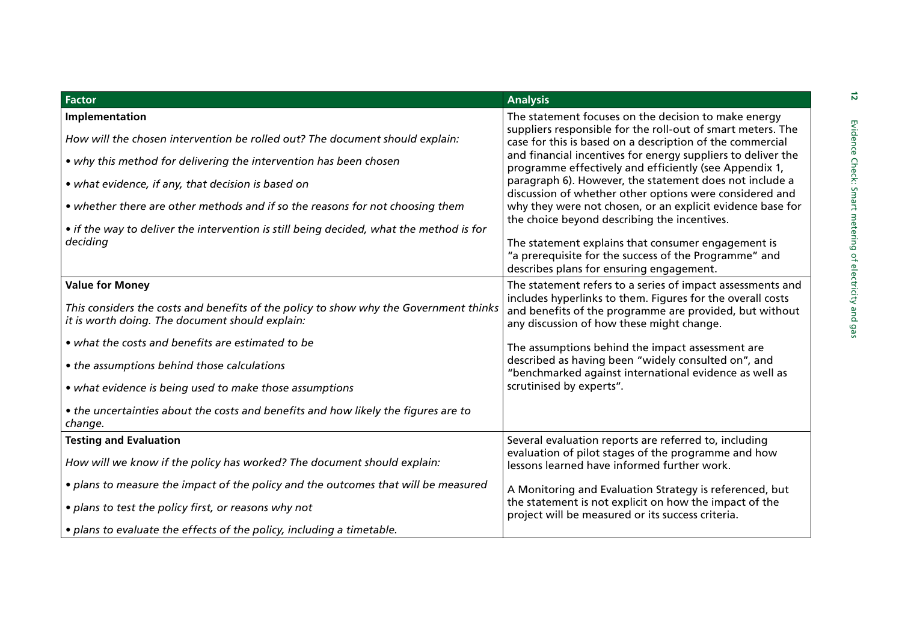| Factor | Analysis |
|---|---|
| **Implementation**<br><br>*How will the chosen intervention be rolled out? The document should explain:*<br><br>• *why this method for delivering the intervention has been chosen*<br><br>• *what evidence, if any, that decision is based on*<br><br>• *whether there are other methods and if so the reasons for not choosing them*<br><br>• *if the way to deliver the intervention is still being decided, what the method is for deciding* | The statement focuses on the decision to make energy suppliers responsible for the roll-out of smart meters. The case for this is based on a description of the commercial and financial incentives for energy suppliers to deliver the programme effectively and efficiently (see Appendix 1, paragraph 6). However, the statement does not include a discussion of whether other options were considered and why they were not chosen, or an explicit evidence base for the choice beyond describing the incentives.<br><br>The statement explains that consumer engagement is "a prerequisite for the success of the Programme" and describes plans for ensuring engagement. |
| **Value for Money**<br><br>*This considers the costs and benefits of the policy to show why the Government thinks it is worth doing. The document should explain:*<br><br>• *what the costs and benefits are estimated to be*<br><br>• *the assumptions behind those calculations*<br><br>• *what evidence is being used to make those assumptions*<br><br>• *the uncertainties about the costs and benefits and how likely the figures are to change.* | The statement refers to a series of impact assessments and includes hyperlinks to them. Figures for the overall costs and benefits of the programme are provided, but without any discussion of how these might change.<br><br>The assumptions behind the impact assessment are described as having been "widely consulted on", and "benchmarked against international evidence as well as scrutinised by experts". |
| **Testing and Evaluation**<br><br>*How will we know if the policy has worked? The document should explain:*<br><br>• *plans to measure the impact of the policy and the outcomes that will be measured*<br><br>• *plans to test the policy first, or reasons why not*<br><br>• *plans to evaluate the effects of the policy, including a timetable.* | Several evaluation reports are referred to, including evaluation of pilot stages of the programme and how lessons learned have informed further work.<br><br>A Monitoring and Evaluation Strategy is referenced, but the statement is not explicit on how the impact of the project will be measured or its success criteria. |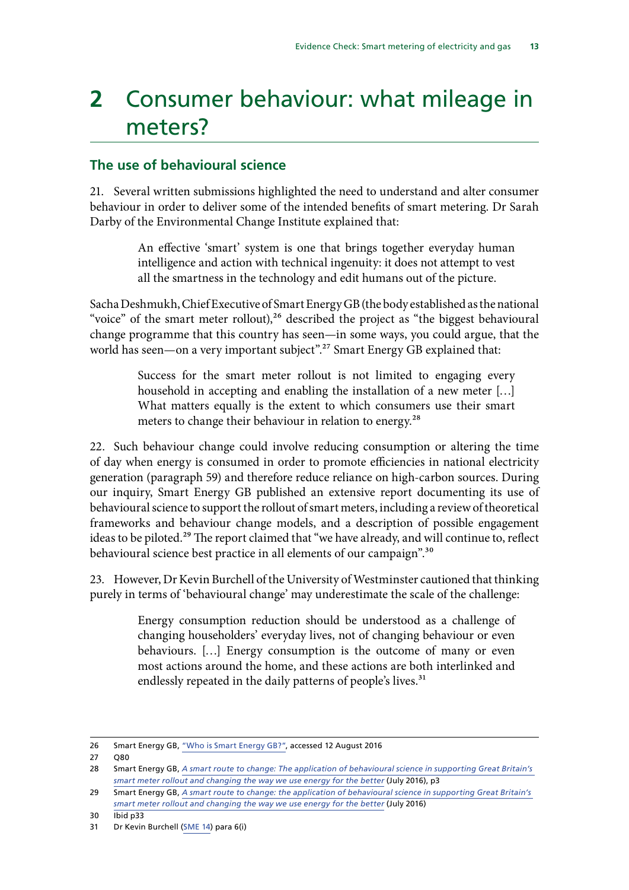# 2 Consumer behaviour: what mileage in meters?

## The use of behavioural science

21. Several written submissions highlighted the need to understand and alter consumer behaviour in order to deliver some of the intended benefits of smart metering. Dr Sarah Darby of the Environmental Change Institute explained that:

> An effective 'smart' system is one that brings together everyday human intelligence and action with technical ingenuity: it does not attempt to vest all the smartness in the technology and edit humans out of the picture.

Sacha Deshmukh, Chief Executive of Smart Energy GB (the body established as the national "voice" of the smart meter rollout),[26] described the project as "the biggest behavioural change programme that this country has seen—in some ways, you could argue, that the world has seen—on a very important subject".[27] Smart Energy GB explained that:

> Success for the smart meter rollout is not limited to engaging every household in accepting and enabling the installation of a new meter […] What matters equally is the extent to which consumers use their smart meters to change their behaviour in relation to energy.[28]

22. Such behaviour change could involve reducing consumption or altering the time of day when energy is consumed in order to promote efficiencies in national electricity generation (paragraph 59) and therefore reduce reliance on high-carbon sources. During our inquiry, Smart Energy GB published an extensive report documenting its use of behavioural science to support the rollout of smart meters, including a review of theoretical frameworks and behaviour change models, and a description of possible engagement ideas to be piloted.[29] The report claimed that "we have already, and will continue to, reflect behavioural science best practice in all elements of our campaign".[30]

23. However, Dr Kevin Burchell of the University of Westminster cautioned that thinking purely in terms of 'behavioural change' may underestimate the scale of the challenge:

> Energy consumption reduction should be understood as a challenge of changing householders' everyday lives, not of changing behaviour or even behaviours. […] Energy consumption is the outcome of many or even most actions around the home, and these actions are both interlinked and endlessly repeated in the daily patterns of people's lives.[31]

---

26 Smart Energy GB, "Who is Smart Energy GB?", accessed 12 August 2016

27 Q80

28 Smart Energy GB, *A smart route to change: The application of behavioural science in supporting Great Britain's smart meter rollout and changing the way we use energy for the better* (July 2016), p3

29 Smart Energy GB, *A smart route to change: the application of behavioural science in supporting Great Britain's smart meter rollout and changing the way we use energy for the better* (July 2016)

30 Ibid p33

31 Dr Kevin Burchell (SME 14) para 6(i)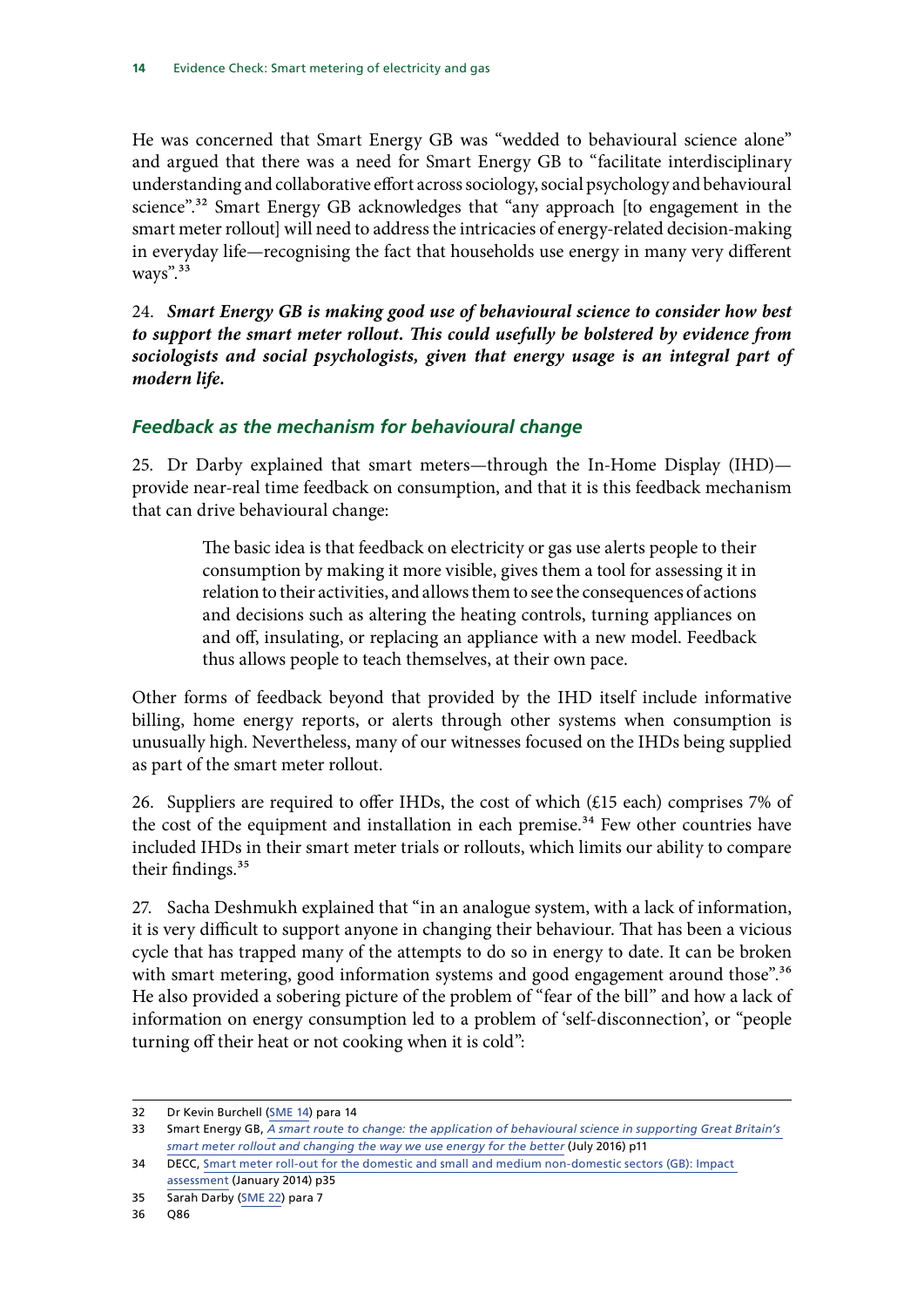He was concerned that Smart Energy GB was "wedded to behavioural science alone" and argued that there was a need for Smart Energy GB to "facilitate interdisciplinary understanding and collaborative effort across sociology, social psychology and behavioural science".[32] Smart Energy GB acknowledges that "any approach [to engagement in the smart meter rollout] will need to address the intricacies of energy-related decision-making in everyday life—recognising the fact that households use energy in many very different ways".[33]

24. ***Smart Energy GB is making good use of behavioural science to consider how best to support the smart meter rollout. This could usefully be bolstered by evidence from sociologists and social psychologists, given that energy usage is an integral part of modern life.***

### *Feedback as the mechanism for behavioural change*

25. Dr Darby explained that smart meters—through the In-Home Display (IHD)—provide near-real time feedback on consumption, and that it is this feedback mechanism that can drive behavioural change:

> The basic idea is that feedback on electricity or gas use alerts people to their consumption by making it more visible, gives them a tool for assessing it in relation to their activities, and allows them to see the consequences of actions and decisions such as altering the heating controls, turning appliances on and off, insulating, or replacing an appliance with a new model. Feedback thus allows people to teach themselves, at their own pace.

Other forms of feedback beyond that provided by the IHD itself include informative billing, home energy reports, or alerts through other systems when consumption is unusually high. Nevertheless, many of our witnesses focused on the IHDs being supplied as part of the smart meter rollout.

26. Suppliers are required to offer IHDs, the cost of which (£15 each) comprises 7% of the cost of the equipment and installation in each premise.[34] Few other countries have included IHDs in their smart meter trials or rollouts, which limits our ability to compare their findings.[35]

27. Sacha Deshmukh explained that "in an analogue system, with a lack of information, it is very difficult to support anyone in changing their behaviour. That has been a vicious cycle that has trapped many of the attempts to do so in energy to date. It can be broken with smart metering, good information systems and good engagement around those".[36] He also provided a sobering picture of the problem of "fear of the bill" and how a lack of information on energy consumption led to a problem of 'self-disconnection', or "people turning off their heat or not cooking when it is cold":

---

32 Dr Kevin Burchell (SME 14) para 14

33 Smart Energy GB, *A smart route to change: the application of behavioural science in supporting Great Britain's smart meter rollout and changing the way we use energy for the better* (July 2016) p11

34 DECC, Smart meter roll-out for the domestic and small and medium non-domestic sectors (GB): Impact assessment (January 2014) p35

35 Sarah Darby (SME 22) para 7

36 Q86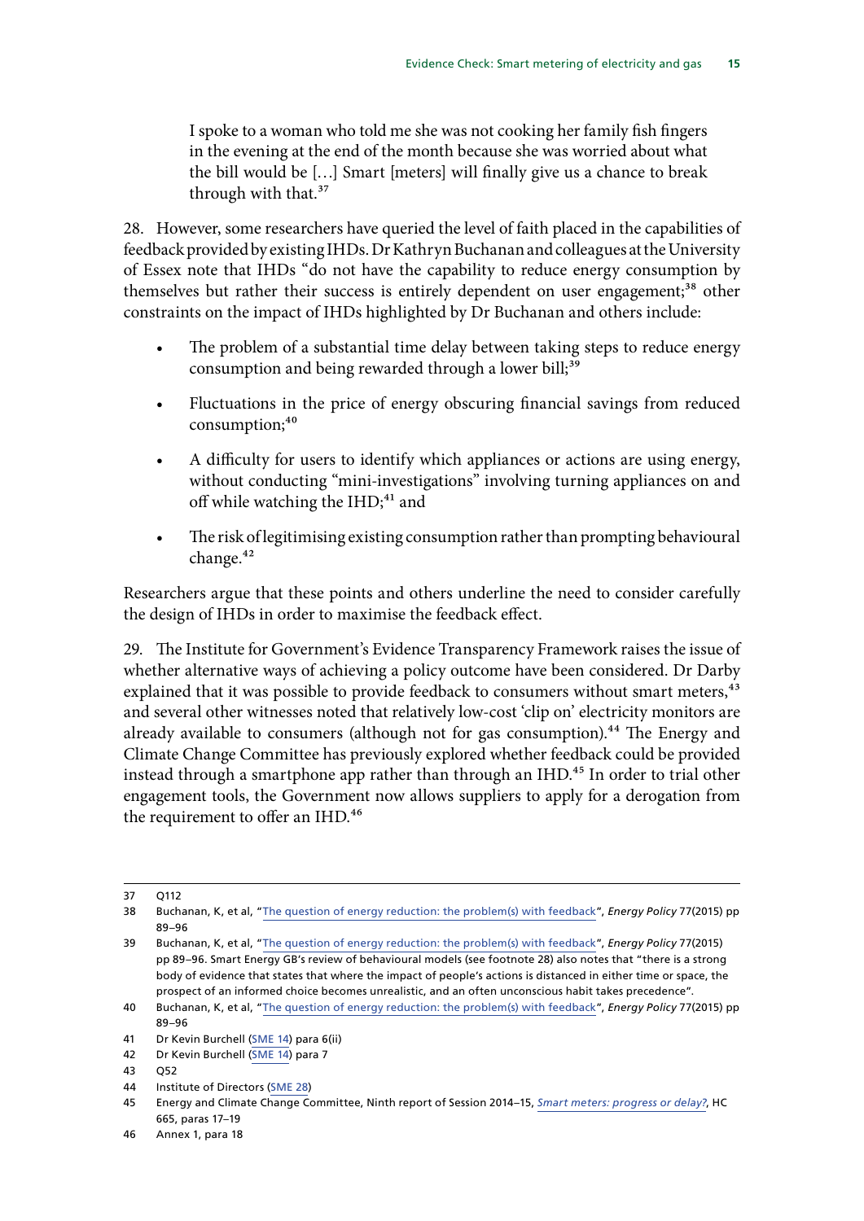> I spoke to a woman who told me she was not cooking her family fish fingers in the evening at the end of the month because she was worried about what the bill would be […] Smart [meters] will finally give us a chance to break through with that.[37]

28. However, some researchers have queried the level of faith placed in the capabilities of feedback provided by existing IHDs. Dr Kathryn Buchanan and colleagues at the University of Essex note that IHDs "do not have the capability to reduce energy consumption by themselves but rather their success is entirely dependent on user engagement;[38] other constraints on the impact of IHDs highlighted by Dr Buchanan and others include:

- The problem of a substantial time delay between taking steps to reduce energy consumption and being rewarded through a lower bill;[39]
- Fluctuations in the price of energy obscuring financial savings from reduced consumption;[40]
- A difficulty for users to identify which appliances or actions are using energy, without conducting "mini-investigations" involving turning appliances on and off while watching the IHD;[41] and
- The risk of legitimising existing consumption rather than prompting behavioural change.[42]

Researchers argue that these points and others underline the need to consider carefully the design of IHDs in order to maximise the feedback effect.

29. The Institute for Government's Evidence Transparency Framework raises the issue of whether alternative ways of achieving a policy outcome have been considered. Dr Darby explained that it was possible to provide feedback to consumers without smart meters,[43] and several other witnesses noted that relatively low-cost 'clip on' electricity monitors are already available to consumers (although not for gas consumption).[44] The Energy and Climate Change Committee has previously explored whether feedback could be provided instead through a smartphone app rather than through an IHD.[45] In order to trial other engagement tools, the Government now allows suppliers to apply for a derogation from the requirement to offer an IHD.[46]

---

37 Q112

38 Buchanan, K, et al, "The question of energy reduction: the problem(s) with feedback", *Energy Policy* 77(2015) pp 89–96

39 Buchanan, K, et al, "The question of energy reduction: the problem(s) with feedback", *Energy Policy* 77(2015) pp 89–96. Smart Energy GB's review of behavioural models (see footnote 28) also notes that "there is a strong body of evidence that states that where the impact of people's actions is distanced in either time or space, the prospect of an informed choice becomes unrealistic, and an often unconscious habit takes precedence".

40 Buchanan, K, et al, "The question of energy reduction: the problem(s) with feedback", *Energy Policy* 77(2015) pp 89–96

41 Dr Kevin Burchell (SME 14) para 6(ii)

42 Dr Kevin Burchell (SME 14) para 7

43 Q52

44 Institute of Directors (SME 28)

45 Energy and Climate Change Committee, Ninth report of Session 2014–15, *Smart meters: progress or delay?*, HC 665, paras 17–19

46 Annex 1, para 18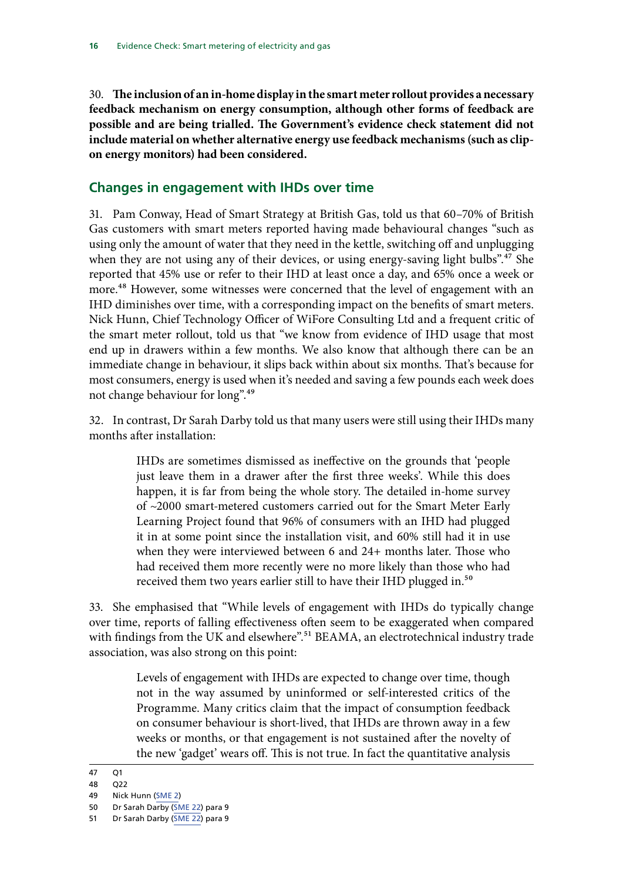30. **The inclusion of an in-home display in the smart meter rollout provides a necessary feedback mechanism on energy consumption, although other forms of feedback are possible and are being trialled. The Government's evidence check statement did not include material on whether alternative energy use feedback mechanisms (such as clip-on energy monitors) had been considered.**

## Changes in engagement with IHDs over time

31. Pam Conway, Head of Smart Strategy at British Gas, told us that 60–70% of British Gas customers with smart meters reported having made behavioural changes "such as using only the amount of water that they need in the kettle, switching off and unplugging when they are not using any of their devices, or using energy-saving light bulbs".[47] She reported that 45% use or refer to their IHD at least once a day, and 65% once a week or more.[48] However, some witnesses were concerned that the level of engagement with an IHD diminishes over time, with a corresponding impact on the benefits of smart meters. Nick Hunn, Chief Technology Officer of WiFore Consulting Ltd and a frequent critic of the smart meter rollout, told us that "we know from evidence of IHD usage that most end up in drawers within a few months. We also know that although there can be an immediate change in behaviour, it slips back within about six months. That's because for most consumers, energy is used when it's needed and saving a few pounds each week does not change behaviour for long".[49]

32. In contrast, Dr Sarah Darby told us that many users were still using their IHDs many months after installation:

> IHDs are sometimes dismissed as ineffective on the grounds that 'people just leave them in a drawer after the first three weeks'. While this does happen, it is far from being the whole story. The detailed in-home survey of ~2000 smart-metered customers carried out for the Smart Meter Early Learning Project found that 96% of consumers with an IHD had plugged it in at some point since the installation visit, and 60% still had it in use when they were interviewed between 6 and 24+ months later. Those who had received them more recently were no more likely than those who had received them two years earlier still to have their IHD plugged in.[50]

33. She emphasised that "While levels of engagement with IHDs do typically change over time, reports of falling effectiveness often seem to be exaggerated when compared with findings from the UK and elsewhere".[51] BEAMA, an electrotechnical industry trade association, was also strong on this point:

> Levels of engagement with IHDs are expected to change over time, though not in the way assumed by uninformed or self-interested critics of the Programme. Many critics claim that the impact of consumption feedback on consumer behaviour is short-lived, that IHDs are thrown away in a few weeks or months, or that engagement is not sustained after the novelty of the new 'gadget' wears off. This is not true. In fact the quantitative analysis

47 Q1

48 Q22

49 Nick Hunn (SME 2)

50 Dr Sarah Darby (SME 22) para 9

51 Dr Sarah Darby (SME 22) para 9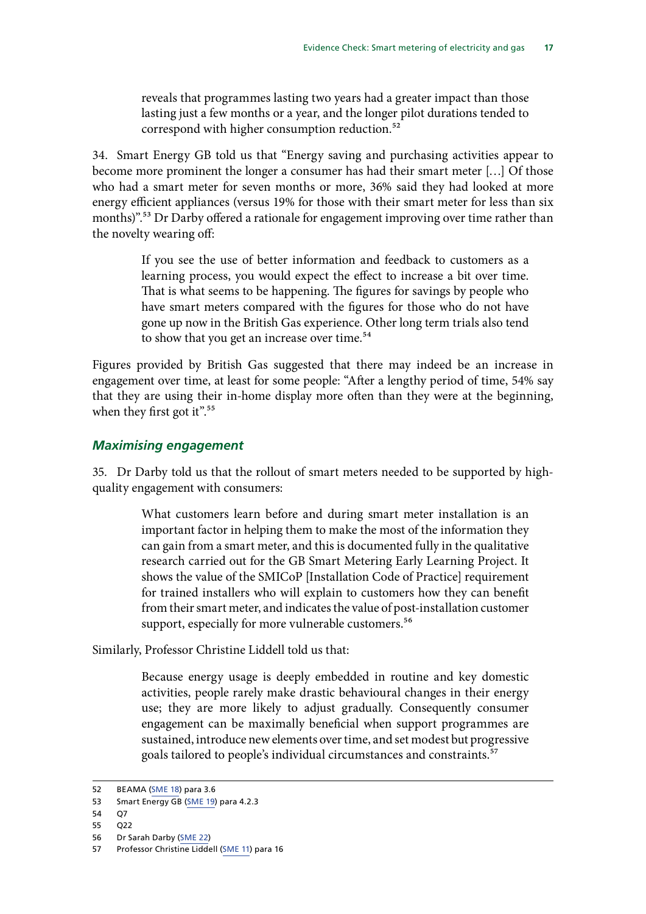> reveals that programmes lasting two years had a greater impact than those lasting just a few months or a year, and the longer pilot durations tended to correspond with higher consumption reduction.[52]

34. Smart Energy GB told us that "Energy saving and purchasing activities appear to become more prominent the longer a consumer has had their smart meter […] Of those who had a smart meter for seven months or more, 36% said they had looked at more energy efficient appliances (versus 19% for those with their smart meter for less than six months)".[53] Dr Darby offered a rationale for engagement improving over time rather than the novelty wearing off:

> If you see the use of better information and feedback to customers as a learning process, you would expect the effect to increase a bit over time. That is what seems to be happening. The figures for savings by people who have smart meters compared with the figures for those who do not have gone up now in the British Gas experience. Other long term trials also tend to show that you get an increase over time.[54]

Figures provided by British Gas suggested that there may indeed be an increase in engagement over time, at least for some people: "After a lengthy period of time, 54% say that they are using their in-home display more often than they were at the beginning, when they first got it".[55]

### *Maximising engagement*

35. Dr Darby told us that the rollout of smart meters needed to be supported by high-quality engagement with consumers:

> What customers learn before and during smart meter installation is an important factor in helping them to make the most of the information they can gain from a smart meter, and this is documented fully in the qualitative research carried out for the GB Smart Metering Early Learning Project. It shows the value of the SMICoP [Installation Code of Practice] requirement for trained installers who will explain to customers how they can benefit from their smart meter, and indicates the value of post-installation customer support, especially for more vulnerable customers.[56]

Similarly, Professor Christine Liddell told us that:

> Because energy usage is deeply embedded in routine and key domestic activities, people rarely make drastic behavioural changes in their energy use; they are more likely to adjust gradually. Consequently consumer engagement can be maximally beneficial when support programmes are sustained, introduce new elements over time, and set modest but progressive goals tailored to people's individual circumstances and constraints.[57]

---

52 BEAMA (SME 18) para 3.6

53 Smart Energy GB (SME 19) para 4.2.3

54 Q7

55 Q22

56 Dr Sarah Darby (SME 22)

57 Professor Christine Liddell (SME 11) para 16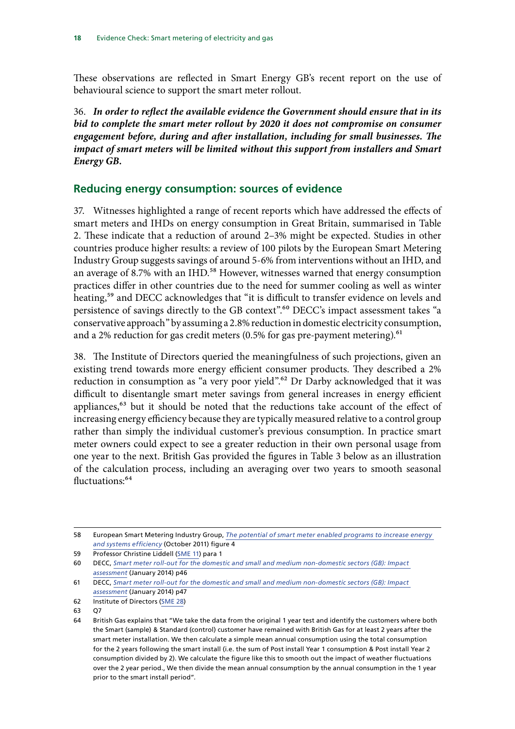These observations are reflected in Smart Energy GB's recent report on the use of behavioural science to support the smart meter rollout.

36. ***In order to reflect the available evidence the Government should ensure that in its bid to complete the smart meter rollout by 2020 it does not compromise on consumer engagement before, during and after installation, including for small businesses. The impact of smart meters will be limited without this support from installers and Smart Energy GB.***

## Reducing energy consumption: sources of evidence

37. Witnesses highlighted a range of recent reports which have addressed the effects of smart meters and IHDs on energy consumption in Great Britain, summarised in Table 2. These indicate that a reduction of around 2–3% might be expected. Studies in other countries produce higher results: a review of 100 pilots by the European Smart Metering Industry Group suggests savings of around 5-6% from interventions without an IHD, and an average of 8.7% with an IHD.[58] However, witnesses warned that energy consumption practices differ in other countries due to the need for summer cooling as well as winter heating,[59] and DECC acknowledges that "it is difficult to transfer evidence on levels and persistence of savings directly to the GB context".[60] DECC's impact assessment takes "a conservative approach" by assuming a 2.8% reduction in domestic electricity consumption, and a 2% reduction for gas credit meters (0.5% for gas pre-payment metering).[61]

38. The Institute of Directors queried the meaningfulness of such projections, given an existing trend towards more energy efficient consumer products. They described a 2% reduction in consumption as "a very poor yield".[62] Dr Darby acknowledged that it was difficult to disentangle smart meter savings from general increases in energy efficient appliances,[63] but it should be noted that the reductions take account of the effect of increasing energy efficiency because they are typically measured relative to a control group rather than simply the individual customer's previous consumption. In practice smart meter owners could expect to see a greater reduction in their own personal usage from one year to the next. British Gas provided the figures in Table 3 below as an illustration of the calculation process, including an averaging over two years to smooth seasonal fluctuations:[64]

---

58 European Smart Metering Industry Group, *The potential of smart meter enabled programs to increase energy and systems efficiency* (October 2011) figure 4

59 Professor Christine Liddell (SME 11) para 1

60 DECC, *Smart meter roll-out for the domestic and small and medium non-domestic sectors (GB): Impact assessment* (January 2014) p46

61 DECC, *Smart meter roll-out for the domestic and small and medium non-domestic sectors (GB): Impact assessment* (January 2014) p47

62 Institute of Directors (SME 28)

63 Q7

64 British Gas explains that "We take the data from the original 1 year test and identify the customers where both the Smart (sample) & Standard (control) customer have remained with British Gas for at least 2 years after the smart meter installation. We then calculate a simple mean annual consumption using the total consumption for the 2 years following the smart install (i.e. the sum of Post install Year 1 consumption & Post install Year 2 consumption divided by 2). We calculate the figure like this to smooth out the impact of weather fluctuations over the 2 year period., We then divide the mean annual consumption by the annual consumption in the 1 year prior to the smart install period".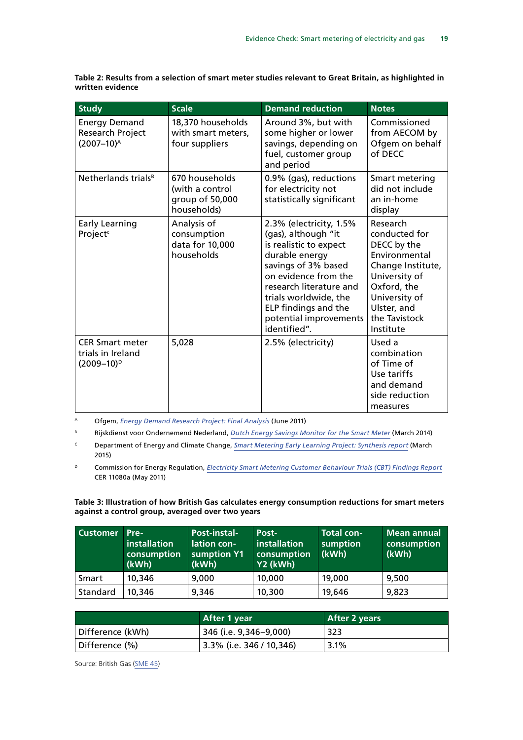**Table 2: Results from a selection of smart meter studies relevant to Great Britain, as highlighted in written evidence**

| Study | Scale | Demand reduction | Notes |
|---|---|---|---|
| Energy Demand Research Project (2007–10)[A] | 18,370 households with smart meters, four suppliers | Around 3%, but with some higher or lower savings, depending on fuel, customer group and period | Commissioned from AECOM by Ofgem on behalf of DECC |
| Netherlands trials[B] | 670 households (with a control group of 50,000 households) | 0.9% (gas), reductions for electricity not statistically significant | Smart metering did not include an in-home display |
| Early Learning Project[C] | Analysis of consumption data for 10,000 households | 2.3% (electricity, 1.5% (gas), although "it is realistic to expect durable energy savings of 3% based on evidence from the research literature and trials worldwide, the ELP findings and the potential improvements identified". | Research conducted for DECC by the Environmental Change Institute, University of Oxford, the University of Ulster, and the Tavistock Institute |
| CER Smart meter trials in Ireland (2009–10)[D] | 5,028 | 2.5% (electricity) | Used a combination of Time of Use tariffs and demand side reduction measures |

[A] Ofgem, *Energy Demand Research Project: Final Analysis* (June 2011)

[B] Rijksdienst voor Ondernemend Nederland, *Dutch Energy Savings Monitor for the Smart Meter* (March 2014)

[C] Department of Energy and Climate Change, *Smart Metering Early Learning Project: Synthesis report* (March 2015)

[D] Commission for Energy Regulation, *Electricity Smart Metering Customer Behaviour Trials (CBT) Findings Report* CER 11080a (May 2011)

**Table 3: Illustration of how British Gas calculates energy consumption reductions for smart meters against a control group, averaged over two years**

| Customer | Pre-installation consumption (kWh) | Post-installation consumption Y1 (kWh) | Post-installation consumption Y2 (kWh) | Total consumption (kWh) | Mean annual consumption (kWh) |
|---|---|---|---|---|---|
| Smart | 10,346 | 9,000 | 10,000 | 19,000 | 9,500 |
| Standard | 10,346 | 9,346 | 10,300 | 19,646 | 9,823 |

| | After 1 year | After 2 years |
|---|---|---|
| Difference (kWh) | 346 (i.e. 9,346–9,000) | 323 |
| Difference (%) | 3.3% (i.e. 346 / 10,346) | 3.1% |

Source: British Gas (SME 45)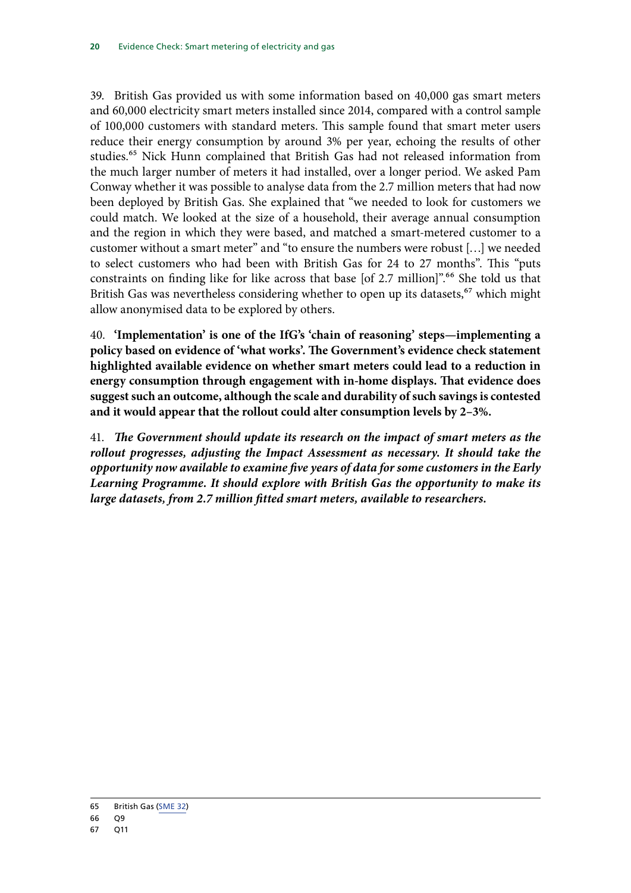39. British Gas provided us with some information based on 40,000 gas smart meters and 60,000 electricity smart meters installed since 2014, compared with a control sample of 100,000 customers with standard meters. This sample found that smart meter users reduce their energy consumption by around 3% per year, echoing the results of other studies.[65] Nick Hunn complained that British Gas had not released information from the much larger number of meters it had installed, over a longer period. We asked Pam Conway whether it was possible to analyse data from the 2.7 million meters that had now been deployed by British Gas. She explained that "we needed to look for customers we could match. We looked at the size of a household, their average annual consumption and the region in which they were based, and matched a smart-metered customer to a customer without a smart meter" and "to ensure the numbers were robust […] we needed to select customers who had been with British Gas for 24 to 27 months". This "puts constraints on finding like for like across that base [of 2.7 million]".[66] She told us that British Gas was nevertheless considering whether to open up its datasets,[67] which might allow anonymised data to be explored by others.

40. **'Implementation' is one of the IfG's 'chain of reasoning' steps—implementing a policy based on evidence of 'what works'. The Government's evidence check statement highlighted available evidence on whether smart meters could lead to a reduction in energy consumption through engagement with in-home displays. That evidence does suggest such an outcome, although the scale and durability of such savings is contested and it would appear that the rollout could alter consumption levels by 2–3%.**

41. ***The Government should update its research on the impact of smart meters as the rollout progresses, adjusting the Impact Assessment as necessary. It should take the opportunity now available to examine five years of data for some customers in the Early Learning Programme. It should explore with British Gas the opportunity to make its large datasets, from 2.7 million fitted smart meters, available to researchers.***

---

65 British Gas (SME 32)

66 Q9

67 Q11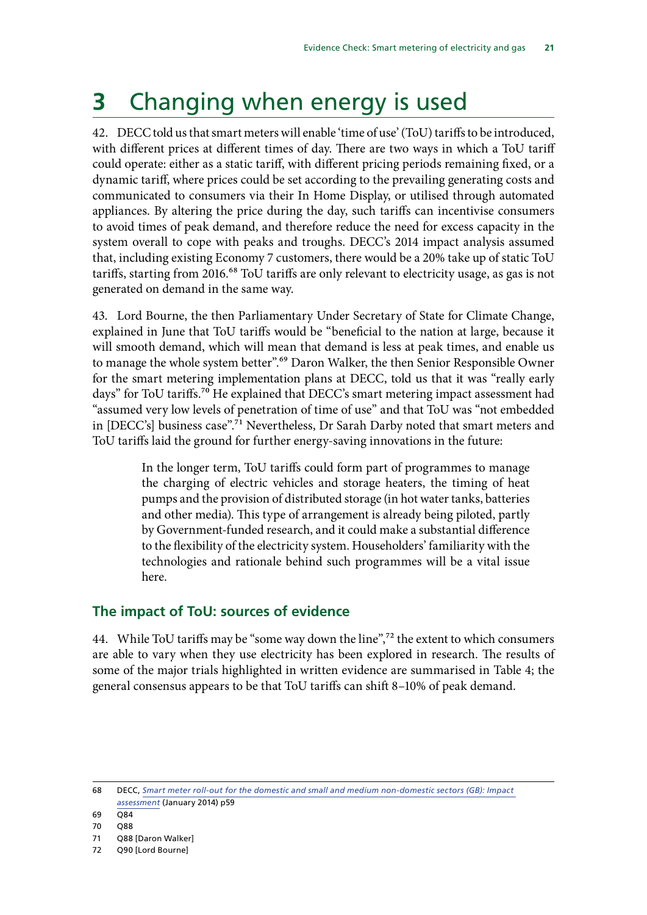# 3 Changing when energy is used

42. DECC told us that smart meters will enable 'time of use' (ToU) tariffs to be introduced, with different prices at different times of day. There are two ways in which a ToU tariff could operate: either as a static tariff, with different pricing periods remaining fixed, or a dynamic tariff, where prices could be set according to the prevailing generating costs and communicated to consumers via their In Home Display, or utilised through automated appliances. By altering the price during the day, such tariffs can incentivise consumers to avoid times of peak demand, and therefore reduce the need for excess capacity in the system overall to cope with peaks and troughs. DECC's 2014 impact analysis assumed that, including existing Economy 7 customers, there would be a 20% take up of static ToU tariffs, starting from 2016.[68] ToU tariffs are only relevant to electricity usage, as gas is not generated on demand in the same way.

43. Lord Bourne, the then Parliamentary Under Secretary of State for Climate Change, explained in June that ToU tariffs would be "beneficial to the nation at large, because it will smooth demand, which will mean that demand is less at peak times, and enable us to manage the whole system better".[69] Daron Walker, the then Senior Responsible Owner for the smart metering implementation plans at DECC, told us that it was "really early days" for ToU tariffs.[70] He explained that DECC's smart metering impact assessment had "assumed very low levels of penetration of time of use" and that ToU was "not embedded in [DECC's] business case".[71] Nevertheless, Dr Sarah Darby noted that smart meters and ToU tariffs laid the ground for further energy-saving innovations in the future:

> In the longer term, ToU tariffs could form part of programmes to manage the charging of electric vehicles and storage heaters, the timing of heat pumps and the provision of distributed storage (in hot water tanks, batteries and other media). This type of arrangement is already being piloted, partly by Government-funded research, and it could make a substantial difference to the flexibility of the electricity system. Householders' familiarity with the technologies and rationale behind such programmes will be a vital issue here.

## The impact of ToU: sources of evidence

44. While ToU tariffs may be "some way down the line",[72] the extent to which consumers are able to vary when they use electricity has been explored in research. The results of some of the major trials highlighted in written evidence are summarised in Table 4; the general consensus appears to be that ToU tariffs can shift 8–10% of peak demand.

---

68 DECC, *Smart meter roll-out for the domestic and small and medium non-domestic sectors (GB): Impact assessment* (January 2014) p59

69 Q84

70 Q88

71 Q88 [Daron Walker]

72 Q90 [Lord Bourne]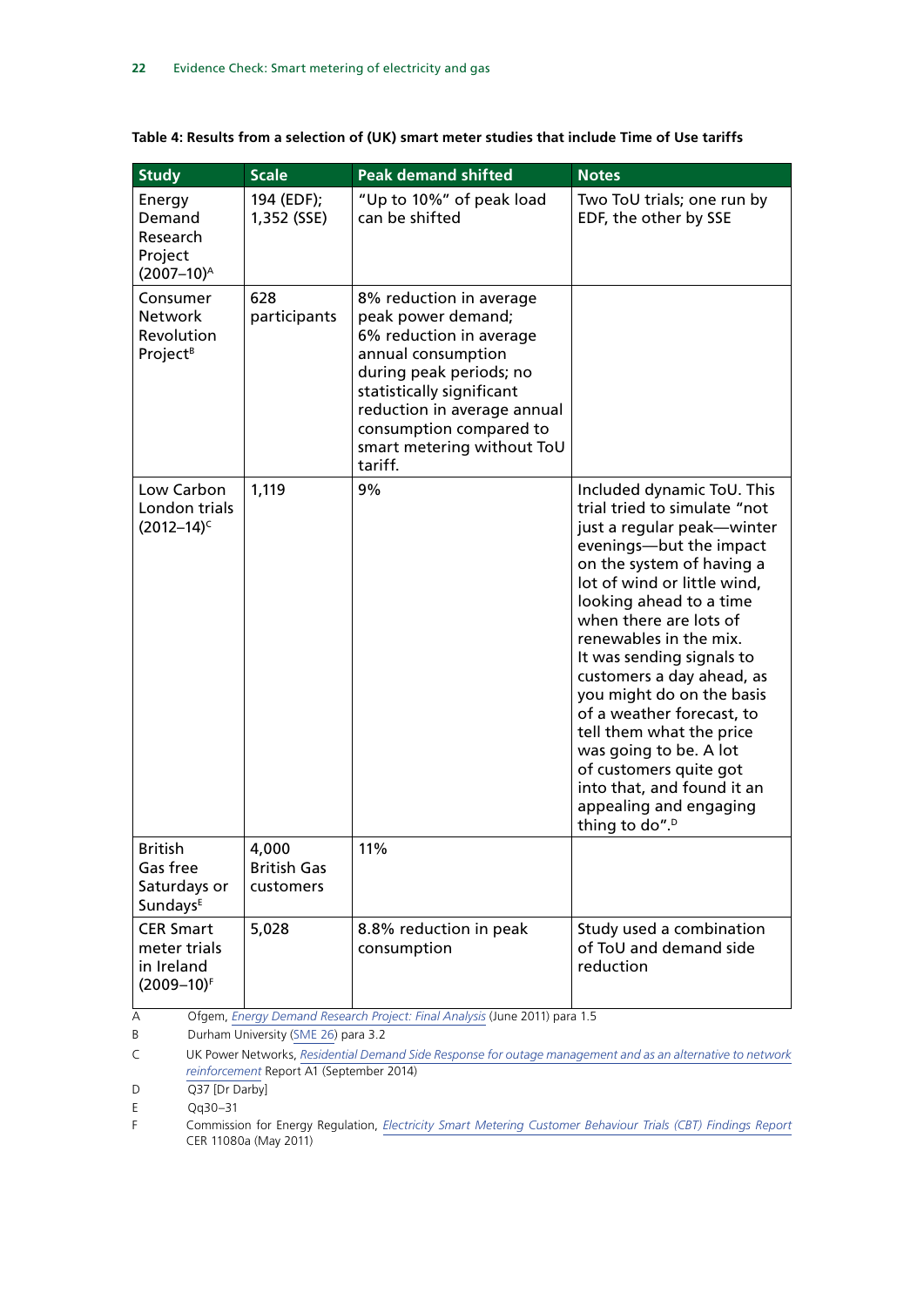**Table 4: Results from a selection of (UK) smart meter studies that include Time of Use tariffs**

| Study | Scale | Peak demand shifted | Notes |
|---|---|---|---|
| Energy Demand Research Project (2007–10)[A] | 194 (EDF); 1,352 (SSE) | "Up to 10%" of peak load can be shifted | Two ToU trials; one run by EDF, the other by SSE |
| Consumer Network Revolution Project[B] | 628 participants | 8% reduction in average peak power demand; 6% reduction in average annual consumption during peak periods; no statistically significant reduction in average annual consumption compared to smart metering without ToU tariff. | |
| Low Carbon London trials (2012–14)[C] | 1,119 | 9% | Included dynamic ToU. This trial tried to simulate "not just a regular peak—winter evenings—but the impact on the system of having a lot of wind or little wind, looking ahead to a time when there are lots of renewables in the mix. It was sending signals to customers a day ahead, as you might do on the basis of a weather forecast, to tell them what the price was going to be. A lot of customers quite got into that, and found it an appealing and engaging thing to do".[D] |
| British Gas free Saturdays or Sundays[E] | 4,000 British Gas customers | 11% | |
| CER Smart meter trials in Ireland (2009–10)[F] | 5,028 | 8.8% reduction in peak consumption | Study used a combination of ToU and demand side reduction |

A Ofgem, *Energy Demand Research Project: Final Analysis* (June 2011) para 1.5

B Durham University (SME 26) para 3.2

C UK Power Networks, *Residential Demand Side Response for outage management and as an alternative to network reinforcement* Report A1 (September 2014)

D Q37 [Dr Darby]

E Qq30–31

F Commission for Energy Regulation, *Electricity Smart Metering Customer Behaviour Trials (CBT) Findings Report* CER 11080a (May 2011)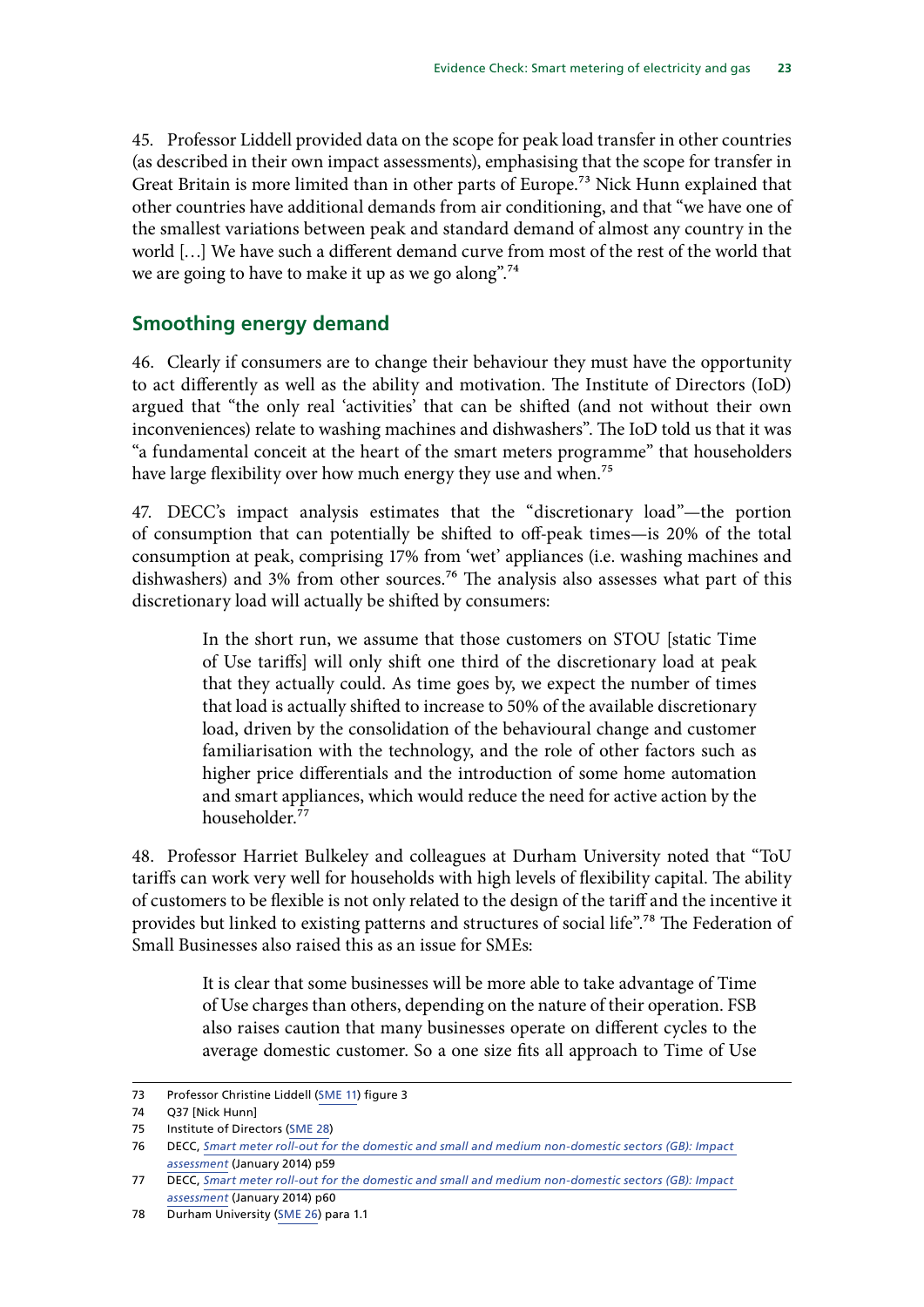45. Professor Liddell provided data on the scope for peak load transfer in other countries (as described in their own impact assessments), emphasising that the scope for transfer in Great Britain is more limited than in other parts of Europe.[73] Nick Hunn explained that other countries have additional demands from air conditioning, and that "we have one of the smallest variations between peak and standard demand of almost any country in the world […] We have such a different demand curve from most of the rest of the world that we are going to have to make it up as we go along".[74]

## Smoothing energy demand

46. Clearly if consumers are to change their behaviour they must have the opportunity to act differently as well as the ability and motivation. The Institute of Directors (IoD) argued that "the only real 'activities' that can be shifted (and not without their own inconveniences) relate to washing machines and dishwashers". The IoD told us that it was "a fundamental conceit at the heart of the smart meters programme" that householders have large flexibility over how much energy they use and when.[75]

47. DECC's impact analysis estimates that the "discretionary load"—the portion of consumption that can potentially be shifted to off-peak times—is 20% of the total consumption at peak, comprising 17% from 'wet' appliances (i.e. washing machines and dishwashers) and 3% from other sources.[76] The analysis also assesses what part of this discretionary load will actually be shifted by consumers:

> In the short run, we assume that those customers on STOU [static Time of Use tariffs] will only shift one third of the discretionary load at peak that they actually could. As time goes by, we expect the number of times that load is actually shifted to increase to 50% of the available discretionary load, driven by the consolidation of the behavioural change and customer familiarisation with the technology, and the role of other factors such as higher price differentials and the introduction of some home automation and smart appliances, which would reduce the need for active action by the householder.[77]

48. Professor Harriet Bulkeley and colleagues at Durham University noted that "ToU tariffs can work very well for households with high levels of flexibility capital. The ability of customers to be flexible is not only related to the design of the tariff and the incentive it provides but linked to existing patterns and structures of social life".[78] The Federation of Small Businesses also raised this as an issue for SMEs:

> It is clear that some businesses will be more able to take advantage of Time of Use charges than others, depending on the nature of their operation. FSB also raises caution that many businesses operate on different cycles to the average domestic customer. So a one size fits all approach to Time of Use

---

73 Professor Christine Liddell (SME 11) figure 3

74 Q37 [Nick Hunn]

75 Institute of Directors (SME 28)

76 DECC, *Smart meter roll-out for the domestic and small and medium non-domestic sectors (GB): Impact assessment* (January 2014) p59

77 DECC, *Smart meter roll-out for the domestic and small and medium non-domestic sectors (GB): Impact assessment* (January 2014) p60

78 Durham University (SME 26) para 1.1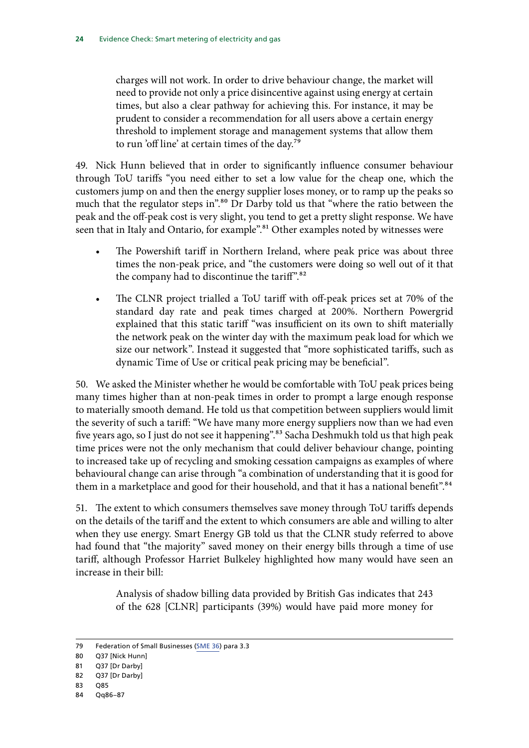> charges will not work. In order to drive behaviour change, the market will need to provide not only a price disincentive against using energy at certain times, but also a clear pathway for achieving this. For instance, it may be prudent to consider a recommendation for all users above a certain energy threshold to implement storage and management systems that allow them to run 'off line' at certain times of the day.[79]

49. Nick Hunn believed that in order to significantly influence consumer behaviour through ToU tariffs "you need either to set a low value for the cheap one, which the customers jump on and then the energy supplier loses money, or to ramp up the peaks so much that the regulator steps in".[80] Dr Darby told us that "where the ratio between the peak and the off-peak cost is very slight, you tend to get a pretty slight response. We have seen that in Italy and Ontario, for example".[81] Other examples noted by witnesses were

- The Powershift tariff in Northern Ireland, where peak price was about three times the non-peak price, and "the customers were doing so well out of it that the company had to discontinue the tariff".[82]
- The CLNR project trialled a ToU tariff with off-peak prices set at 70% of the standard day rate and peak times charged at 200%. Northern Powergrid explained that this static tariff "was insufficient on its own to shift materially the network peak on the winter day with the maximum peak load for which we size our network". Instead it suggested that "more sophisticated tariffs, such as dynamic Time of Use or critical peak pricing may be beneficial".

50. We asked the Minister whether he would be comfortable with ToU peak prices being many times higher than at non-peak times in order to prompt a large enough response to materially smooth demand. He told us that competition between suppliers would limit the severity of such a tariff: "We have many more energy suppliers now than we had even five years ago, so I just do not see it happening".[83] Sacha Deshmukh told us that high peak time prices were not the only mechanism that could deliver behaviour change, pointing to increased take up of recycling and smoking cessation campaigns as examples of where behavioural change can arise through "a combination of understanding that it is good for them in a marketplace and good for their household, and that it has a national benefit".[84]

51. The extent to which consumers themselves save money through ToU tariffs depends on the details of the tariff and the extent to which consumers are able and willing to alter when they use energy. Smart Energy GB told us that the CLNR study referred to above had found that "the majority" saved money on their energy bills through a time of use tariff, although Professor Harriet Bulkeley highlighted how many would have seen an increase in their bill:

> Analysis of shadow billing data provided by British Gas indicates that 243 of the 628 [CLNR] participants (39%) would have paid more money for

---

79 Federation of Small Businesses (SME 36) para 3.3

80 Q37 [Nick Hunn]

81 Q37 [Dr Darby]

82 Q37 [Dr Darby]

83 Q85

84 Qq86–87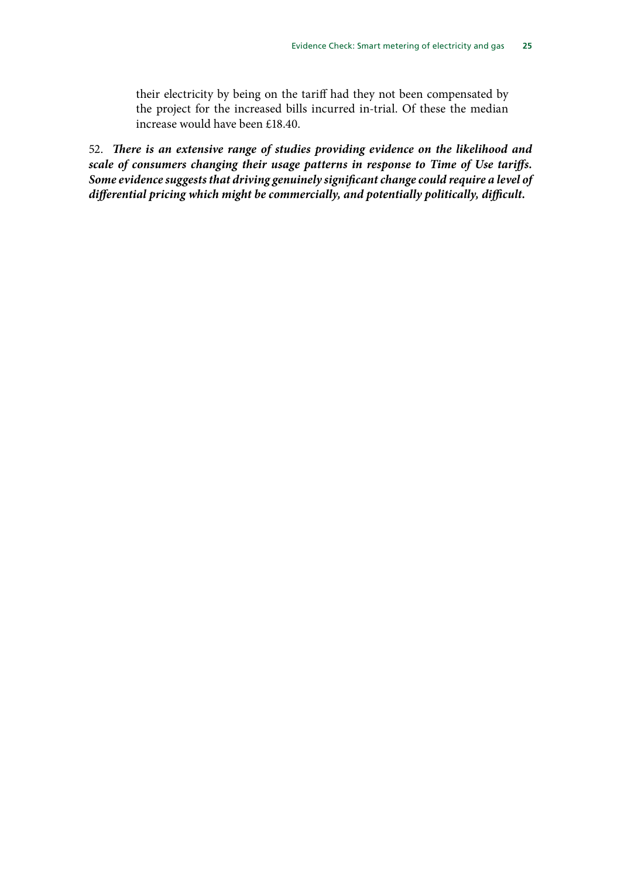their electricity by being on the tariff had they not been compensated by the project for the increased bills incurred in-trial. Of these the median increase would have been £18.40.

52. ***There is an extensive range of studies providing evidence on the likelihood and scale of consumers changing their usage patterns in response to Time of Use tariffs. Some evidence suggests that driving genuinely significant change could require a level of differential pricing which might be commercially, and potentially politically, difficult.***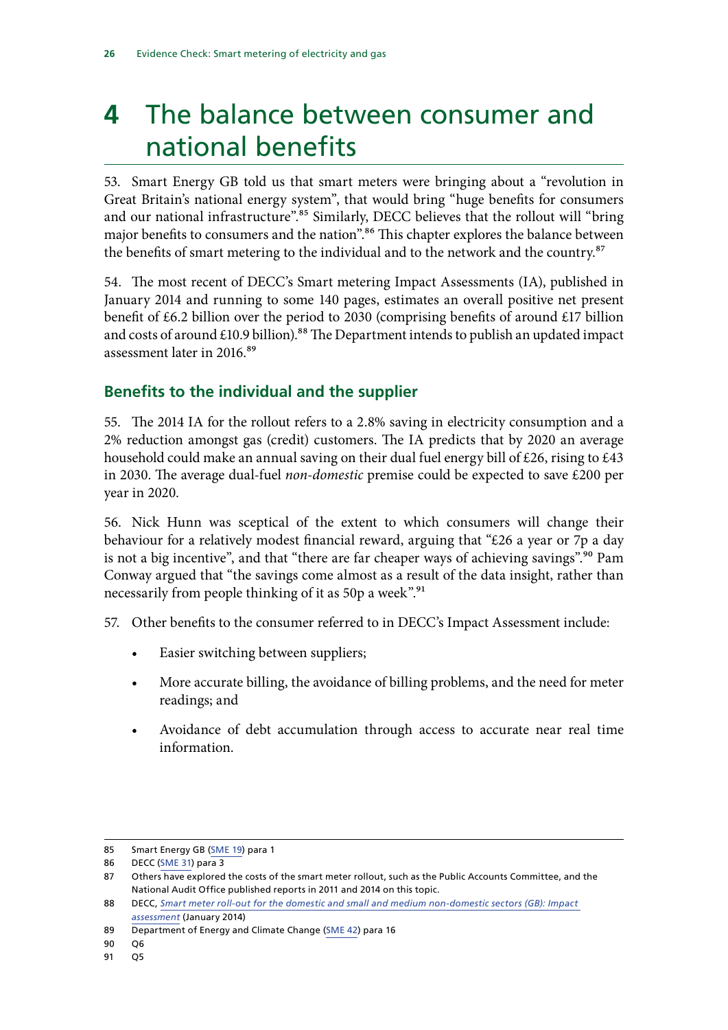# 4 The balance between consumer and national benefits

53. Smart Energy GB told us that smart meters were bringing about a "revolution in Great Britain's national energy system", that would bring "huge benefits for consumers and our national infrastructure".[85] Similarly, DECC believes that the rollout will "bring major benefits to consumers and the nation".[86] This chapter explores the balance between the benefits of smart metering to the individual and to the network and the country.[87]

54. The most recent of DECC's Smart metering Impact Assessments (IA), published in January 2014 and running to some 140 pages, estimates an overall positive net present benefit of £6.2 billion over the period to 2030 (comprising benefits of around £17 billion and costs of around £10.9 billion).[88] The Department intends to publish an updated impact assessment later in 2016.[89]

## Benefits to the individual and the supplier

55. The 2014 IA for the rollout refers to a 2.8% saving in electricity consumption and a 2% reduction amongst gas (credit) customers. The IA predicts that by 2020 an average household could make an annual saving on their dual fuel energy bill of £26, rising to £43 in 2030. The average dual-fuel *non-domestic* premise could be expected to save £200 per year in 2020.

56. Nick Hunn was sceptical of the extent to which consumers will change their behaviour for a relatively modest financial reward, arguing that "£26 a year or 7p a day is not a big incentive", and that "there are far cheaper ways of achieving savings".[90] Pam Conway argued that "the savings come almost as a result of the data insight, rather than necessarily from people thinking of it as 50p a week".[91]

57. Other benefits to the consumer referred to in DECC's Impact Assessment include:

- Easier switching between suppliers;
- More accurate billing, the avoidance of billing problems, and the need for meter readings; and
- Avoidance of debt accumulation through access to accurate near real time information.

---

85 Smart Energy GB (SME 19) para 1

86 DECC (SME 31) para 3

87 Others have explored the costs of the smart meter rollout, such as the Public Accounts Committee, and the National Audit Office published reports in 2011 and 2014 on this topic.

88 DECC, *Smart meter roll-out for the domestic and small and medium non-domestic sectors (GB): Impact assessment* (January 2014)

89 Department of Energy and Climate Change (SME 42) para 16

90 Q6

91 Q5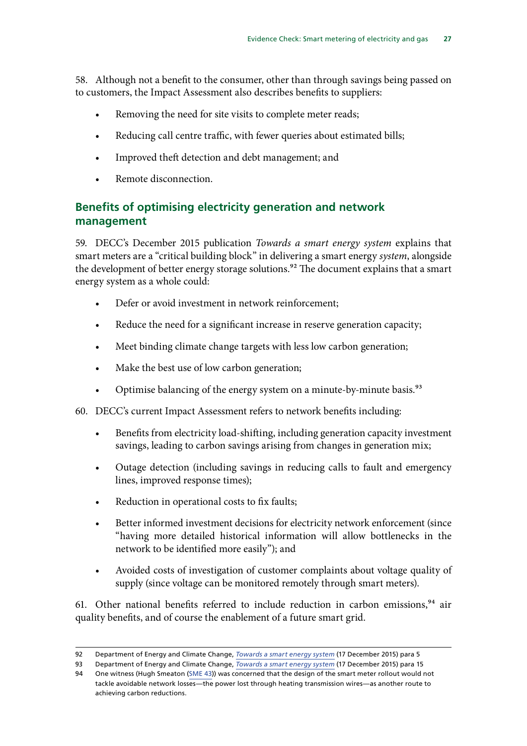58. Although not a benefit to the consumer, other than through savings being passed on to customers, the Impact Assessment also describes benefits to suppliers:

- Removing the need for site visits to complete meter reads;
- Reducing call centre traffic, with fewer queries about estimated bills;
- Improved theft detection and debt management; and
- Remote disconnection.

## Benefits of optimising electricity generation and network management

59. DECC's December 2015 publication *Towards a smart energy system* explains that smart meters are a "critical building block" in delivering a smart energy *system*, alongside the development of better energy storage solutions.[92] The document explains that a smart energy system as a whole could:

- Defer or avoid investment in network reinforcement;
- Reduce the need for a significant increase in reserve generation capacity;
- Meet binding climate change targets with less low carbon generation;
- Make the best use of low carbon generation;
- Optimise balancing of the energy system on a minute-by-minute basis.[93]

60. DECC's current Impact Assessment refers to network benefits including:

- Benefits from electricity load-shifting, including generation capacity investment savings, leading to carbon savings arising from changes in generation mix;
- Outage detection (including savings in reducing calls to fault and emergency lines, improved response times);
- Reduction in operational costs to fix faults;
- Better informed investment decisions for electricity network enforcement (since "having more detailed historical information will allow bottlenecks in the network to be identified more easily"); and
- Avoided costs of investigation of customer complaints about voltage quality of supply (since voltage can be monitored remotely through smart meters).

61. Other national benefits referred to include reduction in carbon emissions,[94] air quality benefits, and of course the enablement of a future smart grid.

---

92 Department of Energy and Climate Change, *Towards a smart energy system* (17 December 2015) para 5

93 Department of Energy and Climate Change, *Towards a smart energy system* (17 December 2015) para 15

94 One witness (Hugh Smeaton (SME 43)) was concerned that the design of the smart meter rollout would not tackle avoidable network losses—the power lost through heating transmission wires—as another route to achieving carbon reductions.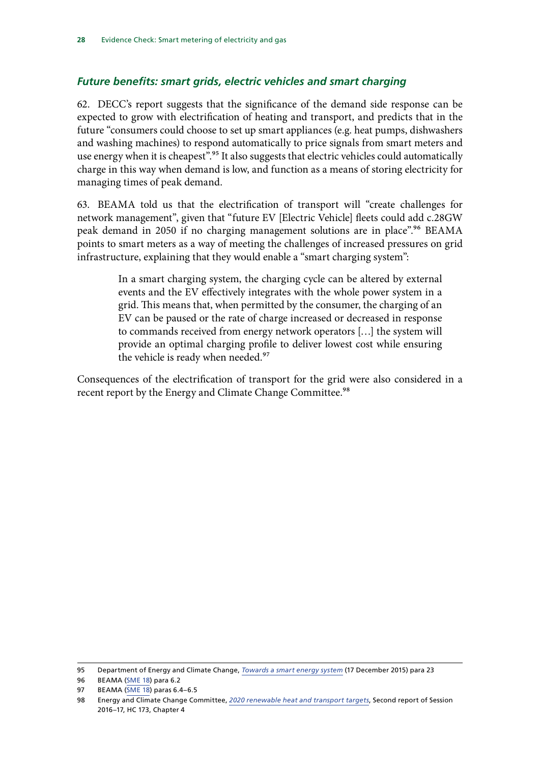### *Future benefits: smart grids, electric vehicles and smart charging*

62. DECC's report suggests that the significance of the demand side response can be expected to grow with electrification of heating and transport, and predicts that in the future "consumers could choose to set up smart appliances (e.g. heat pumps, dishwashers and washing machines) to respond automatically to price signals from smart meters and use energy when it is cheapest".[95] It also suggests that electric vehicles could automatically charge in this way when demand is low, and function as a means of storing electricity for managing times of peak demand.

63. BEAMA told us that the electrification of transport will "create challenges for network management", given that "future EV [Electric Vehicle] fleets could add c.28GW peak demand in 2050 if no charging management solutions are in place".[96] BEAMA points to smart meters as a way of meeting the challenges of increased pressures on grid infrastructure, explaining that they would enable a "smart charging system":

> In a smart charging system, the charging cycle can be altered by external events and the EV effectively integrates with the whole power system in a grid. This means that, when permitted by the consumer, the charging of an EV can be paused or the rate of charge increased or decreased in response to commands received from energy network operators […] the system will provide an optimal charging profile to deliver lowest cost while ensuring the vehicle is ready when needed.[97]

Consequences of the electrification of transport for the grid were also considered in a recent report by the Energy and Climate Change Committee.[98]

---

95 Department of Energy and Climate Change, *Towards a smart energy system* (17 December 2015) para 23

96 BEAMA (SME 18) para 6.2

97 BEAMA (SME 18) paras 6.4–6.5

98 Energy and Climate Change Committee, *2020 renewable heat and transport targets*, Second report of Session 2016–17, HC 173, Chapter 4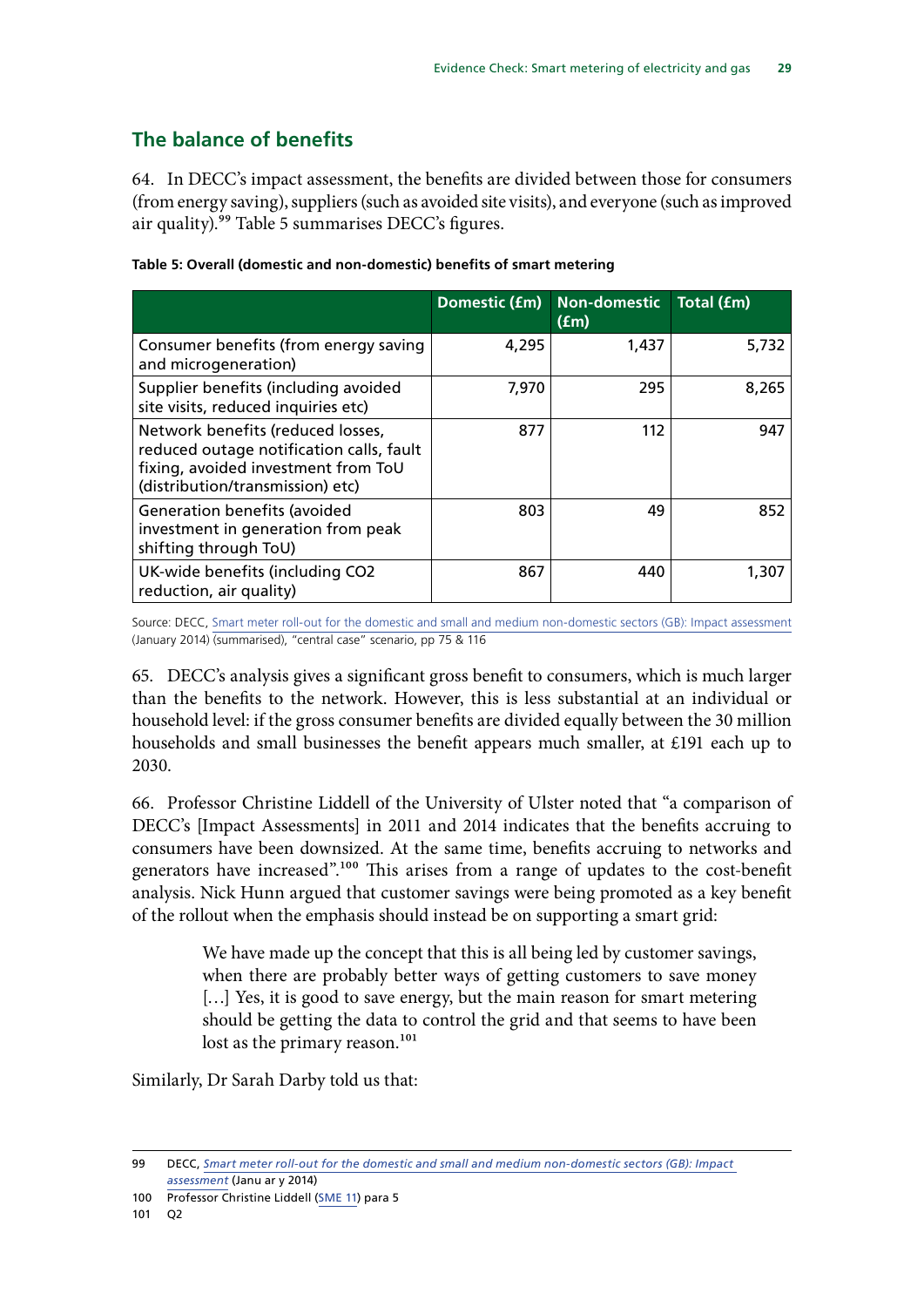## The balance of benefits

64. In DECC's impact assessment, the benefits are divided between those for consumers (from energy saving), suppliers (such as avoided site visits), and everyone (such as improved air quality).[99] Table 5 summarises DECC's figures.

**Table 5: Overall (domestic and non-domestic) benefits of smart metering**

| | Domestic (£m) | Non-domestic (£m) | Total (£m) |
|---|---|---|---|
| Consumer benefits (from energy saving and microgeneration) | 4,295 | 1,437 | 5,732 |
| Supplier benefits (including avoided site visits, reduced inquiries etc) | 7,970 | 295 | 8,265 |
| Network benefits (reduced losses, reduced outage notification calls, fault fixing, avoided investment from ToU (distribution/transmission) etc) | 877 | 112 | 947 |
| Generation benefits (avoided investment in generation from peak shifting through ToU) | 803 | 49 | 852 |
| UK-wide benefits (including CO2 reduction, air quality) | 867 | 440 | 1,307 |

Source: DECC, Smart meter roll-out for the domestic and small and medium non-domestic sectors (GB): Impact assessment (January 2014) (summarised), "central case" scenario, pp 75 & 116

65. DECC's analysis gives a significant gross benefit to consumers, which is much larger than the benefits to the network. However, this is less substantial at an individual or household level: if the gross consumer benefits are divided equally between the 30 million households and small businesses the benefit appears much smaller, at £191 each up to 2030.

66. Professor Christine Liddell of the University of Ulster noted that "a comparison of DECC's [Impact Assessments] in 2011 and 2014 indicates that the benefits accruing to consumers have been downsized. At the same time, benefits accruing to networks and generators have increased".[100] This arises from a range of updates to the cost-benefit analysis. Nick Hunn argued that customer savings were being promoted as a key benefit of the rollout when the emphasis should instead be on supporting a smart grid:

> We have made up the concept that this is all being led by customer savings, when there are probably better ways of getting customers to save money […] Yes, it is good to save energy, but the main reason for smart metering should be getting the data to control the grid and that seems to have been lost as the primary reason.[101]

Similarly, Dr Sarah Darby told us that:

---

99 DECC, *Smart meter roll-out for the domestic and small and medium non-domestic sectors (GB): Impact assessment* (Janu ar y 2014)

100 Professor Christine Liddell (SME 11) para 5

101 Q2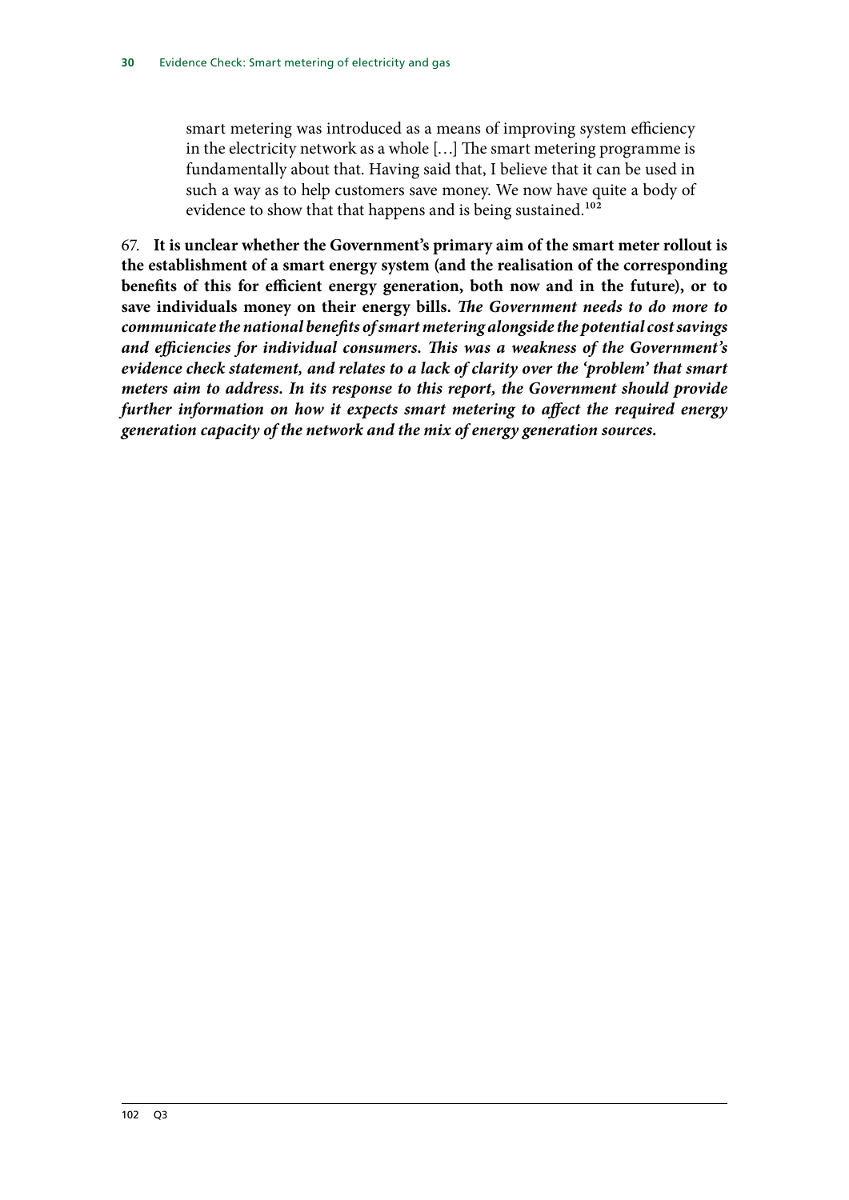> smart metering was introduced as a means of improving system efficiency in the electricity network as a whole […] The smart metering programme is fundamentally about that. Having said that, I believe that it can be used in such a way as to help customers save money. We now have quite a body of evidence to show that that happens and is being sustained.[102]

67. **It is unclear whether the Government's primary aim of the smart meter rollout is the establishment of a smart energy system (and the realisation of the corresponding benefits of this for efficient energy generation, both now and in the future), or to save individuals money on their energy bills.** ***The Government needs to do more to communicate the national benefits of smart metering alongside the potential cost savings and efficiencies for individual consumers. This was a weakness of the Government's evidence check statement, and relates to a lack of clarity over the 'problem' that smart meters aim to address. In its response to this report, the Government should provide further information on how it expects smart metering to affect the required energy generation capacity of the network and the mix of energy generation sources.***

102 Q3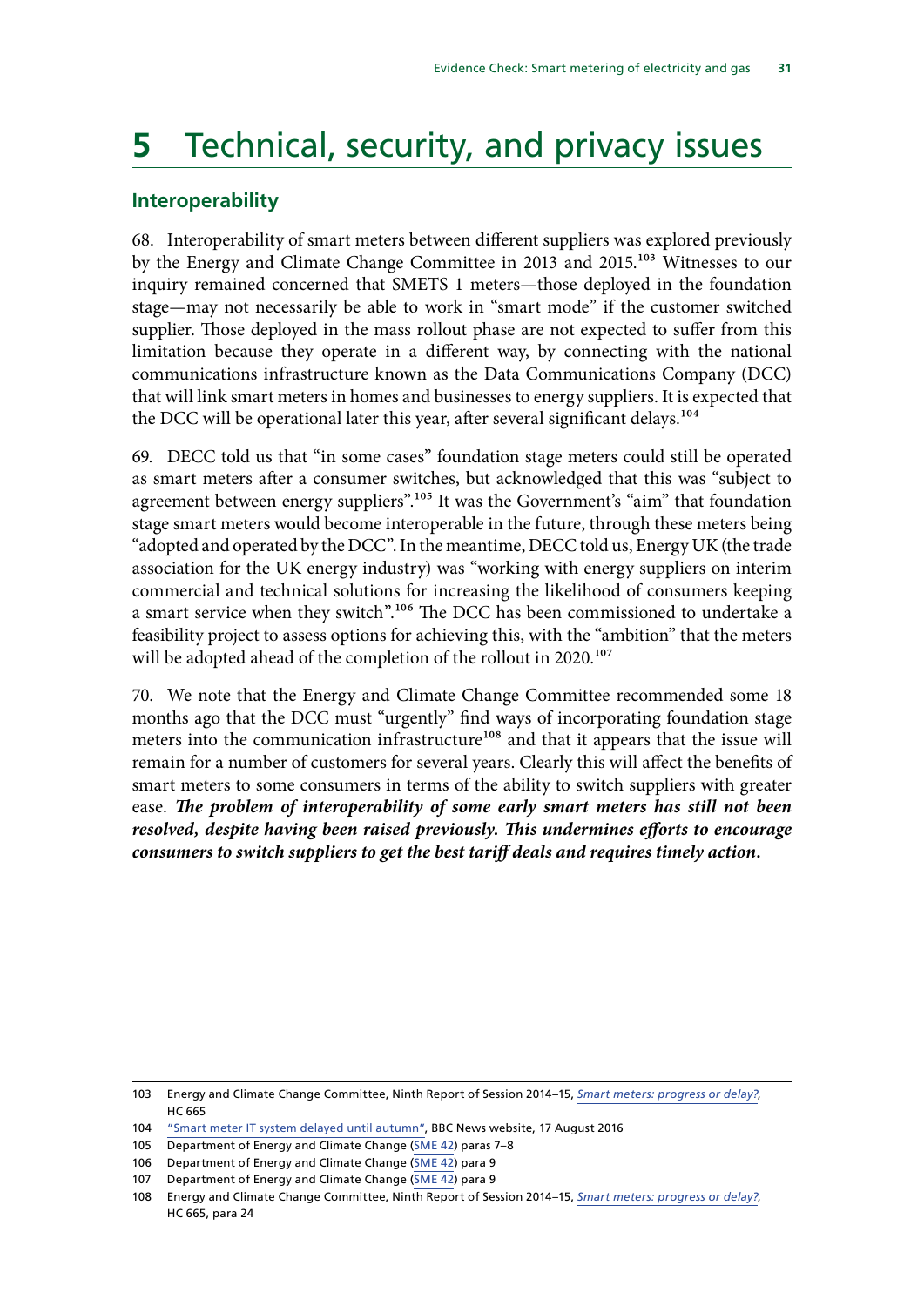# 5 Technical, security, and privacy issues

## Interoperability

68. Interoperability of smart meters between different suppliers was explored previously by the Energy and Climate Change Committee in 2013 and 2015.[103] Witnesses to our inquiry remained concerned that SMETS 1 meters—those deployed in the foundation stage—may not necessarily be able to work in "smart mode" if the customer switched supplier. Those deployed in the mass rollout phase are not expected to suffer from this limitation because they operate in a different way, by connecting with the national communications infrastructure known as the Data Communications Company (DCC) that will link smart meters in homes and businesses to energy suppliers. It is expected that the DCC will be operational later this year, after several significant delays.[104]

69. DECC told us that "in some cases" foundation stage meters could still be operated as smart meters after a consumer switches, but acknowledged that this was "subject to agreement between energy suppliers".[105] It was the Government's "aim" that foundation stage smart meters would become interoperable in the future, through these meters being "adopted and operated by the DCC". In the meantime, DECC told us, Energy UK (the trade association for the UK energy industry) was "working with energy suppliers on interim commercial and technical solutions for increasing the likelihood of consumers keeping a smart service when they switch".[106] The DCC has been commissioned to undertake a feasibility project to assess options for achieving this, with the "ambition" that the meters will be adopted ahead of the completion of the rollout in 2020.[107]

70. We note that the Energy and Climate Change Committee recommended some 18 months ago that the DCC must "urgently" find ways of incorporating foundation stage meters into the communication infrastructure[108] and that it appears that the issue will remain for a number of customers for several years. Clearly this will affect the benefits of smart meters to some consumers in terms of the ability to switch suppliers with greater ease. ***The problem of interoperability of some early smart meters has still not been resolved, despite having been raised previously. This undermines efforts to encourage consumers to switch suppliers to get the best tariff deals and requires timely action.***

103 Energy and Climate Change Committee, Ninth Report of Session 2014–15, *Smart meters: progress or delay?*, HC 665

104 "Smart meter IT system delayed until autumn", BBC News website, 17 August 2016

105 Department of Energy and Climate Change (SME 42) paras 7–8

106 Department of Energy and Climate Change (SME 42) para 9

107 Department of Energy and Climate Change (SME 42) para 9

108 Energy and Climate Change Committee, Ninth Report of Session 2014–15, *Smart meters: progress or delay?*, HC 665, para 24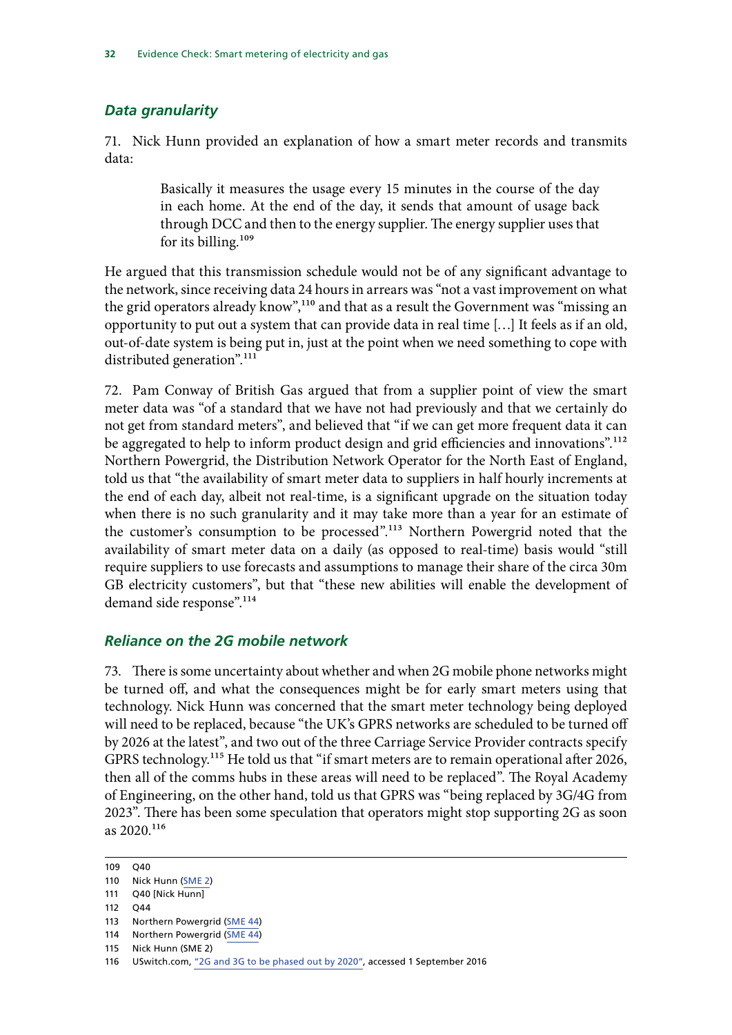### *Data granularity*

71. Nick Hunn provided an explanation of how a smart meter records and transmits data:

> Basically it measures the usage every 15 minutes in the course of the day in each home. At the end of the day, it sends that amount of usage back through DCC and then to the energy supplier. The energy supplier uses that for its billing.[109]

He argued that this transmission schedule would not be of any significant advantage to the network, since receiving data 24 hours in arrears was "not a vast improvement on what the grid operators already know",[110] and that as a result the Government was "missing an opportunity to put out a system that can provide data in real time […] It feels as if an old, out-of-date system is being put in, just at the point when we need something to cope with distributed generation".[111]

72. Pam Conway of British Gas argued that from a supplier point of view the smart meter data was "of a standard that we have not had previously and that we certainly do not get from standard meters", and believed that "if we can get more frequent data it can be aggregated to help to inform product design and grid efficiencies and innovations".[112] Northern Powergrid, the Distribution Network Operator for the North East of England, told us that "the availability of smart meter data to suppliers in half hourly increments at the end of each day, albeit not real-time, is a significant upgrade on the situation today when there is no such granularity and it may take more than a year for an estimate of the customer's consumption to be processed".[113] Northern Powergrid noted that the availability of smart meter data on a daily (as opposed to real-time) basis would "still require suppliers to use forecasts and assumptions to manage their share of the circa 30m GB electricity customers", but that "these new abilities will enable the development of demand side response".[114]

### *Reliance on the 2G mobile network*

73. There is some uncertainty about whether and when 2G mobile phone networks might be turned off, and what the consequences might be for early smart meters using that technology. Nick Hunn was concerned that the smart meter technology being deployed will need to be replaced, because "the UK's GPRS networks are scheduled to be turned off by 2026 at the latest", and two out of the three Carriage Service Provider contracts specify GPRS technology.[115] He told us that "if smart meters are to remain operational after 2026, then all of the comms hubs in these areas will need to be replaced". The Royal Academy of Engineering, on the other hand, told us that GPRS was "being replaced by 3G/4G from 2023". There has been some speculation that operators might stop supporting 2G as soon as 2020.[116]

---

109 Q40

110 Nick Hunn (SME 2)

111 Q40 [Nick Hunn]

112 Q44

113 Northern Powergrid (SME 44)

114 Northern Powergrid (SME 44)

115 Nick Hunn (SME 2)

116 USwitch.com, "2G and 3G to be phased out by 2020", accessed 1 September 2016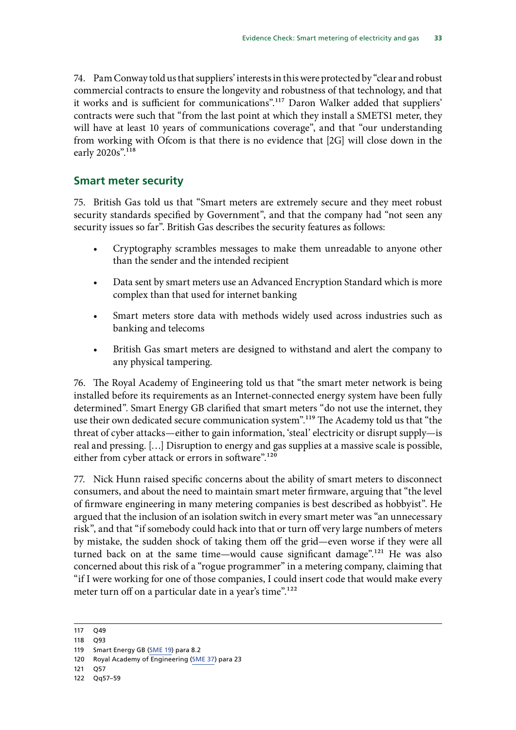74. Pam Conway told us that suppliers' interests in this were protected by "clear and robust commercial contracts to ensure the longevity and robustness of that technology, and that it works and is sufficient for communications".[117] Daron Walker added that suppliers' contracts were such that "from the last point at which they install a SMETS1 meter, they will have at least 10 years of communications coverage", and that "our understanding from working with Ofcom is that there is no evidence that [2G] will close down in the early 2020s".[118]

## Smart meter security

75. British Gas told us that "Smart meters are extremely secure and they meet robust security standards specified by Government", and that the company had "not seen any security issues so far". British Gas describes the security features as follows:

- Cryptography scrambles messages to make them unreadable to anyone other than the sender and the intended recipient
- Data sent by smart meters use an Advanced Encryption Standard which is more complex than that used for internet banking
- Smart meters store data with methods widely used across industries such as banking and telecoms
- British Gas smart meters are designed to withstand and alert the company to any physical tampering.

76. The Royal Academy of Engineering told us that "the smart meter network is being installed before its requirements as an Internet-connected energy system have been fully determined". Smart Energy GB clarified that smart meters "do not use the internet, they use their own dedicated secure communication system".[119] The Academy told us that "the threat of cyber attacks—either to gain information, 'steal' electricity or disrupt supply—is real and pressing. […] Disruption to energy and gas supplies at a massive scale is possible, either from cyber attack or errors in software".[120]

77. Nick Hunn raised specific concerns about the ability of smart meters to disconnect consumers, and about the need to maintain smart meter firmware, arguing that "the level of firmware engineering in many metering companies is best described as hobbyist". He argued that the inclusion of an isolation switch in every smart meter was "an unnecessary risk", and that "if somebody could hack into that or turn off very large numbers of meters by mistake, the sudden shock of taking them off the grid—even worse if they were all turned back on at the same time—would cause significant damage".[121] He was also concerned about this risk of a "rogue programmer" in a metering company, claiming that "if I were working for one of those companies, I could insert code that would make every meter turn off on a particular date in a year's time".[122]

117 Q49

118 Q93

119 Smart Energy GB (SME 19) para 8.2

120 Royal Academy of Engineering (SME 37) para 23

121 Q57

122 Qq57–59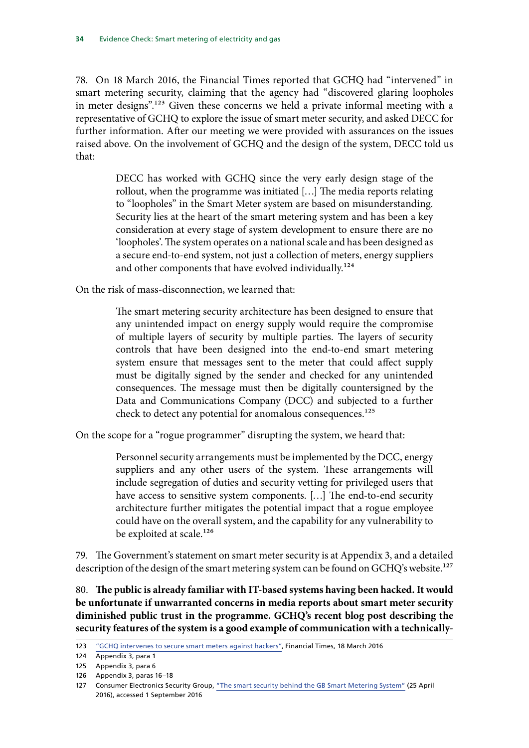78. On 18 March 2016, the Financial Times reported that GCHQ had "intervened" in smart metering security, claiming that the agency had "discovered glaring loopholes in meter designs".[123] Given these concerns we held a private informal meeting with a representative of GCHQ to explore the issue of smart meter security, and asked DECC for further information. After our meeting we were provided with assurances on the issues raised above. On the involvement of GCHQ and the design of the system, DECC told us that:

> DECC has worked with GCHQ since the very early design stage of the rollout, when the programme was initiated […] The media reports relating to "loopholes" in the Smart Meter system are based on misunderstanding. Security lies at the heart of the smart metering system and has been a key consideration at every stage of system development to ensure there are no 'loopholes'. The system operates on a national scale and has been designed as a secure end-to-end system, not just a collection of meters, energy suppliers and other components that have evolved individually.[124]

On the risk of mass-disconnection, we learned that:

> The smart metering security architecture has been designed to ensure that any unintended impact on energy supply would require the compromise of multiple layers of security by multiple parties. The layers of security controls that have been designed into the end-to-end smart metering system ensure that messages sent to the meter that could affect supply must be digitally signed by the sender and checked for any unintended consequences. The message must then be digitally countersigned by the Data and Communications Company (DCC) and subjected to a further check to detect any potential for anomalous consequences.[125]

On the scope for a "rogue programmer" disrupting the system, we heard that:

> Personnel security arrangements must be implemented by the DCC, energy suppliers and any other users of the system. These arrangements will include segregation of duties and security vetting for privileged users that have access to sensitive system components. […] The end-to-end security architecture further mitigates the potential impact that a rogue employee could have on the overall system, and the capability for any vulnerability to be exploited at scale.[126]

79. The Government's statement on smart meter security is at Appendix 3, and a detailed description of the design of the smart metering system can be found on GCHQ's website.[127]

80. **The public is already familiar with IT-based systems having been hacked. It would be unfortunate if unwarranted concerns in media reports about smart meter security diminished public trust in the programme. GCHQ's recent blog post describing the security features of the system is a good example of communication with a technically-**

---

123 "GCHQ intervenes to secure smart meters against hackers", Financial Times, 18 March 2016

124 Appendix 3, para 1

125 Appendix 3, para 6

126 Appendix 3, paras 16–18

127 Consumer Electronics Security Group, "The smart security behind the GB Smart Metering System" (25 April 2016), accessed 1 September 2016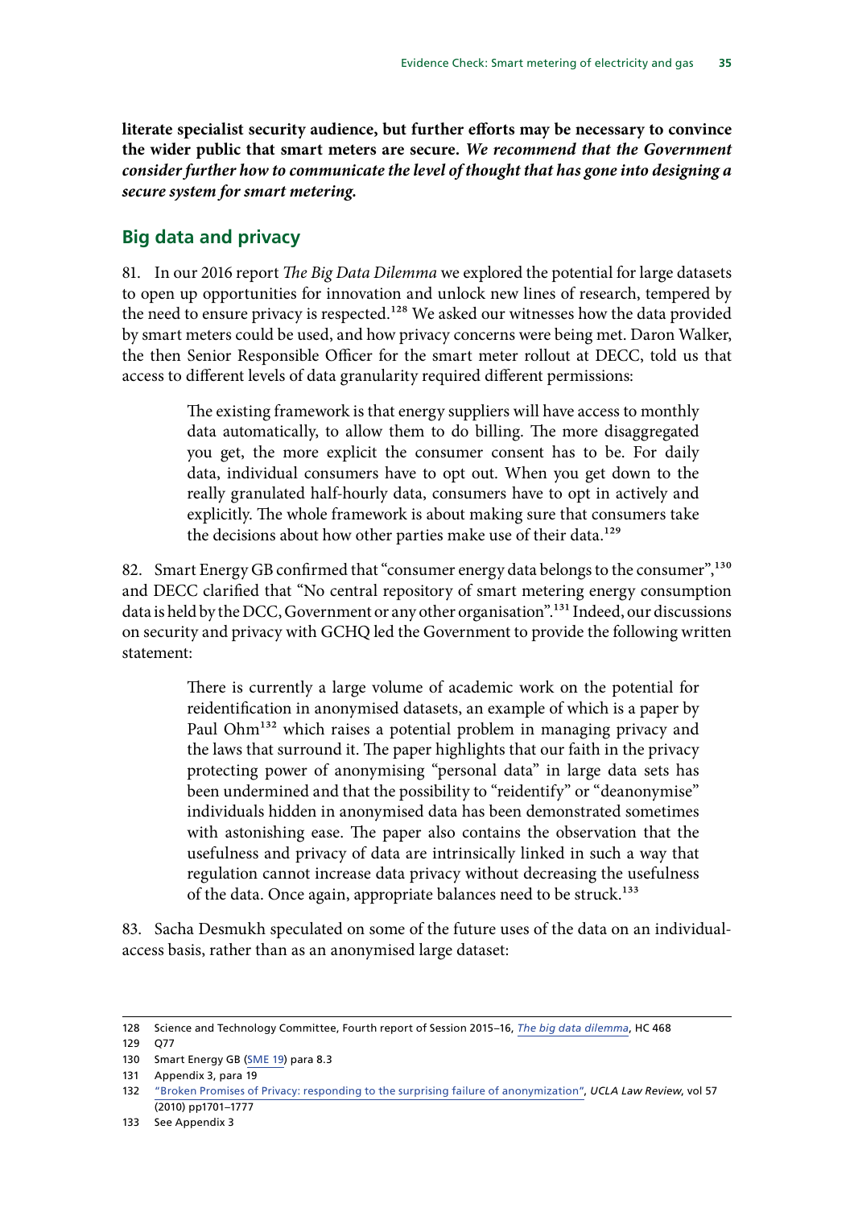**literate specialist security audience, but further efforts may be necessary to convince the wider public that smart meters are secure.** ***We recommend that the Government consider further how to communicate the level of thought that has gone into designing a secure system for smart metering.***

## Big data and privacy

81. In our 2016 report *The Big Data Dilemma* we explored the potential for large datasets to open up opportunities for innovation and unlock new lines of research, tempered by the need to ensure privacy is respected.[128] We asked our witnesses how the data provided by smart meters could be used, and how privacy concerns were being met. Daron Walker, the then Senior Responsible Officer for the smart meter rollout at DECC, told us that access to different levels of data granularity required different permissions:

> The existing framework is that energy suppliers will have access to monthly data automatically, to allow them to do billing. The more disaggregated you get, the more explicit the consumer consent has to be. For daily data, individual consumers have to opt out. When you get down to the really granulated half-hourly data, consumers have to opt in actively and explicitly. The whole framework is about making sure that consumers take the decisions about how other parties make use of their data.[129]

82. Smart Energy GB confirmed that "consumer energy data belongs to the consumer",[130] and DECC clarified that "No central repository of smart metering energy consumption data is held by the DCC, Government or any other organisation".[131] Indeed, our discussions on security and privacy with GCHQ led the Government to provide the following written statement:

> There is currently a large volume of academic work on the potential for reidentification in anonymised datasets, an example of which is a paper by Paul Ohm[132] which raises a potential problem in managing privacy and the laws that surround it. The paper highlights that our faith in the privacy protecting power of anonymising "personal data" in large data sets has been undermined and that the possibility to "reidentify" or "deanonymise" individuals hidden in anonymised data has been demonstrated sometimes with astonishing ease. The paper also contains the observation that the usefulness and privacy of data are intrinsically linked in such a way that regulation cannot increase data privacy without decreasing the usefulness of the data. Once again, appropriate balances need to be struck.[133]

83. Sacha Desmukh speculated on some of the future uses of the data on an individual-access basis, rather than as an anonymised large dataset:

---

128 Science and Technology Committee, Fourth report of Session 2015–16, *The big data dilemma*, HC 468

129 Q77

130 Smart Energy GB (SME 19) para 8.3

131 Appendix 3, para 19

132 "Broken Promises of Privacy: responding to the surprising failure of anonymization", *UCLA Law Review*, vol 57 (2010) pp1701–1777

133 See Appendix 3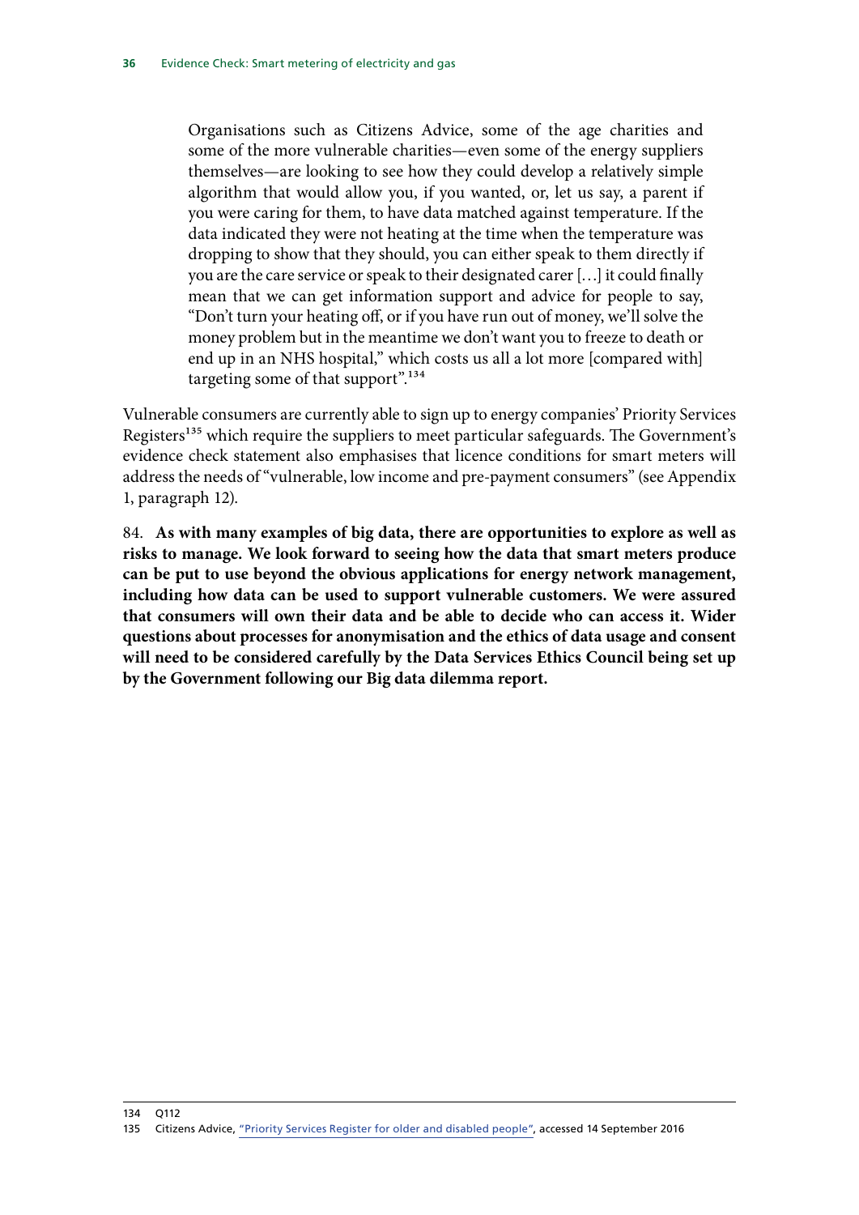> Organisations such as Citizens Advice, some of the age charities and some of the more vulnerable charities—even some of the energy suppliers themselves—are looking to see how they could develop a relatively simple algorithm that would allow you, if you wanted, or, let us say, a parent if you were caring for them, to have data matched against temperature. If the data indicated they were not heating at the time when the temperature was dropping to show that they should, you can either speak to them directly if you are the care service or speak to their designated carer […] it could finally mean that we can get information support and advice for people to say, "Don't turn your heating off, or if you have run out of money, we'll solve the money problem but in the meantime we don't want you to freeze to death or end up in an NHS hospital," which costs us all a lot more [compared with] targeting some of that support".[134]

Vulnerable consumers are currently able to sign up to energy companies' Priority Services Registers[135] which require the suppliers to meet particular safeguards. The Government's evidence check statement also emphasises that licence conditions for smart meters will address the needs of "vulnerable, low income and pre-payment consumers" (see Appendix 1, paragraph 12).

84. **As with many examples of big data, there are opportunities to explore as well as risks to manage. We look forward to seeing how the data that smart meters produce can be put to use beyond the obvious applications for energy network management, including how data can be used to support vulnerable customers. We were assured that consumers will own their data and be able to decide who can access it. Wider questions about processes for anonymisation and the ethics of data usage and consent will need to be considered carefully by the Data Services Ethics Council being set up by the Government following our Big data dilemma report.**

---

134 Q112

135 Citizens Advice, "Priority Services Register for older and disabled people", accessed 14 September 2016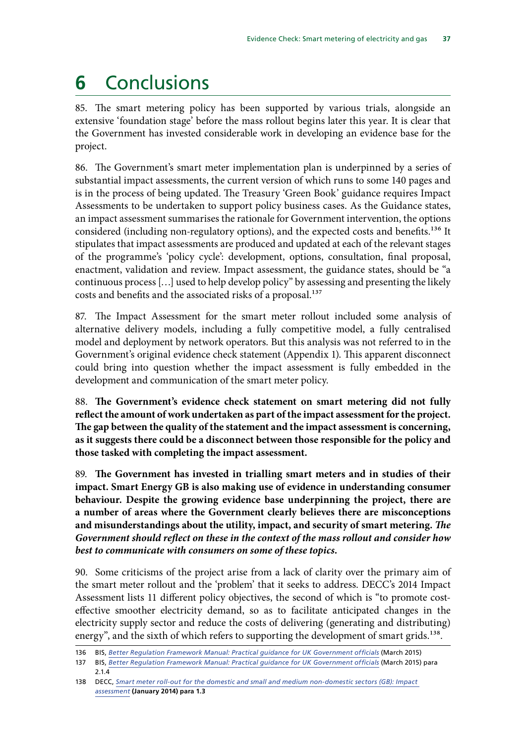# 6 Conclusions

85. The smart metering policy has been supported by various trials, alongside an extensive 'foundation stage' before the mass rollout begins later this year. It is clear that the Government has invested considerable work in developing an evidence base for the project.

86. The Government's smart meter implementation plan is underpinned by a series of substantial impact assessments, the current version of which runs to some 140 pages and is in the process of being updated. The Treasury 'Green Book' guidance requires Impact Assessments to be undertaken to support policy business cases. As the Guidance states, an impact assessment summarises the rationale for Government intervention, the options considered (including non-regulatory options), and the expected costs and benefits.[136] It stipulates that impact assessments are produced and updated at each of the relevant stages of the programme's 'policy cycle': development, options, consultation, final proposal, enactment, validation and review. Impact assessment, the guidance states, should be "a continuous process […] used to help develop policy" by assessing and presenting the likely costs and benefits and the associated risks of a proposal.[137]

87. The Impact Assessment for the smart meter rollout included some analysis of alternative delivery models, including a fully competitive model, a fully centralised model and deployment by network operators. But this analysis was not referred to in the Government's original evidence check statement (Appendix 1). This apparent disconnect could bring into question whether the impact assessment is fully embedded in the development and communication of the smart meter policy.

88. **The Government's evidence check statement on smart metering did not fully reflect the amount of work undertaken as part of the impact assessment for the project. The gap between the quality of the statement and the impact assessment is concerning, as it suggests there could be a disconnect between those responsible for the policy and those tasked with completing the impact assessment.**

89. **The Government has invested in trialling smart meters and in studies of their impact. Smart Energy GB is also making use of evidence in understanding consumer behaviour. Despite the growing evidence base underpinning the project, there are a number of areas where the Government clearly believes there are misconceptions and misunderstandings about the utility, impact, and security of smart metering.** ***The Government should reflect on these in the context of the mass rollout and consider how best to communicate with consumers on some of these topics.***

90. Some criticisms of the project arise from a lack of clarity over the primary aim of the smart meter rollout and the 'problem' that it seeks to address. DECC's 2014 Impact Assessment lists 11 different policy objectives, the second of which is "to promote cost-effective smoother electricity demand, so as to facilitate anticipated changes in the electricity supply sector and reduce the costs of delivering (generating and distributing) energy", and the sixth of which refers to supporting the development of smart grids.[138].

---

136 BIS, *Better Regulation Framework Manual: Practical guidance for UK Government officials* (March 2015)

137 BIS, *Better Regulation Framework Manual: Practical guidance for UK Government officials* (March 2015) para 2.1.4

138 DECC, *Smart meter roll-out for the domestic and small and medium non-domestic sectors (GB): Impact assessment* **(January 2014) para 1.3**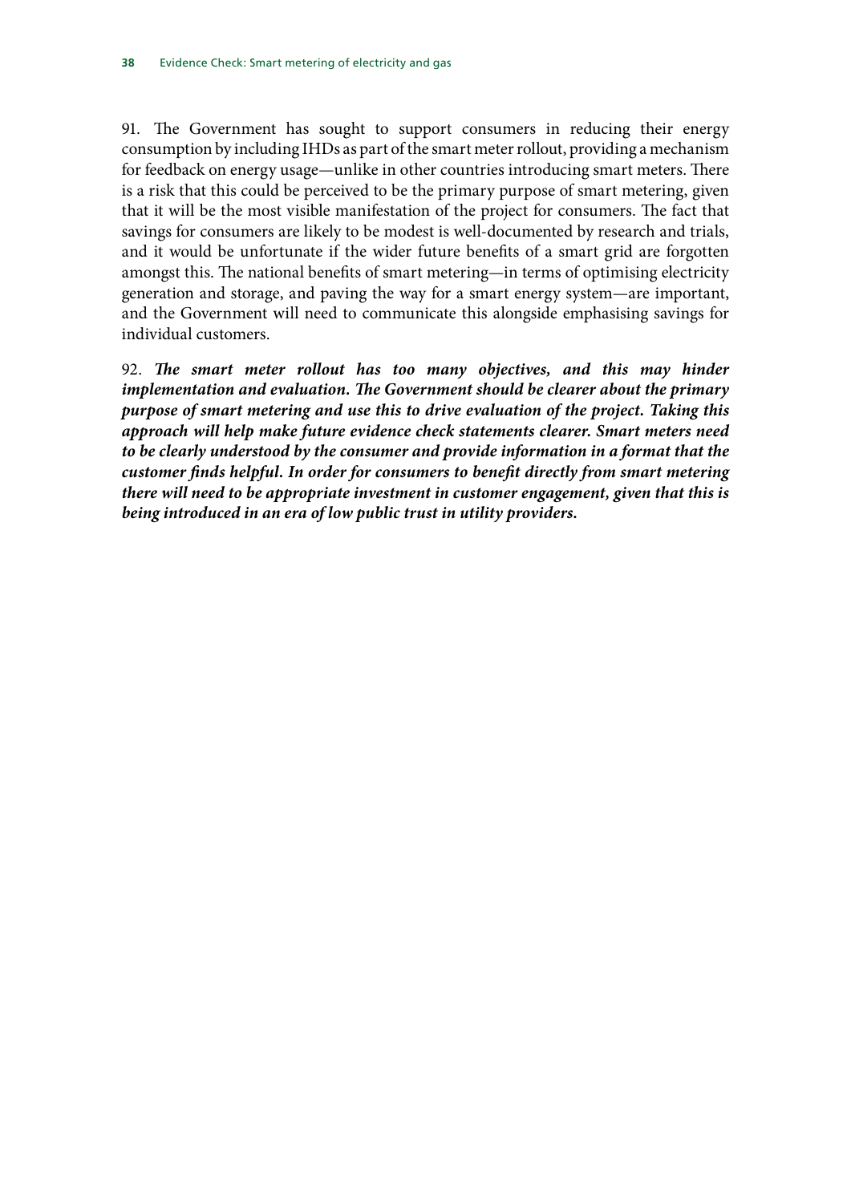91. The Government has sought to support consumers in reducing their energy consumption by including IHDs as part of the smart meter rollout, providing a mechanism for feedback on energy usage—unlike in other countries introducing smart meters. There is a risk that this could be perceived to be the primary purpose of smart metering, given that it will be the most visible manifestation of the project for consumers. The fact that savings for consumers are likely to be modest is well-documented by research and trials, and it would be unfortunate if the wider future benefits of a smart grid are forgotten amongst this. The national benefits of smart metering—in terms of optimising electricity generation and storage, and paving the way for a smart energy system—are important, and the Government will need to communicate this alongside emphasising savings for individual customers.

92. ***The smart meter rollout has too many objectives, and this may hinder implementation and evaluation. The Government should be clearer about the primary purpose of smart metering and use this to drive evaluation of the project. Taking this approach will help make future evidence check statements clearer. Smart meters need to be clearly understood by the consumer and provide information in a format that the customer finds helpful. In order for consumers to benefit directly from smart metering there will need to be appropriate investment in customer engagement, given that this is being introduced in an era of low public trust in utility providers.***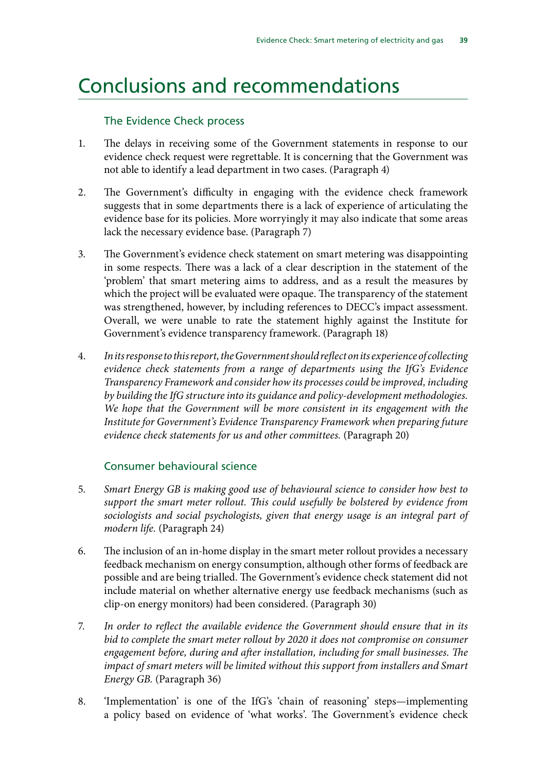# Conclusions and recommendations

## The Evidence Check process

1. The delays in receiving some of the Government statements in response to our evidence check request were regrettable. It is concerning that the Government was not able to identify a lead department in two cases. (Paragraph 4)

2. The Government's difficulty in engaging with the evidence check framework suggests that in some departments there is a lack of experience of articulating the evidence base for its policies. More worryingly it may also indicate that some areas lack the necessary evidence base. (Paragraph 7)

3. The Government's evidence check statement on smart metering was disappointing in some respects. There was a lack of a clear description in the statement of the 'problem' that smart metering aims to address, and as a result the measures by which the project will be evaluated were opaque. The transparency of the statement was strengthened, however, by including references to DECC's impact assessment. Overall, we were unable to rate the statement highly against the Institute for Government's evidence transparency framework. (Paragraph 18)

4. *In its response to this report, the Government should reflect on its experience of collecting evidence check statements from a range of departments using the IfG's Evidence Transparency Framework and consider how its processes could be improved, including by building the IfG structure into its guidance and policy-development methodologies. We hope that the Government will be more consistent in its engagement with the Institute for Government's Evidence Transparency Framework when preparing future evidence check statements for us and other committees.* (Paragraph 20)

## Consumer behavioural science

5. *Smart Energy GB is making good use of behavioural science to consider how best to support the smart meter rollout. This could usefully be bolstered by evidence from sociologists and social psychologists, given that energy usage is an integral part of modern life.* (Paragraph 24)

6. The inclusion of an in-home display in the smart meter rollout provides a necessary feedback mechanism on energy consumption, although other forms of feedback are possible and are being trialled. The Government's evidence check statement did not include material on whether alternative energy use feedback mechanisms (such as clip-on energy monitors) had been considered. (Paragraph 30)

7. *In order to reflect the available evidence the Government should ensure that in its bid to complete the smart meter rollout by 2020 it does not compromise on consumer engagement before, during and after installation, including for small businesses. The impact of smart meters will be limited without this support from installers and Smart Energy GB.* (Paragraph 36)

8. 'Implementation' is one of the IfG's 'chain of reasoning' steps—implementing a policy based on evidence of 'what works'. The Government's evidence check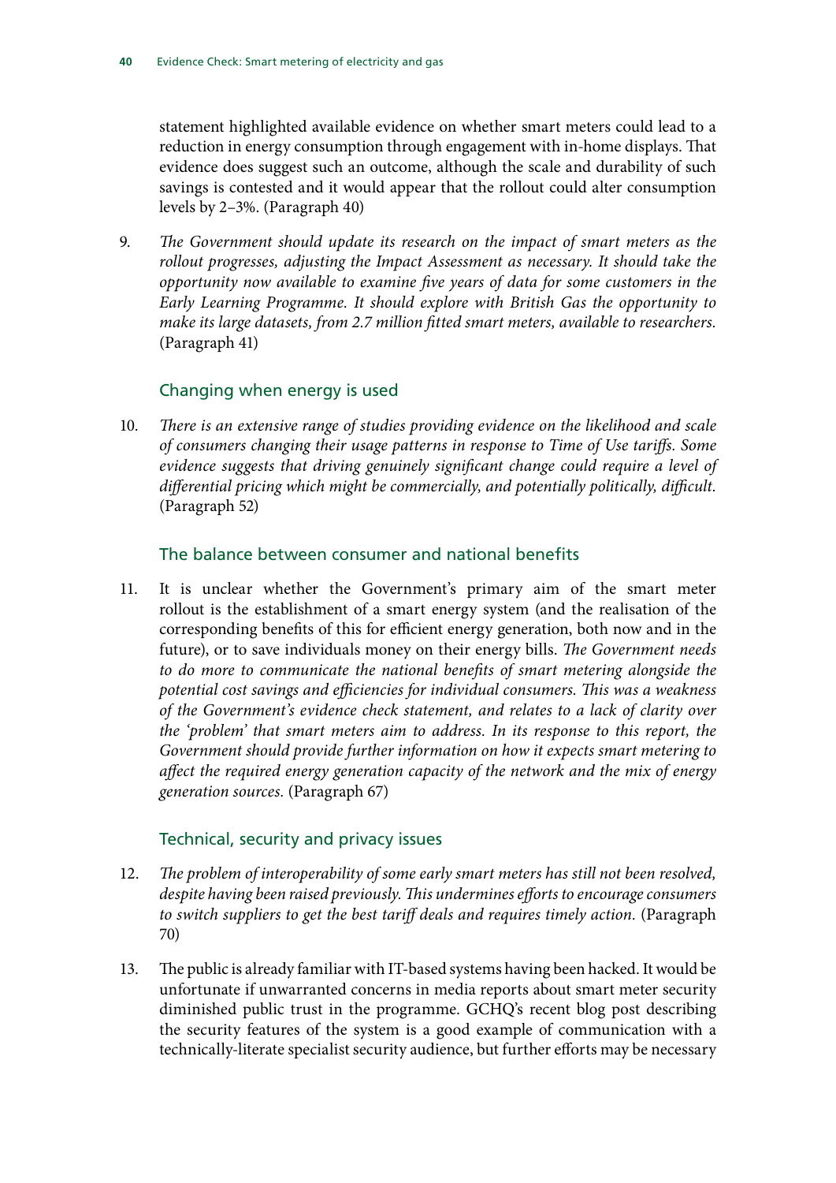statement highlighted available evidence on whether smart meters could lead to a reduction in energy consumption through engagement with in-home displays. That evidence does suggest such an outcome, although the scale and durability of such savings is contested and it would appear that the rollout could alter consumption levels by 2–3%. (Paragraph 40)

9. *The Government should update its research on the impact of smart meters as the rollout progresses, adjusting the Impact Assessment as necessary. It should take the opportunity now available to examine five years of data for some customers in the Early Learning Programme. It should explore with British Gas the opportunity to make its large datasets, from 2.7 million fitted smart meters, available to researchers.* (Paragraph 41)

### Changing when energy is used

10. *There is an extensive range of studies providing evidence on the likelihood and scale of consumers changing their usage patterns in response to Time of Use tariffs. Some evidence suggests that driving genuinely significant change could require a level of differential pricing which might be commercially, and potentially politically, difficult.* (Paragraph 52)

### The balance between consumer and national benefits

11. It is unclear whether the Government's primary aim of the smart meter rollout is the establishment of a smart energy system (and the realisation of the corresponding benefits of this for efficient energy generation, both now and in the future), or to save individuals money on their energy bills. *The Government needs to do more to communicate the national benefits of smart metering alongside the potential cost savings and efficiencies for individual consumers. This was a weakness of the Government's evidence check statement, and relates to a lack of clarity over the 'problem' that smart meters aim to address. In its response to this report, the Government should provide further information on how it expects smart metering to affect the required energy generation capacity of the network and the mix of energy generation sources.* (Paragraph 67)

### Technical, security and privacy issues

12. *The problem of interoperability of some early smart meters has still not been resolved, despite having been raised previously. This undermines efforts to encourage consumers to switch suppliers to get the best tariff deals and requires timely action.* (Paragraph 70)

13. The public is already familiar with IT-based systems having been hacked. It would be unfortunate if unwarranted concerns in media reports about smart meter security diminished public trust in the programme. GCHQ's recent blog post describing the security features of the system is a good example of communication with a technically-literate specialist security audience, but further efforts may be necessary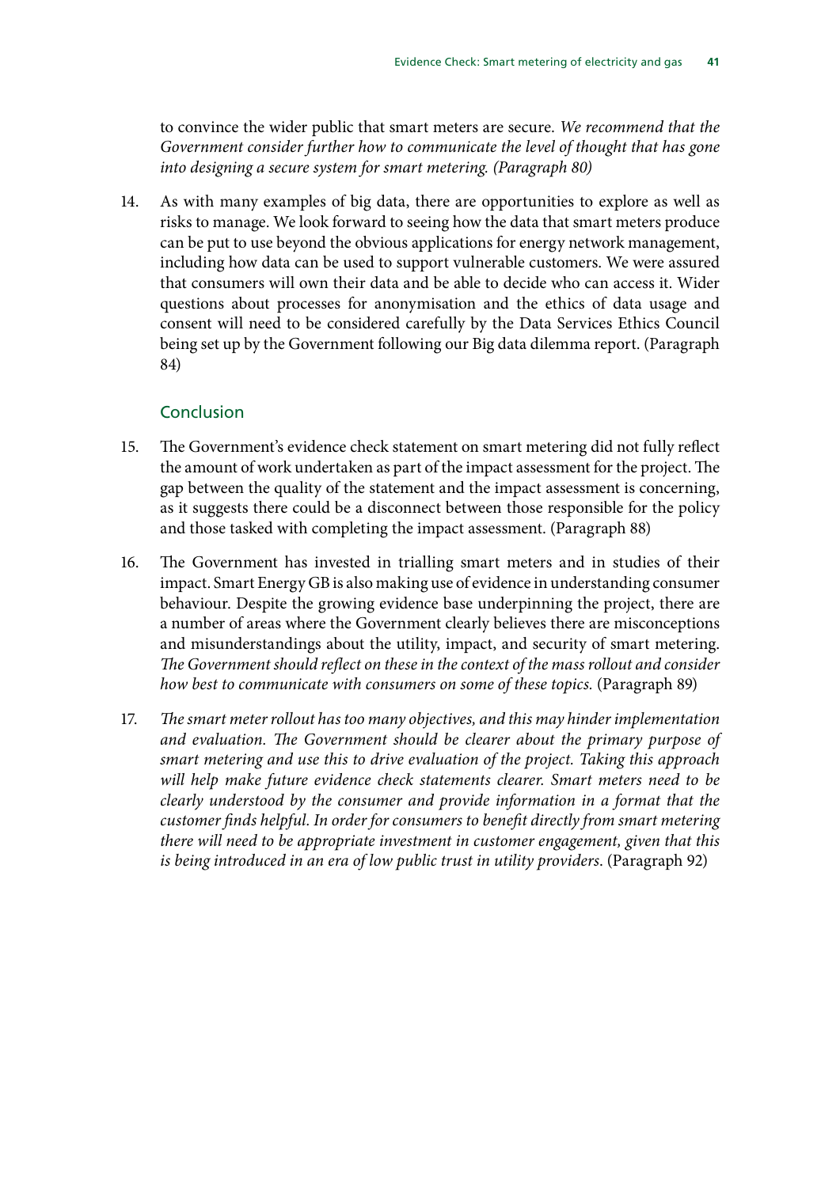to convince the wider public that smart meters are secure. *We recommend that the Government consider further how to communicate the level of thought that has gone into designing a secure system for smart metering. (Paragraph 80)*

14. As with many examples of big data, there are opportunities to explore as well as risks to manage. We look forward to seeing how the data that smart meters produce can be put to use beyond the obvious applications for energy network management, including how data can be used to support vulnerable customers. We were assured that consumers will own their data and be able to decide who can access it. Wider questions about processes for anonymisation and the ethics of data usage and consent will need to be considered carefully by the Data Services Ethics Council being set up by the Government following our Big data dilemma report. (Paragraph 84)

## Conclusion

15. The Government's evidence check statement on smart metering did not fully reflect the amount of work undertaken as part of the impact assessment for the project. The gap between the quality of the statement and the impact assessment is concerning, as it suggests there could be a disconnect between those responsible for the policy and those tasked with completing the impact assessment. (Paragraph 88)

16. The Government has invested in trialling smart meters and in studies of their impact. Smart Energy GB is also making use of evidence in understanding consumer behaviour. Despite the growing evidence base underpinning the project, there are a number of areas where the Government clearly believes there are misconceptions and misunderstandings about the utility, impact, and security of smart metering. *The Government should reflect on these in the context of the mass rollout and consider how best to communicate with consumers on some of these topics.* (Paragraph 89)

17. *The smart meter rollout has too many objectives, and this may hinder implementation and evaluation. The Government should be clearer about the primary purpose of smart metering and use this to drive evaluation of the project. Taking this approach will help make future evidence check statements clearer. Smart meters need to be clearly understood by the consumer and provide information in a format that the customer finds helpful. In order for consumers to benefit directly from smart metering there will need to be appropriate investment in customer engagement, given that this is being introduced in an era of low public trust in utility providers.* (Paragraph 92)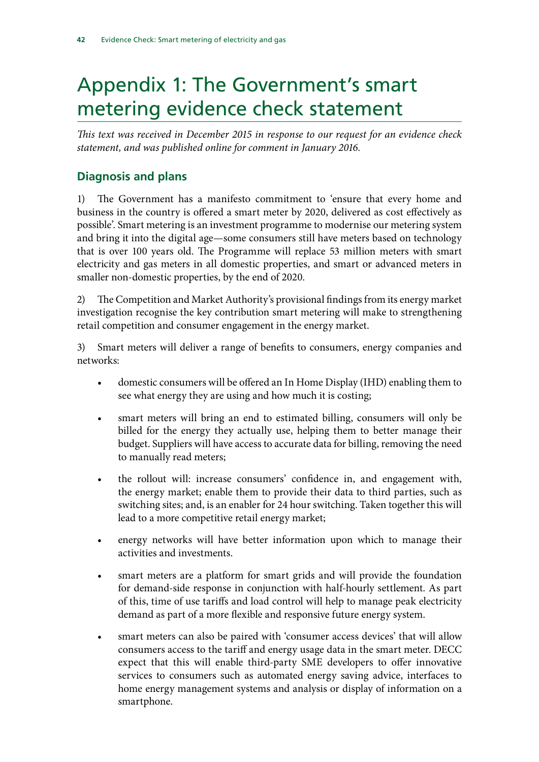# Appendix 1: The Government's smart metering evidence check statement

*This text was received in December 2015 in response to our request for an evidence check statement, and was published online for comment in January 2016.*

## Diagnosis and plans

1) The Government has a manifesto commitment to 'ensure that every home and business in the country is offered a smart meter by 2020, delivered as cost effectively as possible'. Smart metering is an investment programme to modernise our metering system and bring it into the digital age—some consumers still have meters based on technology that is over 100 years old. The Programme will replace 53 million meters with smart electricity and gas meters in all domestic properties, and smart or advanced meters in smaller non-domestic properties, by the end of 2020.

2) The Competition and Market Authority's provisional findings from its energy market investigation recognise the key contribution smart metering will make to strengthening retail competition and consumer engagement in the energy market.

3) Smart meters will deliver a range of benefits to consumers, energy companies and networks:

- domestic consumers will be offered an In Home Display (IHD) enabling them to see what energy they are using and how much it is costing;
- smart meters will bring an end to estimated billing, consumers will only be billed for the energy they actually use, helping them to better manage their budget. Suppliers will have access to accurate data for billing, removing the need to manually read meters;
- the rollout will: increase consumers' confidence in, and engagement with, the energy market; enable them to provide their data to third parties, such as switching sites; and, is an enabler for 24 hour switching. Taken together this will lead to a more competitive retail energy market;
- energy networks will have better information upon which to manage their activities and investments.
- smart meters are a platform for smart grids and will provide the foundation for demand-side response in conjunction with half-hourly settlement. As part of this, time of use tariffs and load control will help to manage peak electricity demand as part of a more flexible and responsive future energy system.
- smart meters can also be paired with 'consumer access devices' that will allow consumers access to the tariff and energy usage data in the smart meter. DECC expect that this will enable third-party SME developers to offer innovative services to consumers such as automated energy saving advice, interfaces to home energy management systems and analysis or display of information on a smartphone.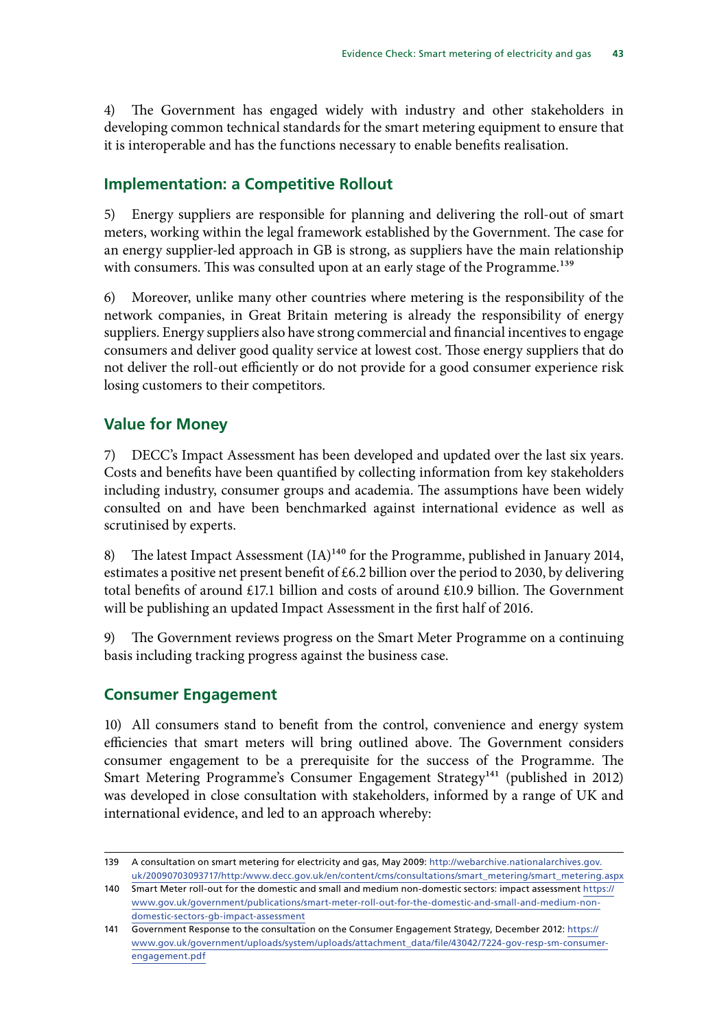4) The Government has engaged widely with industry and other stakeholders in developing common technical standards for the smart metering equipment to ensure that it is interoperable and has the functions necessary to enable benefits realisation.

## Implementation: a Competitive Rollout

5) Energy suppliers are responsible for planning and delivering the roll-out of smart meters, working within the legal framework established by the Government. The case for an energy supplier-led approach in GB is strong, as suppliers have the main relationship with consumers. This was consulted upon at an early stage of the Programme.[139]

6) Moreover, unlike many other countries where metering is the responsibility of the network companies, in Great Britain metering is already the responsibility of energy suppliers. Energy suppliers also have strong commercial and financial incentives to engage consumers and deliver good quality service at lowest cost. Those energy suppliers that do not deliver the roll-out efficiently or do not provide for a good consumer experience risk losing customers to their competitors.

## Value for Money

7) DECC's Impact Assessment has been developed and updated over the last six years. Costs and benefits have been quantified by collecting information from key stakeholders including industry, consumer groups and academia. The assumptions have been widely consulted on and have been benchmarked against international evidence as well as scrutinised by experts.

8) The latest Impact Assessment (IA)[140] for the Programme, published in January 2014, estimates a positive net present benefit of £6.2 billion over the period to 2030, by delivering total benefits of around £17.1 billion and costs of around £10.9 billion. The Government will be publishing an updated Impact Assessment in the first half of 2016.

9) The Government reviews progress on the Smart Meter Programme on a continuing basis including tracking progress against the business case.

## Consumer Engagement

10) All consumers stand to benefit from the control, convenience and energy system efficiencies that smart meters will bring outlined above. The Government considers consumer engagement to be a prerequisite for the success of the Programme. The Smart Metering Programme's Consumer Engagement Strategy[141] (published in 2012) was developed in close consultation with stakeholders, informed by a range of UK and international evidence, and led to an approach whereby:

---

139 A consultation on smart metering for electricity and gas, May 2009: http://webarchive.nationalarchives.gov.uk/20090703093717/http:/www.decc.gov.uk/en/content/cms/consultations/smart_metering/smart_metering.aspx

140 Smart Meter roll-out for the domestic and small and medium non-domestic sectors: impact assessment https://www.gov.uk/government/publications/smart-meter-roll-out-for-the-domestic-and-small-and-medium-non-domestic-sectors-gb-impact-assessment

141 Government Response to the consultation on the Consumer Engagement Strategy, December 2012: https://www.gov.uk/government/uploads/system/uploads/attachment_data/file/43042/7224-gov-resp-sm-consumer-engagement.pdf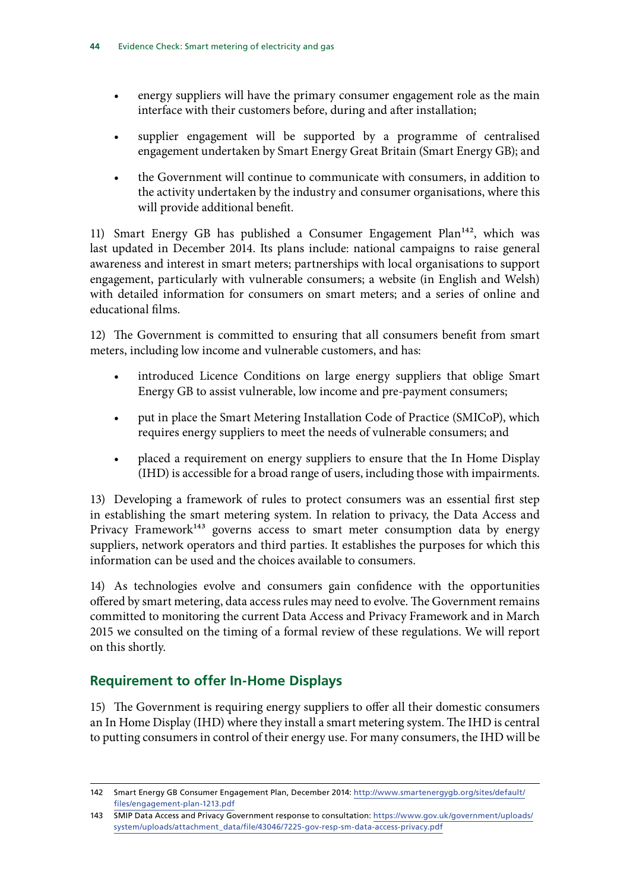- energy suppliers will have the primary consumer engagement role as the main interface with their customers before, during and after installation;
- supplier engagement will be supported by a programme of centralised engagement undertaken by Smart Energy Great Britain (Smart Energy GB); and
- the Government will continue to communicate with consumers, in addition to the activity undertaken by the industry and consumer organisations, where this will provide additional benefit.

11) Smart Energy GB has published a Consumer Engagement Plan[142], which was last updated in December 2014. Its plans include: national campaigns to raise general awareness and interest in smart meters; partnerships with local organisations to support engagement, particularly with vulnerable consumers; a website (in English and Welsh) with detailed information for consumers on smart meters; and a series of online and educational films.

12) The Government is committed to ensuring that all consumers benefit from smart meters, including low income and vulnerable customers, and has:

- introduced Licence Conditions on large energy suppliers that oblige Smart Energy GB to assist vulnerable, low income and pre-payment consumers;
- put in place the Smart Metering Installation Code of Practice (SMICoP), which requires energy suppliers to meet the needs of vulnerable consumers; and
- placed a requirement on energy suppliers to ensure that the In Home Display (IHD) is accessible for a broad range of users, including those with impairments.

13) Developing a framework of rules to protect consumers was an essential first step in establishing the smart metering system. In relation to privacy, the Data Access and Privacy Framework[143] governs access to smart meter consumption data by energy suppliers, network operators and third parties. It establishes the purposes for which this information can be used and the choices available to consumers.

14) As technologies evolve and consumers gain confidence with the opportunities offered by smart metering, data access rules may need to evolve. The Government remains committed to monitoring the current Data Access and Privacy Framework and in March 2015 we consulted on the timing of a formal review of these regulations. We will report on this shortly.

## Requirement to offer In-Home Displays

15) The Government is requiring energy suppliers to offer all their domestic consumers an In Home Display (IHD) where they install a smart metering system. The IHD is central to putting consumers in control of their energy use. For many consumers, the IHD will be

142 Smart Energy GB Consumer Engagement Plan, December 2014: http://www.smartenergygb.org/sites/default/files/engagement-plan-1213.pdf

143 SMIP Data Access and Privacy Government response to consultation: https://www.gov.uk/government/uploads/system/uploads/attachment_data/file/43046/7225-gov-resp-sm-data-access-privacy.pdf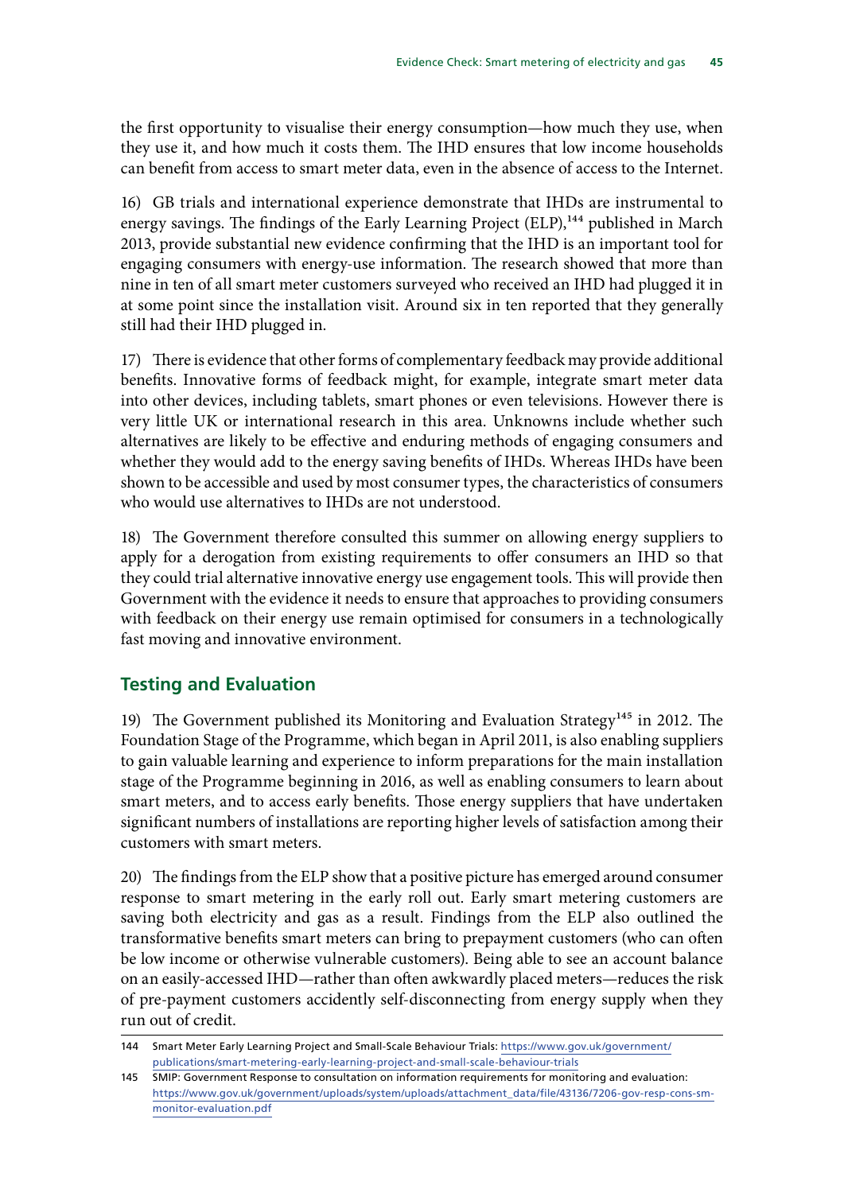the first opportunity to visualise their energy consumption—how much they use, when they use it, and how much it costs them. The IHD ensures that low income households can benefit from access to smart meter data, even in the absence of access to the Internet.

16) GB trials and international experience demonstrate that IHDs are instrumental to energy savings. The findings of the Early Learning Project (ELP),[144] published in March 2013, provide substantial new evidence confirming that the IHD is an important tool for engaging consumers with energy-use information. The research showed that more than nine in ten of all smart meter customers surveyed who received an IHD had plugged it in at some point since the installation visit. Around six in ten reported that they generally still had their IHD plugged in.

17) There is evidence that other forms of complementary feedback may provide additional benefits. Innovative forms of feedback might, for example, integrate smart meter data into other devices, including tablets, smart phones or even televisions. However there is very little UK or international research in this area. Unknowns include whether such alternatives are likely to be effective and enduring methods of engaging consumers and whether they would add to the energy saving benefits of IHDs. Whereas IHDs have been shown to be accessible and used by most consumer types, the characteristics of consumers who would use alternatives to IHDs are not understood.

18) The Government therefore consulted this summer on allowing energy suppliers to apply for a derogation from existing requirements to offer consumers an IHD so that they could trial alternative innovative energy use engagement tools. This will provide then Government with the evidence it needs to ensure that approaches to providing consumers with feedback on their energy use remain optimised for consumers in a technologically fast moving and innovative environment.

## Testing and Evaluation

19) The Government published its Monitoring and Evaluation Strategy[145] in 2012. The Foundation Stage of the Programme, which began in April 2011, is also enabling suppliers to gain valuable learning and experience to inform preparations for the main installation stage of the Programme beginning in 2016, as well as enabling consumers to learn about smart meters, and to access early benefits. Those energy suppliers that have undertaken significant numbers of installations are reporting higher levels of satisfaction among their customers with smart meters.

20) The findings from the ELP show that a positive picture has emerged around consumer response to smart metering in the early roll out. Early smart metering customers are saving both electricity and gas as a result. Findings from the ELP also outlined the transformative benefits smart meters can bring to prepayment customers (who can often be low income or otherwise vulnerable customers). Being able to see an account balance on an easily-accessed IHD—rather than often awkwardly placed meters—reduces the risk of pre-payment customers accidently self-disconnecting from energy supply when they run out of credit.

144 Smart Meter Early Learning Project and Small-Scale Behaviour Trials: https://www.gov.uk/government/publications/smart-metering-early-learning-project-and-small-scale-behaviour-trials

145 SMIP: Government Response to consultation on information requirements for monitoring and evaluation: https://www.gov.uk/government/uploads/system/uploads/attachment_data/file/43136/7206-gov-resp-cons-sm-monitor-evaluation.pdf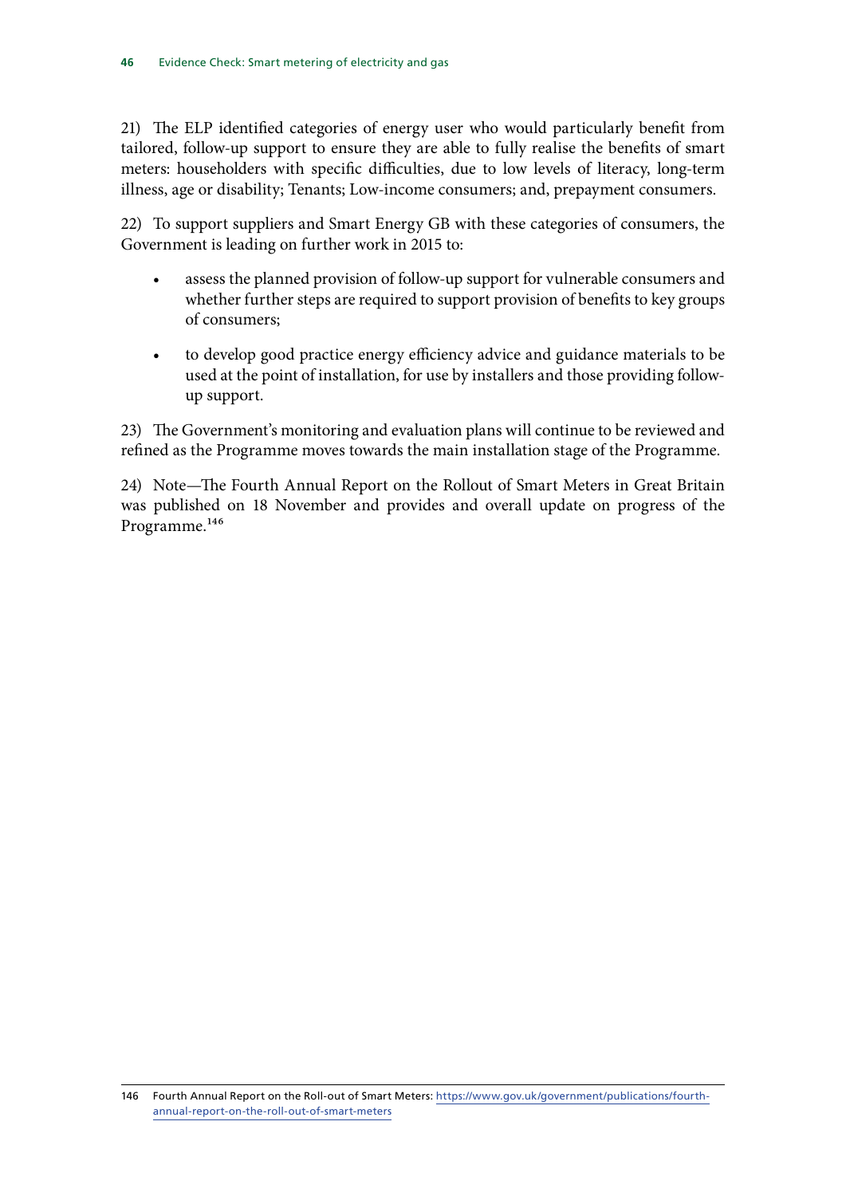21) The ELP identified categories of energy user who would particularly benefit from tailored, follow-up support to ensure they are able to fully realise the benefits of smart meters: householders with specific difficulties, due to low levels of literacy, long-term illness, age or disability; Tenants; Low-income consumers; and, prepayment consumers.

22) To support suppliers and Smart Energy GB with these categories of consumers, the Government is leading on further work in 2015 to:

- assess the planned provision of follow-up support for vulnerable consumers and whether further steps are required to support provision of benefits to key groups of consumers;
- to develop good practice energy efficiency advice and guidance materials to be used at the point of installation, for use by installers and those providing follow-up support.

23) The Government's monitoring and evaluation plans will continue to be reviewed and refined as the Programme moves towards the main installation stage of the Programme.

24) Note—The Fourth Annual Report on the Rollout of Smart Meters in Great Britain was published on 18 November and provides and overall update on progress of the Programme.[146]

---

146 Fourth Annual Report on the Roll-out of Smart Meters: https://www.gov.uk/government/publications/fourth-annual-report-on-the-roll-out-of-smart-meters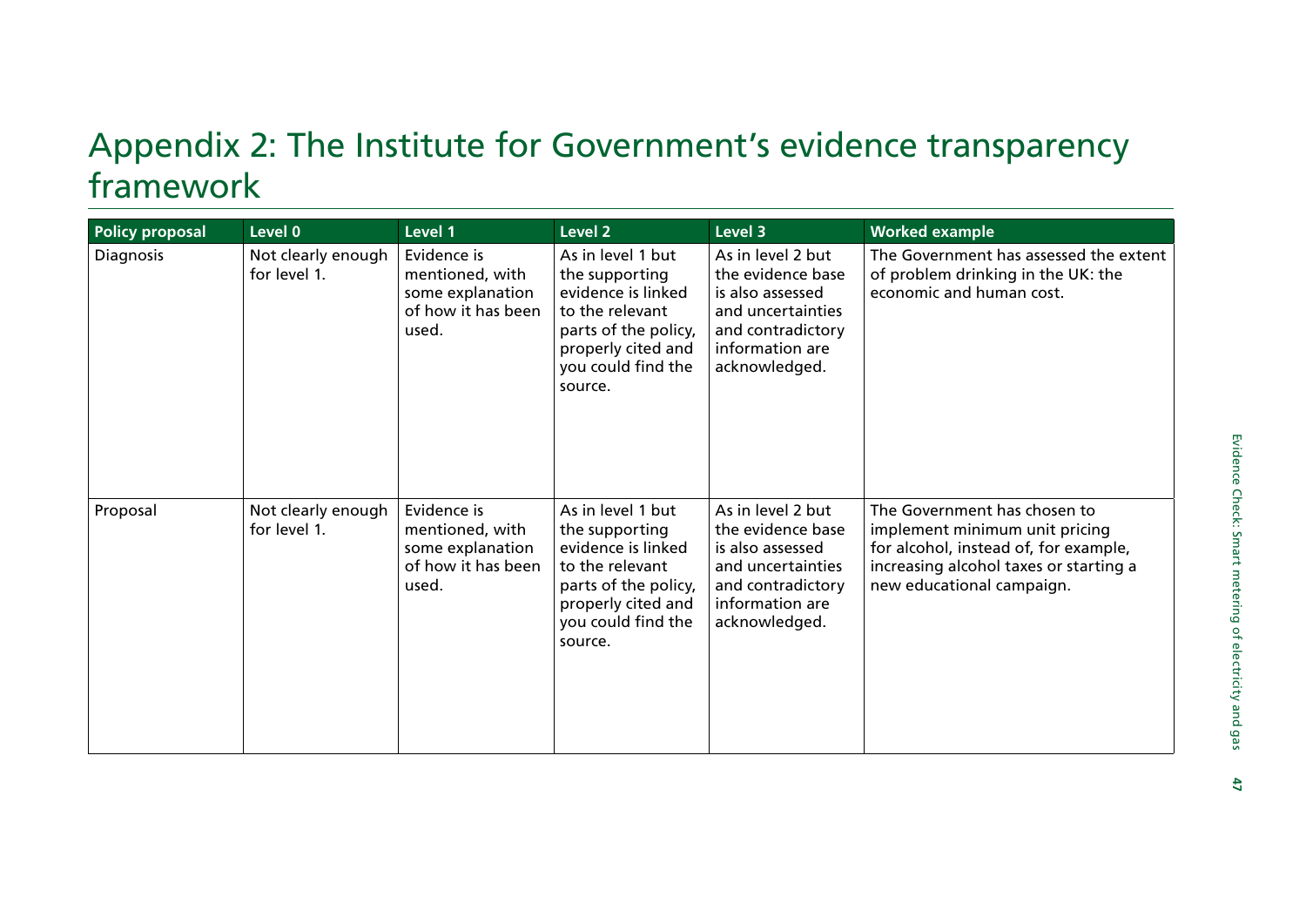# Appendix 2: The Institute for Government's evidence transparency framework

| Policy proposal | Level 0 | Level 1 | Level 2 | Level 3 | Worked example |
|---|---|---|---|---|---|
| Diagnosis | Not clearly enough for level 1. | Evidence is mentioned, with some explanation of how it has been used. | As in level 1 but the supporting evidence is linked to the relevant parts of the policy, properly cited and you could find the source. | As in level 2 but the evidence base is also assessed and uncertainties and contradictory information are acknowledged. | The Government has assessed the extent of problem drinking in the UK: the economic and human cost. |
| Proposal | Not clearly enough for level 1. | Evidence is mentioned, with some explanation of how it has been used. | As in level 1 but the supporting evidence is linked to the relevant parts of the policy, properly cited and you could find the source. | As in level 2 but the evidence base is also assessed and uncertainties and contradictory information are acknowledged. | The Government has chosen to implement minimum unit pricing for alcohol, instead of, for example, increasing alcohol taxes or starting a new educational campaign. |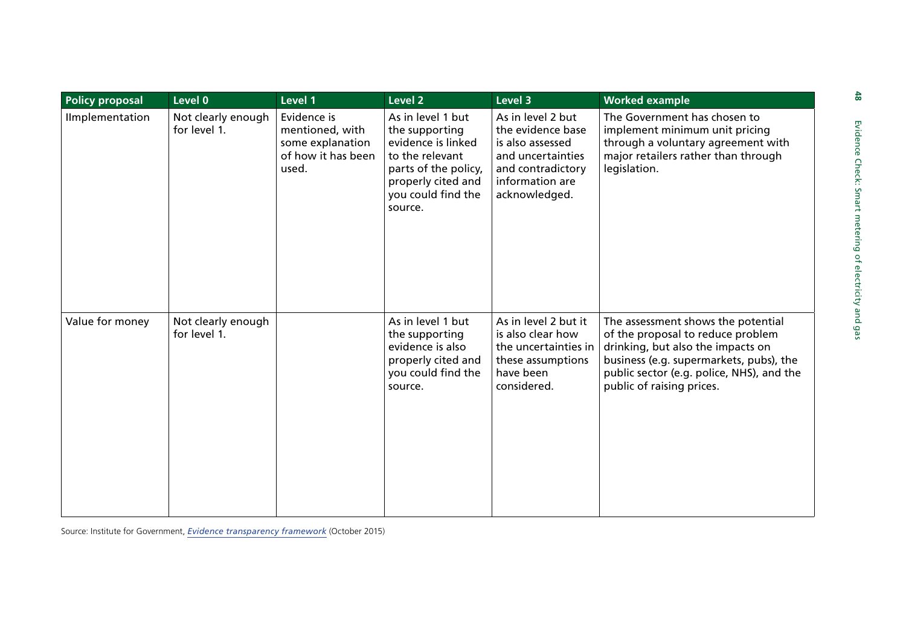| Policy proposal | Level 0 | Level 1 | Level 2 | Level 3 | Worked example |
|---|---|---|---|---|---|
| IImplementation | Not clearly enough for level 1. | Evidence is mentioned, with some explanation of how it has been used. | As in level 1 but the supporting evidence is linked to the relevant parts of the policy, properly cited and you could find the source. | As in level 2 but the evidence base is also assessed and uncertainties and contradictory information are acknowledged. | The Government has chosen to implement minimum unit pricing through a voluntary agreement with major retailers rather than through legislation. |
| Value for money | Not clearly enough for level 1. | | As in level 1 but the supporting evidence is also properly cited and you could find the source. | As in level 2 but it is also clear how the uncertainties in these assumptions have been considered. | The assessment shows the potential of the proposal to reduce problem drinking, but also the impacts on business (e.g. supermarkets, pubs), the public sector (e.g. police, NHS), and the public of raising prices. |

Source: Institute for Government, *Evidence transparency framework* (October 2015)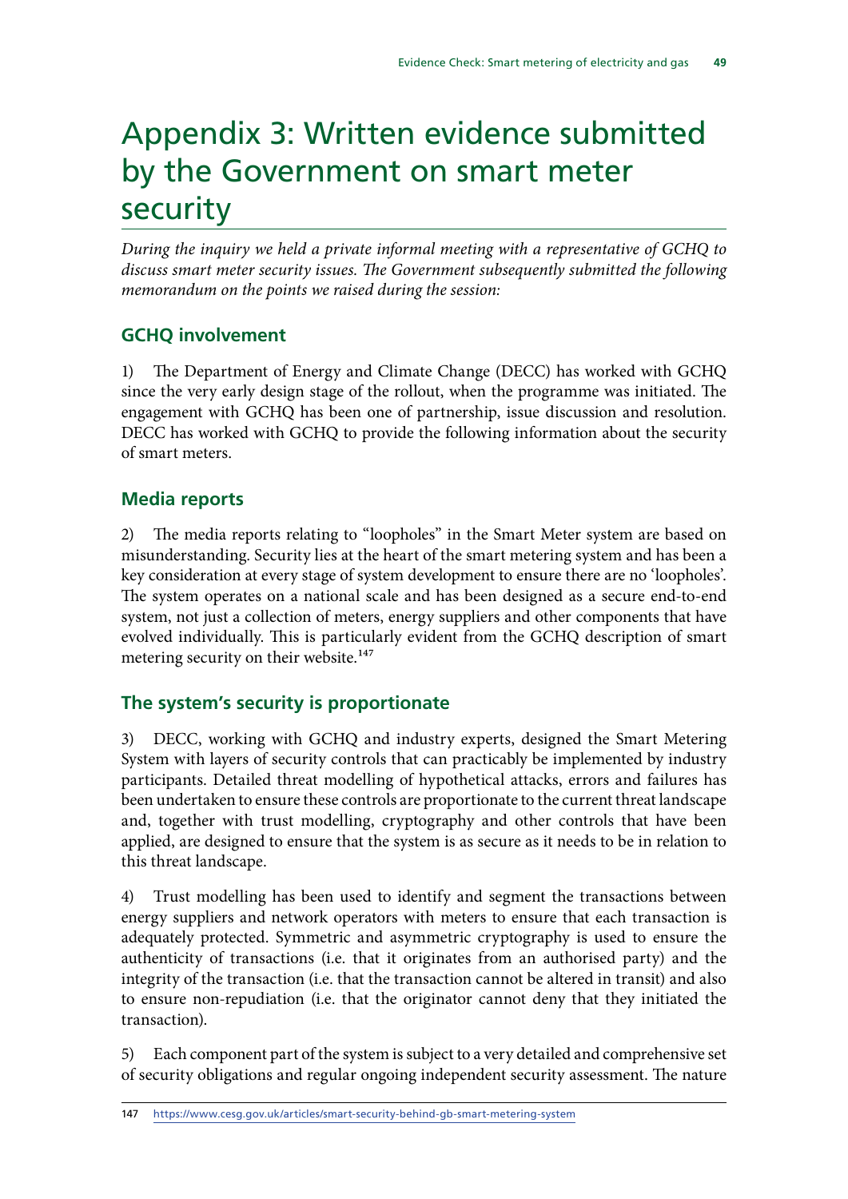# Appendix 3: Written evidence submitted by the Government on smart meter security

*During the inquiry we held a private informal meeting with a representative of GCHQ to discuss smart meter security issues. The Government subsequently submitted the following memorandum on the points we raised during the session:*

## GCHQ involvement

1) The Department of Energy and Climate Change (DECC) has worked with GCHQ since the very early design stage of the rollout, when the programme was initiated. The engagement with GCHQ has been one of partnership, issue discussion and resolution. DECC has worked with GCHQ to provide the following information about the security of smart meters.

## Media reports

2) The media reports relating to "loopholes" in the Smart Meter system are based on misunderstanding. Security lies at the heart of the smart metering system and has been a key consideration at every stage of system development to ensure there are no 'loopholes'. The system operates on a national scale and has been designed as a secure end-to-end system, not just a collection of meters, energy suppliers and other components that have evolved individually. This is particularly evident from the GCHQ description of smart metering security on their website.[147]

## The system's security is proportionate

3) DECC, working with GCHQ and industry experts, designed the Smart Metering System with layers of security controls that can practicably be implemented by industry participants. Detailed threat modelling of hypothetical attacks, errors and failures has been undertaken to ensure these controls are proportionate to the current threat landscape and, together with trust modelling, cryptography and other controls that have been applied, are designed to ensure that the system is as secure as it needs to be in relation to this threat landscape.

4) Trust modelling has been used to identify and segment the transactions between energy suppliers and network operators with meters to ensure that each transaction is adequately protected. Symmetric and asymmetric cryptography is used to ensure the authenticity of transactions (i.e. that it originates from an authorised party) and the integrity of the transaction (i.e. that the transaction cannot be altered in transit) and also to ensure non-repudiation (i.e. that the originator cannot deny that they initiated the transaction).

5) Each component part of the system is subject to a very detailed and comprehensive set of security obligations and regular ongoing independent security assessment. The nature

147 https://www.cesg.gov.uk/articles/smart-security-behind-gb-smart-metering-system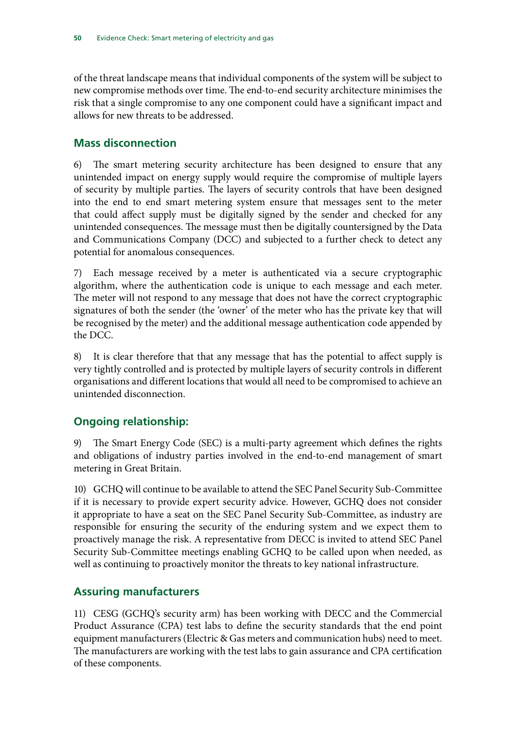of the threat landscape means that individual components of the system will be subject to new compromise methods over time. The end-to-end security architecture minimises the risk that a single compromise to any one component could have a significant impact and allows for new threats to be addressed.

### Mass disconnection

6) The smart metering security architecture has been designed to ensure that any unintended impact on energy supply would require the compromise of multiple layers of security by multiple parties. The layers of security controls that have been designed into the end to end smart metering system ensure that messages sent to the meter that could affect supply must be digitally signed by the sender and checked for any unintended consequences. The message must then be digitally countersigned by the Data and Communications Company (DCC) and subjected to a further check to detect any potential for anomalous consequences.

7) Each message received by a meter is authenticated via a secure cryptographic algorithm, where the authentication code is unique to each message and each meter. The meter will not respond to any message that does not have the correct cryptographic signatures of both the sender (the 'owner' of the meter who has the private key that will be recognised by the meter) and the additional message authentication code appended by the DCC.

8) It is clear therefore that that any message that has the potential to affect supply is very tightly controlled and is protected by multiple layers of security controls in different organisations and different locations that would all need to be compromised to achieve an unintended disconnection.

### Ongoing relationship:

9) The Smart Energy Code (SEC) is a multi-party agreement which defines the rights and obligations of industry parties involved in the end-to-end management of smart metering in Great Britain.

10) GCHQ will continue to be available to attend the SEC Panel Security Sub-Committee if it is necessary to provide expert security advice. However, GCHQ does not consider it appropriate to have a seat on the SEC Panel Security Sub-Committee, as industry are responsible for ensuring the security of the enduring system and we expect them to proactively manage the risk. A representative from DECC is invited to attend SEC Panel Security Sub-Committee meetings enabling GCHQ to be called upon when needed, as well as continuing to proactively monitor the threats to key national infrastructure.

### Assuring manufacturers

11) CESG (GCHQ's security arm) has been working with DECC and the Commercial Product Assurance (CPA) test labs to define the security standards that the end point equipment manufacturers (Electric & Gas meters and communication hubs) need to meet. The manufacturers are working with the test labs to gain assurance and CPA certification of these components.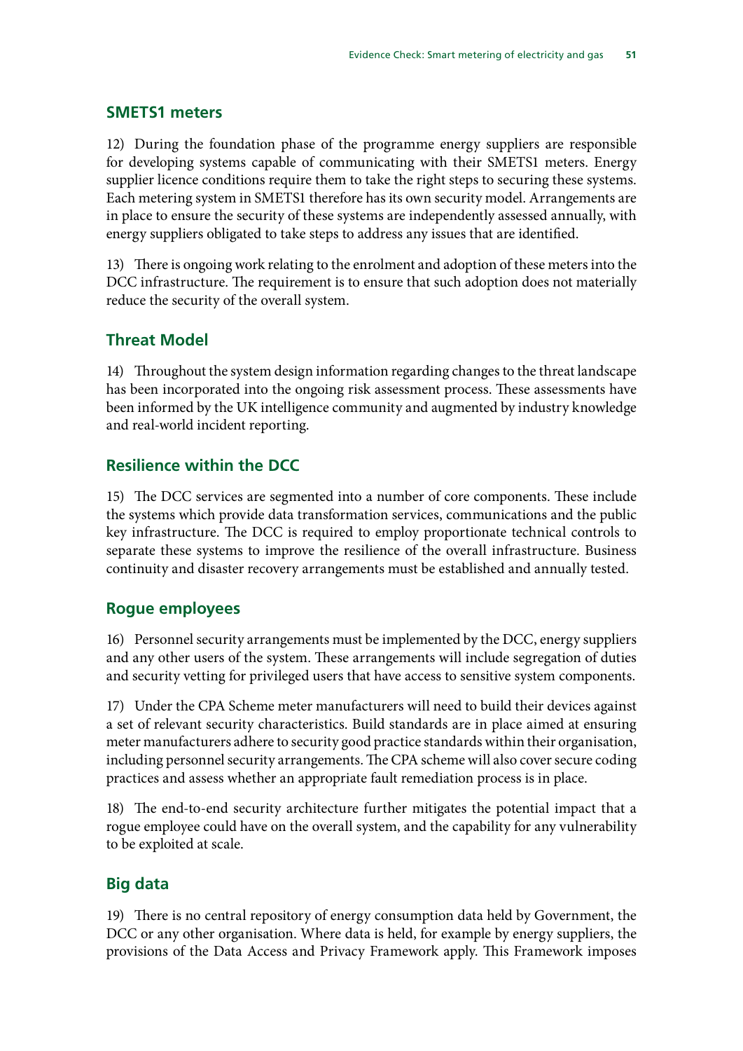## SMETS1 meters

12) During the foundation phase of the programme energy suppliers are responsible for developing systems capable of communicating with their SMETS1 meters. Energy supplier licence conditions require them to take the right steps to securing these systems. Each metering system in SMETS1 therefore has its own security model. Arrangements are in place to ensure the security of these systems are independently assessed annually, with energy suppliers obligated to take steps to address any issues that are identified.

13) There is ongoing work relating to the enrolment and adoption of these meters into the DCC infrastructure. The requirement is to ensure that such adoption does not materially reduce the security of the overall system.

## Threat Model

14) Throughout the system design information regarding changes to the threat landscape has been incorporated into the ongoing risk assessment process. These assessments have been informed by the UK intelligence community and augmented by industry knowledge and real-world incident reporting.

## Resilience within the DCC

15) The DCC services are segmented into a number of core components. These include the systems which provide data transformation services, communications and the public key infrastructure. The DCC is required to employ proportionate technical controls to separate these systems to improve the resilience of the overall infrastructure. Business continuity and disaster recovery arrangements must be established and annually tested.

## Rogue employees

16) Personnel security arrangements must be implemented by the DCC, energy suppliers and any other users of the system. These arrangements will include segregation of duties and security vetting for privileged users that have access to sensitive system components.

17) Under the CPA Scheme meter manufacturers will need to build their devices against a set of relevant security characteristics. Build standards are in place aimed at ensuring meter manufacturers adhere to security good practice standards within their organisation, including personnel security arrangements. The CPA scheme will also cover secure coding practices and assess whether an appropriate fault remediation process is in place.

18) The end-to-end security architecture further mitigates the potential impact that a rogue employee could have on the overall system, and the capability for any vulnerability to be exploited at scale.

## Big data

19) There is no central repository of energy consumption data held by Government, the DCC or any other organisation. Where data is held, for example by energy suppliers, the provisions of the Data Access and Privacy Framework apply. This Framework imposes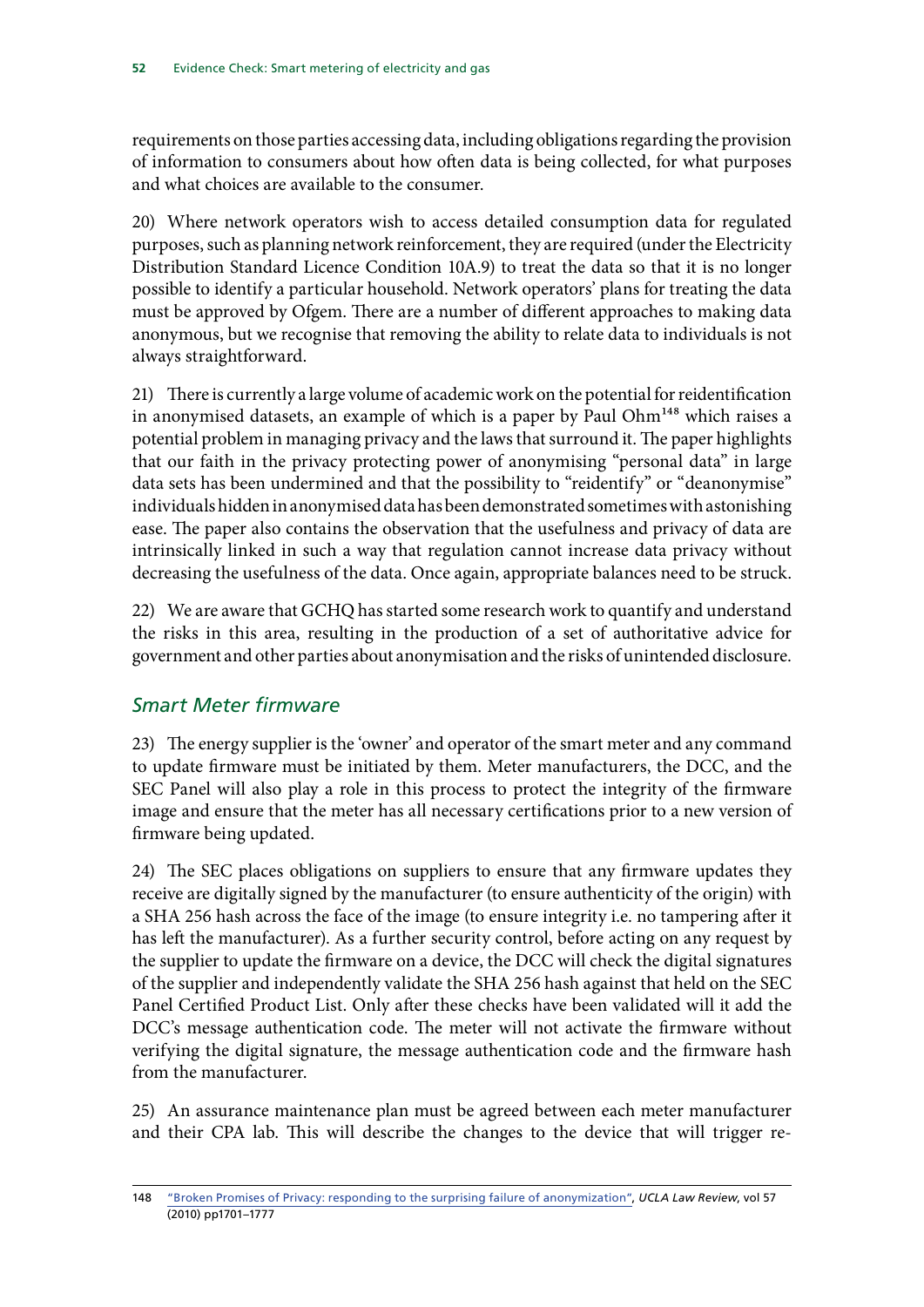requirements on those parties accessing data, including obligations regarding the provision of information to consumers about how often data is being collected, for what purposes and what choices are available to the consumer.

20) Where network operators wish to access detailed consumption data for regulated purposes, such as planning network reinforcement, they are required (under the Electricity Distribution Standard Licence Condition 10A.9) to treat the data so that it is no longer possible to identify a particular household. Network operators' plans for treating the data must be approved by Ofgem. There are a number of different approaches to making data anonymous, but we recognise that removing the ability to relate data to individuals is not always straightforward.

21) There is currently a large volume of academic work on the potential for reidentification in anonymised datasets, an example of which is a paper by Paul Ohm[148] which raises a potential problem in managing privacy and the laws that surround it. The paper highlights that our faith in the privacy protecting power of anonymising "personal data" in large data sets has been undermined and that the possibility to "reidentify" or "deanonymise" individuals hidden in anonymised data has been demonstrated sometimes with astonishing ease. The paper also contains the observation that the usefulness and privacy of data are intrinsically linked in such a way that regulation cannot increase data privacy without decreasing the usefulness of the data. Once again, appropriate balances need to be struck.

22) We are aware that GCHQ has started some research work to quantify and understand the risks in this area, resulting in the production of a set of authoritative advice for government and other parties about anonymisation and the risks of unintended disclosure.

## *Smart Meter firmware*

23) The energy supplier is the 'owner' and operator of the smart meter and any command to update firmware must be initiated by them. Meter manufacturers, the DCC, and the SEC Panel will also play a role in this process to protect the integrity of the firmware image and ensure that the meter has all necessary certifications prior to a new version of firmware being updated.

24) The SEC places obligations on suppliers to ensure that any firmware updates they receive are digitally signed by the manufacturer (to ensure authenticity of the origin) with a SHA 256 hash across the face of the image (to ensure integrity i.e. no tampering after it has left the manufacturer). As a further security control, before acting on any request by the supplier to update the firmware on a device, the DCC will check the digital signatures of the supplier and independently validate the SHA 256 hash against that held on the SEC Panel Certified Product List. Only after these checks have been validated will it add the DCC's message authentication code. The meter will not activate the firmware without verifying the digital signature, the message authentication code and the firmware hash from the manufacturer.

25) An assurance maintenance plan must be agreed between each meter manufacturer and their CPA lab. This will describe the changes to the device that will trigger re-

148 "Broken Promises of Privacy: responding to the surprising failure of anonymization", *UCLA Law Review*, vol 57 (2010) pp1701–1777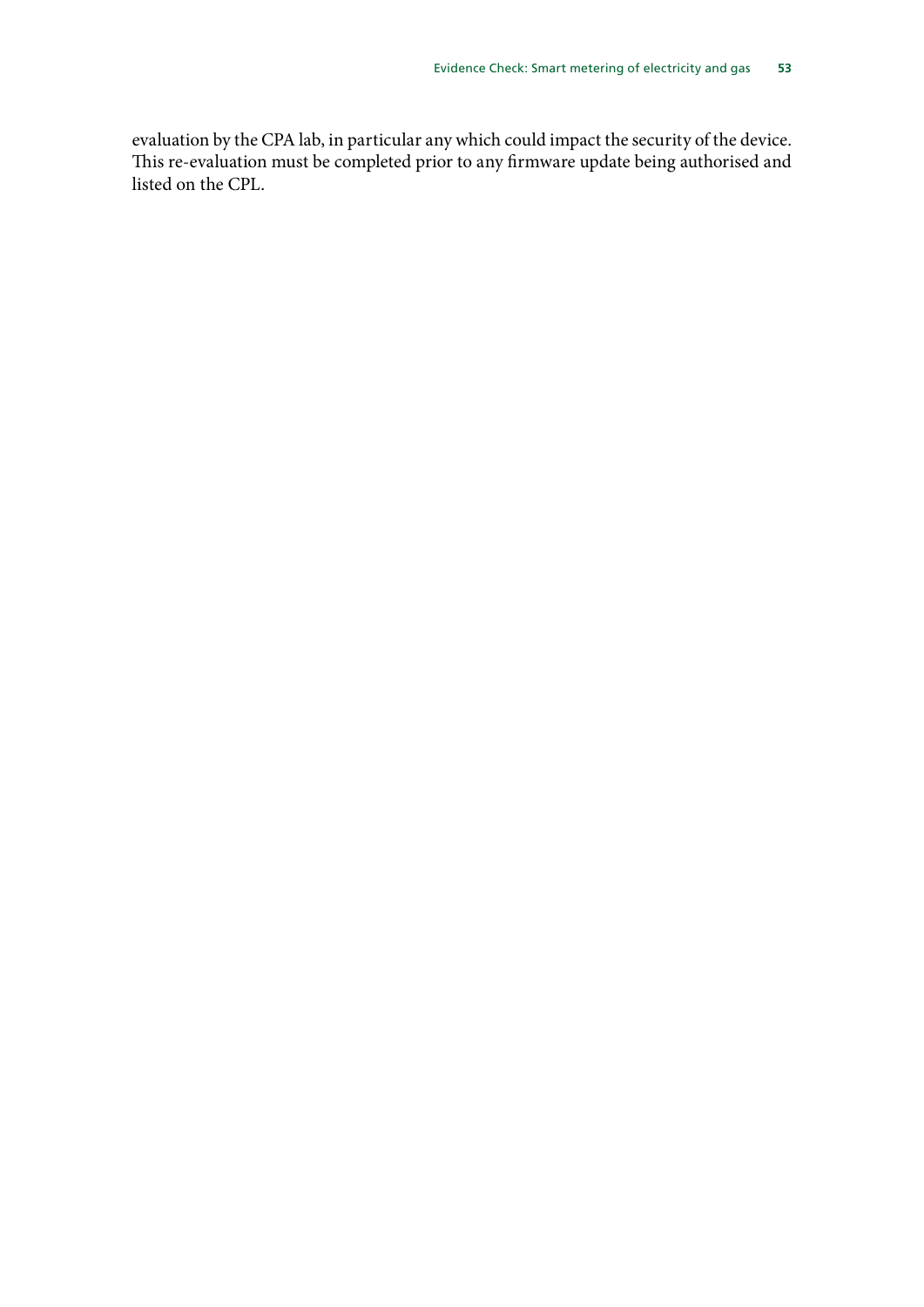evaluation by the CPA lab, in particular any which could impact the security of the device. This re-evaluation must be completed prior to any firmware update being authorised and listed on the CPL.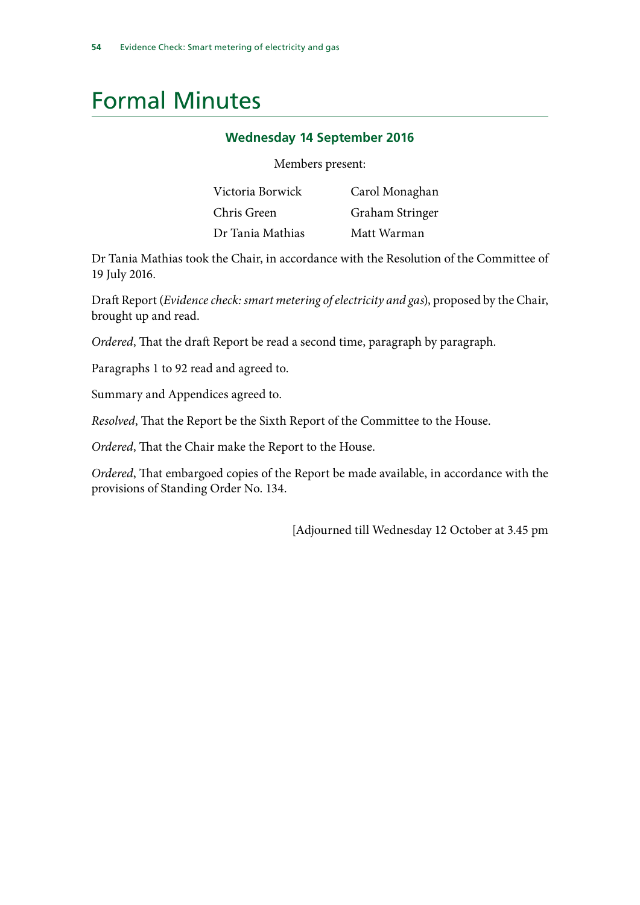# Formal Minutes

### Wednesday 14 September 2016

Members present:

| | |
|---|---|
| Victoria Borwick | Carol Monaghan |
| Chris Green | Graham Stringer |
| Dr Tania Mathias | Matt Warman |

Dr Tania Mathias took the Chair, in accordance with the Resolution of the Committee of 19 July 2016.

Draft Report (*Evidence check: smart metering of electricity and gas*), proposed by the Chair, brought up and read.

*Ordered*, That the draft Report be read a second time, paragraph by paragraph.

Paragraphs 1 to 92 read and agreed to.

Summary and Appendices agreed to.

*Resolved*, That the Report be the Sixth Report of the Committee to the House.

*Ordered*, That the Chair make the Report to the House.

*Ordered*, That embargoed copies of the Report be made available, in accordance with the provisions of Standing Order No. 134.

[Adjourned till Wednesday 12 October at 3.45 pm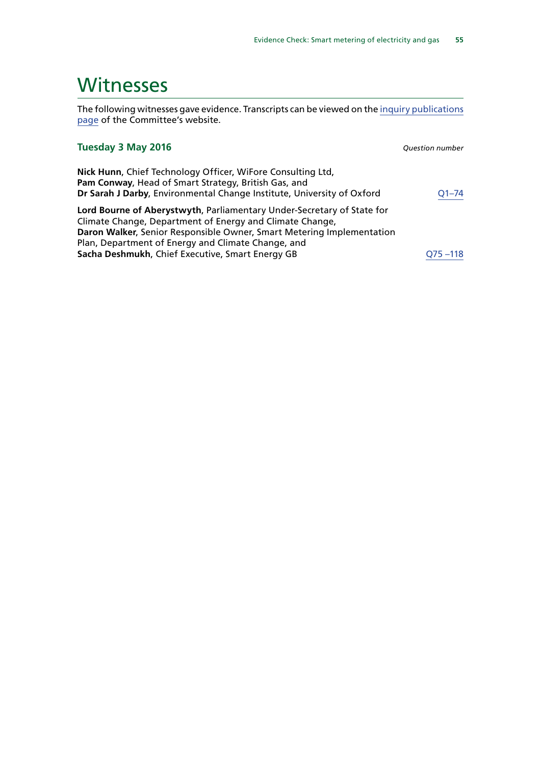# Witnesses

The following witnesses gave evidence. Transcripts can be viewed on the inquiry publications page of the Committee's website.

### Tuesday 3 May 2016

| | *Question number* |
|---|---|
| **Nick Hunn**, Chief Technology Officer, WiFore Consulting Ltd, **Pam Conway**, Head of Smart Strategy, British Gas, and **Dr Sarah J Darby**, Environmental Change Institute, University of Oxford | Q1–74 |
| **Lord Bourne of Aberystwyth**, Parliamentary Under-Secretary of State for Climate Change, Department of Energy and Climate Change, **Daron Walker**, Senior Responsible Owner, Smart Metering Implementation Plan, Department of Energy and Climate Change, and **Sacha Deshmukh**, Chief Executive, Smart Energy GB | Q75 –118 |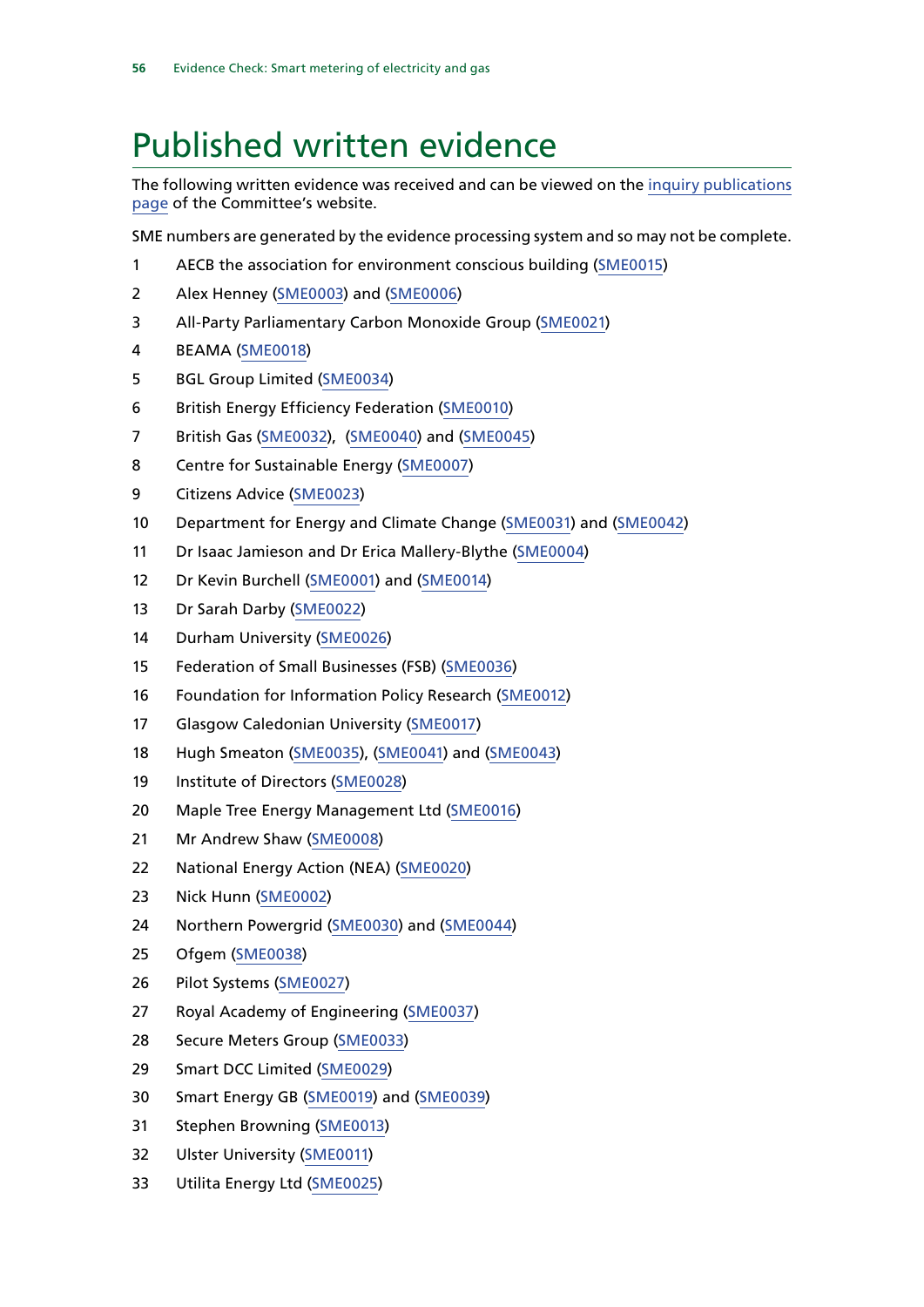# Published written evidence

The following written evidence was received and can be viewed on the inquiry publications page of the Committee's website.

SME numbers are generated by the evidence processing system and so may not be complete.

1. AECB the association for environment conscious building (SME0015)
2. Alex Henney (SME0003) and (SME0006)
3. All-Party Parliamentary Carbon Monoxide Group (SME0021)
4. BEAMA (SME0018)
5. BGL Group Limited (SME0034)
6. British Energy Efficiency Federation (SME0010)
7. British Gas (SME0032), (SME0040) and (SME0045)
8. Centre for Sustainable Energy (SME0007)
9. Citizens Advice (SME0023)
10. Department for Energy and Climate Change (SME0031) and (SME0042)
11. Dr Isaac Jamieson and Dr Erica Mallery-Blythe (SME0004)
12. Dr Kevin Burchell (SME0001) and (SME0014)
13. Dr Sarah Darby (SME0022)
14. Durham University (SME0026)
15. Federation of Small Businesses (FSB) (SME0036)
16. Foundation for Information Policy Research (SME0012)
17. Glasgow Caledonian University (SME0017)
18. Hugh Smeaton (SME0035), (SME0041) and (SME0043)
19. Institute of Directors (SME0028)
20. Maple Tree Energy Management Ltd (SME0016)
21. Mr Andrew Shaw (SME0008)
22. National Energy Action (NEA) (SME0020)
23. Nick Hunn (SME0002)
24. Northern Powergrid (SME0030) and (SME0044)
25. Ofgem (SME0038)
26. Pilot Systems (SME0027)
27. Royal Academy of Engineering (SME0037)
28. Secure Meters Group (SME0033)
29. Smart DCC Limited (SME0029)
30. Smart Energy GB (SME0019) and (SME0039)
31. Stephen Browning (SME0013)
32. Ulster University (SME0011)
33. Utilita Energy Ltd (SME0025)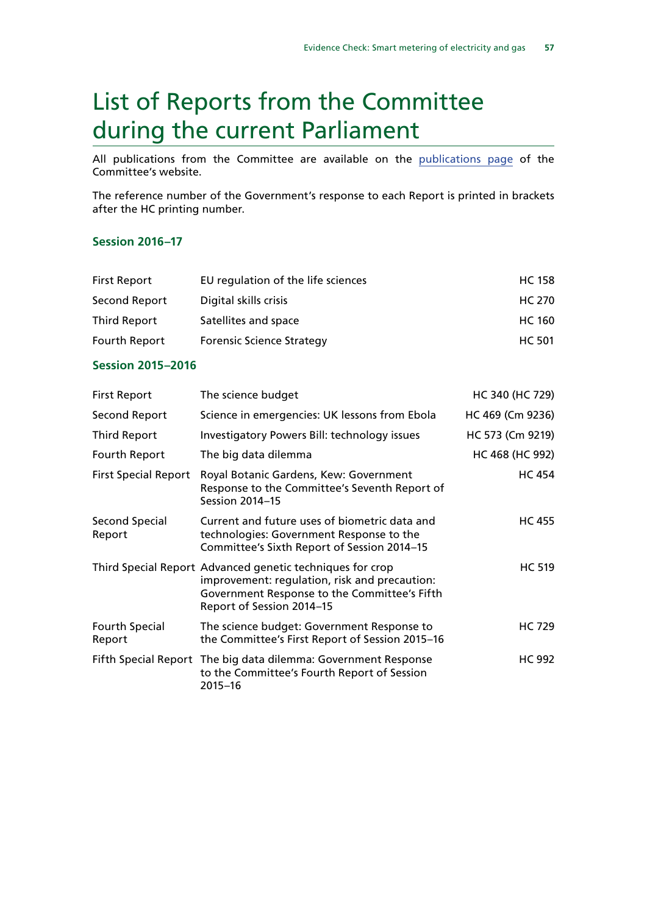# List of Reports from the Committee during the current Parliament

All publications from the Committee are available on the publications page of the Committee's website.

The reference number of the Government's response to each Report is printed in brackets after the HC printing number.

### Session 2016–17

| | | |
|---|---|---|
| First Report | EU regulation of the life sciences | HC 158 |
| Second Report | Digital skills crisis | HC 270 |
| Third Report | Satellites and space | HC 160 |
| Fourth Report | Forensic Science Strategy | HC 501 |

### Session 2015–2016

| | | |
|---|---|---|
| First Report | The science budget | HC 340 (HC 729) |
| Second Report | Science in emergencies: UK lessons from Ebola | HC 469 (Cm 9236) |
| Third Report | Investigatory Powers Bill: technology issues | HC 573 (Cm 9219) |
| Fourth Report | The big data dilemma | HC 468 (HC 992) |
| First Special Report | Royal Botanic Gardens, Kew: Government Response to the Committee's Seventh Report of Session 2014–15 | HC 454 |
| Second Special Report | Current and future uses of biometric data and technologies: Government Response to the Committee's Sixth Report of Session 2014–15 | HC 455 |
| Third Special Report | Advanced genetic techniques for crop improvement: regulation, risk and precaution: Government Response to the Committee's Fifth Report of Session 2014–15 | HC 519 |
| Fourth Special Report | The science budget: Government Response to the Committee's First Report of Session 2015–16 | HC 729 |
| Fifth Special Report | The big data dilemma: Government Response to the Committee's Fourth Report of Session 2015–16 | HC 992 |